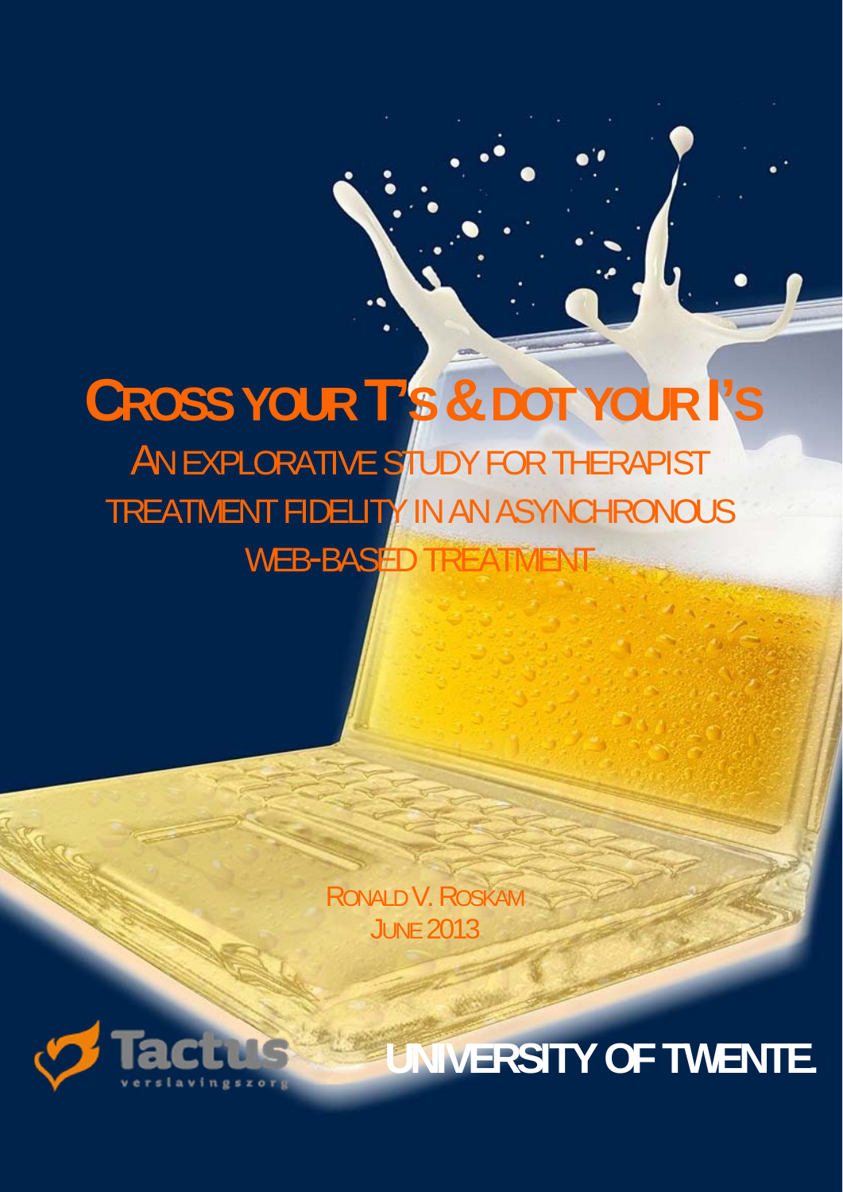# CROSS YOUR T'S & DOT YOUR I'S

## AN EXPLORATIVE STUDY FOR THERAPIST TREATMENT FIDELITY IN AN ASYNCHRONOUS WEB-BASED TREATMENT

RONALD V. ROSKAM

JUNE 2013

Tactus verslavingszorg

UNIVERSITY OF TWENTE.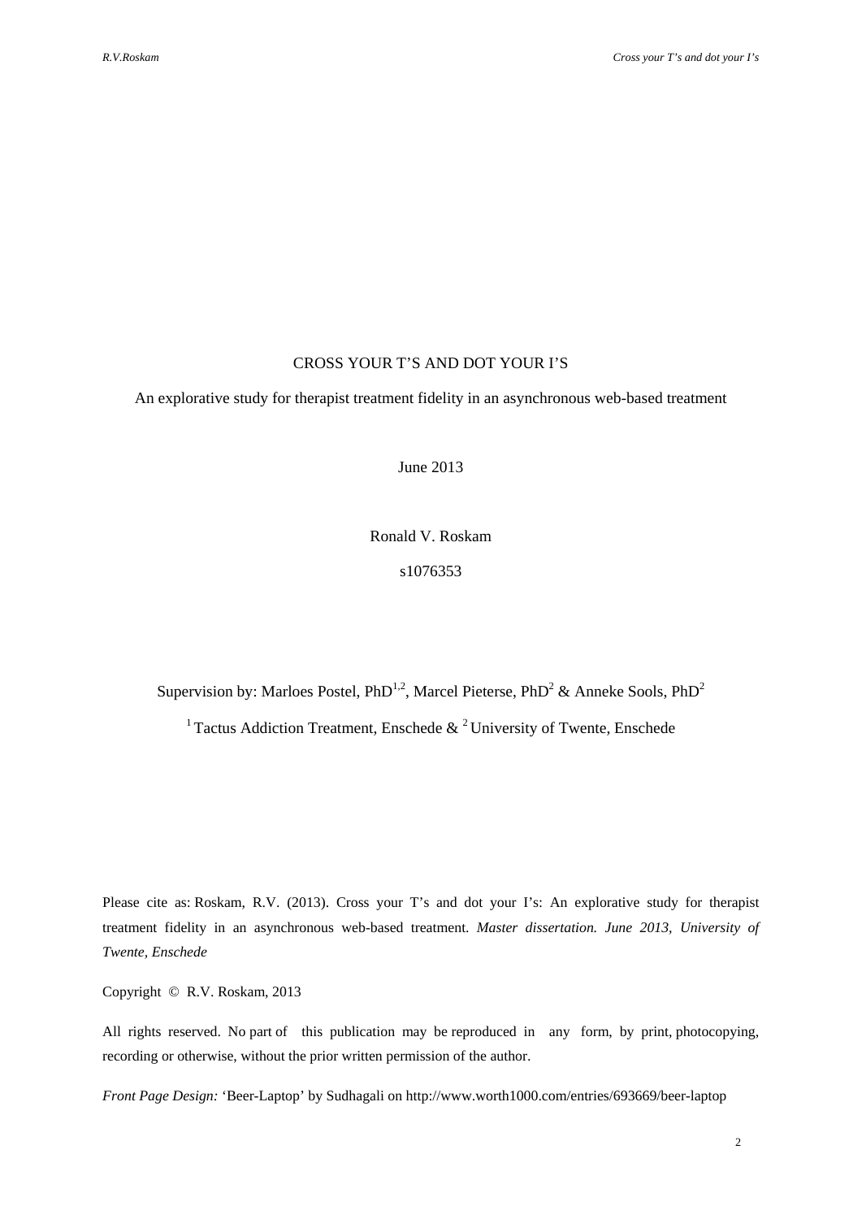# CROSS YOUR T'S AND DOT YOUR I'S

An explorative study for therapist treatment fidelity in an asynchronous web-based treatment

June 2013

Ronald V. Roskam

s1076353

Supervision by: Marloes Postel, PhD[1,2], Marcel Pieterse, PhD[2] & Anneke Sools, PhD[2]

[1] Tactus Addiction Treatment, Enschede & [2] University of Twente, Enschede

Please cite as: Roskam, R.V. (2013). Cross your T's and dot your I's: An explorative study for therapist treatment fidelity in an asynchronous web-based treatment. *Master dissertation. June 2013, University of Twente, Enschede*

Copyright © R.V. Roskam, 2013

All rights reserved. No part of this publication may be reproduced in any form, by print, photocopying, recording or otherwise, without the prior written permission of the author.

*Front Page Design:* 'Beer-Laptop' by Sudhagali on http://www.worth1000.com/entries/693669/beer-laptop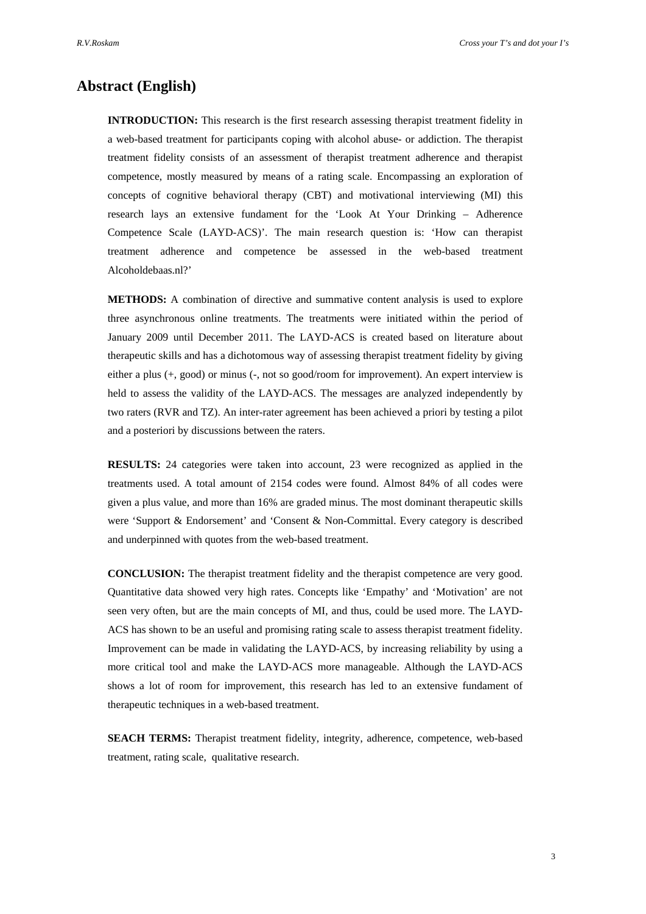## Abstract (English)

**INTRODUCTION:** This research is the first research assessing therapist treatment fidelity in a web-based treatment for participants coping with alcohol abuse- or addiction. The therapist treatment fidelity consists of an assessment of therapist treatment adherence and therapist competence, mostly measured by means of a rating scale. Encompassing an exploration of concepts of cognitive behavioral therapy (CBT) and motivational interviewing (MI) this research lays an extensive fundament for the 'Look At Your Drinking – Adherence Competence Scale (LAYD-ACS)'. The main research question is: 'How can therapist treatment adherence and competence be assessed in the web-based treatment Alcoholdebaas.nl?'

**METHODS:** A combination of directive and summative content analysis is used to explore three asynchronous online treatments. The treatments were initiated within the period of January 2009 until December 2011. The LAYD-ACS is created based on literature about therapeutic skills and has a dichotomous way of assessing therapist treatment fidelity by giving either a plus (+, good) or minus (-, not so good/room for improvement). An expert interview is held to assess the validity of the LAYD-ACS. The messages are analyzed independently by two raters (RVR and TZ). An inter-rater agreement has been achieved a priori by testing a pilot and a posteriori by discussions between the raters.

**RESULTS:** 24 categories were taken into account, 23 were recognized as applied in the treatments used. A total amount of 2154 codes were found. Almost 84% of all codes were given a plus value, and more than 16% are graded minus. The most dominant therapeutic skills were 'Support & Endorsement' and 'Consent & Non-Committal. Every category is described and underpinned with quotes from the web-based treatment.

**CONCLUSION:** The therapist treatment fidelity and the therapist competence are very good. Quantitative data showed very high rates. Concepts like 'Empathy' and 'Motivation' are not seen very often, but are the main concepts of MI, and thus, could be used more. The LAYD-ACS has shown to be an useful and promising rating scale to assess therapist treatment fidelity. Improvement can be made in validating the LAYD-ACS, by increasing reliability by using a more critical tool and make the LAYD-ACS more manageable. Although the LAYD-ACS shows a lot of room for improvement, this research has led to an extensive fundament of therapeutic techniques in a web-based treatment.

**SEACH TERMS:** Therapist treatment fidelity, integrity, adherence, competence, web-based treatment, rating scale, qualitative research.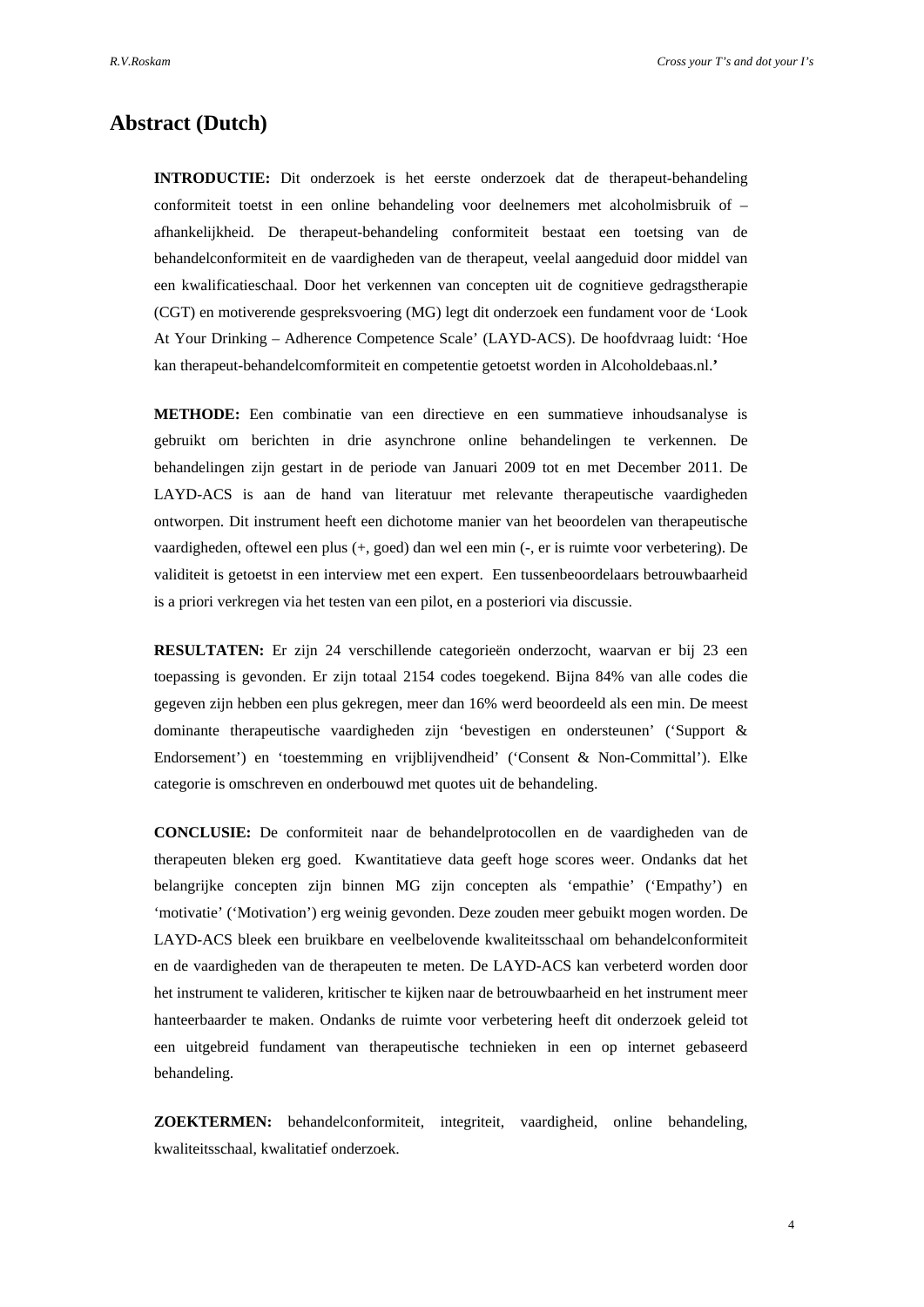## Abstract (Dutch)

**INTRODUCTIE:** Dit onderzoek is het eerste onderzoek dat de therapeut-behandeling conformiteit toetst in een online behandeling voor deelnemers met alcoholmisbruik of –afhankelijkheid. De therapeut-behandeling conformiteit bestaat een toetsing van de behandelconformiteit en de vaardigheden van de therapeut, veelal aangeduid door middel van een kwalificatieschaal. Door het verkennen van concepten uit de cognitieve gedragstherapie (CGT) en motiverende gespreksvoering (MG) legt dit onderzoek een fundament voor de 'Look At Your Drinking – Adherence Competence Scale' (LAYD-ACS). De hoofdvraag luidt: 'Hoe kan therapeut-behandelcomformiteit en competentie getoetst worden in Alcoholdebaas.nl.**'**

**METHODE:** Een combinatie van een directieve en een summatieve inhoudsanalyse is gebruikt om berichten in drie asynchrone online behandelingen te verkennen. De behandelingen zijn gestart in de periode van Januari 2009 tot en met December 2011. De LAYD-ACS is aan de hand van literatuur met relevante therapeutische vaardigheden ontworpen. Dit instrument heeft een dichotome manier van het beoordelen van therapeutische vaardigheden, oftewel een plus (+, goed) dan wel een min (-, er is ruimte voor verbetering). De validiteit is getoetst in een interview met een expert. Een tussenbeoordelaars betrouwbaarheid is a priori verkregen via het testen van een pilot, en a posteriori via discussie.

**RESULTATEN:** Er zijn 24 verschillende categorieën onderzocht, waarvan er bij 23 een toepassing is gevonden. Er zijn totaal 2154 codes toegekend. Bijna 84% van alle codes die gegeven zijn hebben een plus gekregen, meer dan 16% werd beoordeeld als een min. De meest dominante therapeutische vaardigheden zijn 'bevestigen en ondersteunen' ('Support & Endorsement') en 'toestemming en vrijblijvendheid' ('Consent & Non-Committal'). Elke categorie is omschreven en onderbouwd met quotes uit de behandeling.

**CONCLUSIE:** De conformiteit naar de behandelprotocollen en de vaardigheden van de therapeuten bleken erg goed. Kwantitatieve data geeft hoge scores weer. Ondanks dat het belangrijke concepten zijn binnen MG zijn concepten als 'empathie' ('Empathy') en 'motivatie' ('Motivation') erg weinig gevonden. Deze zouden meer gebuikt mogen worden. De LAYD-ACS bleek een bruikbare en veelbelovende kwaliteitsschaal om behandelconformiteit en de vaardigheden van de therapeuten te meten. De LAYD-ACS kan verbeterd worden door het instrument te valideren, kritischer te kijken naar de betrouwbaarheid en het instrument meer hanteerbaarder te maken. Ondanks de ruimte voor verbetering heeft dit onderzoek geleid tot een uitgebreid fundament van therapeutische technieken in een op internet gebaseerd behandeling.

**ZOEKTERMEN:** behandelconformiteit, integriteit, vaardigheid, online behandeling, kwaliteitsschaal, kwalitatief onderzoek.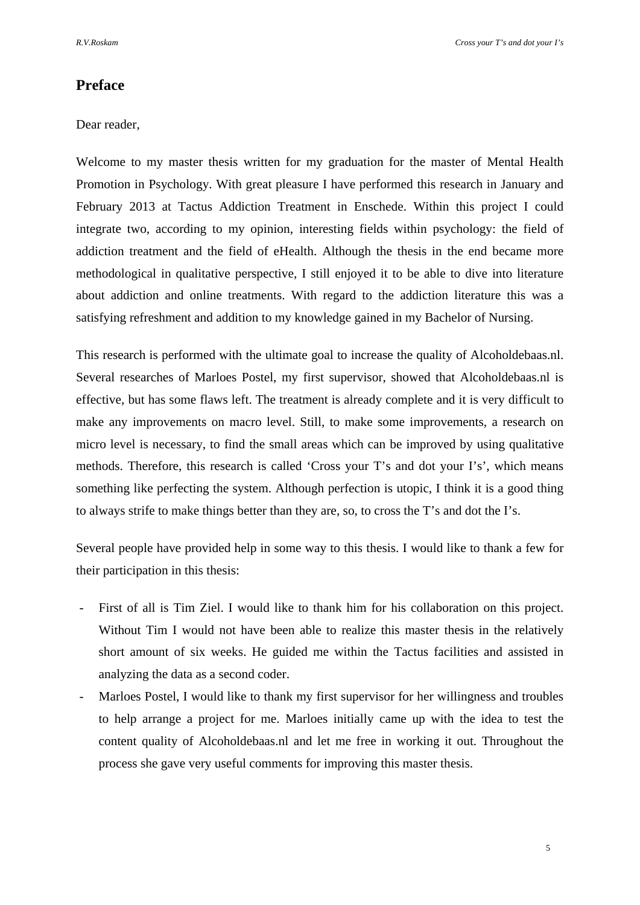## Preface

Dear reader,

Welcome to my master thesis written for my graduation for the master of Mental Health Promotion in Psychology. With great pleasure I have performed this research in January and February 2013 at Tactus Addiction Treatment in Enschede. Within this project I could integrate two, according to my opinion, interesting fields within psychology: the field of addiction treatment and the field of eHealth. Although the thesis in the end became more methodological in qualitative perspective, I still enjoyed it to be able to dive into literature about addiction and online treatments. With regard to the addiction literature this was a satisfying refreshment and addition to my knowledge gained in my Bachelor of Nursing.

This research is performed with the ultimate goal to increase the quality of Alcoholdebaas.nl. Several researches of Marloes Postel, my first supervisor, showed that Alcoholdebaas.nl is effective, but has some flaws left. The treatment is already complete and it is very difficult to make any improvements on macro level. Still, to make some improvements, a research on micro level is necessary, to find the small areas which can be improved by using qualitative methods. Therefore, this research is called 'Cross your T's and dot your I's', which means something like perfecting the system. Although perfection is utopic, I think it is a good thing to always strife to make things better than they are, so, to cross the T's and dot the I's.

Several people have provided help in some way to this thesis. I would like to thank a few for their participation in this thesis:

- First of all is Tim Ziel. I would like to thank him for his collaboration on this project. Without Tim I would not have been able to realize this master thesis in the relatively short amount of six weeks. He guided me within the Tactus facilities and assisted in analyzing the data as a second coder.
- Marloes Postel, I would like to thank my first supervisor for her willingness and troubles to help arrange a project for me. Marloes initially came up with the idea to test the content quality of Alcoholdebaas.nl and let me free in working it out. Throughout the process she gave very useful comments for improving this master thesis.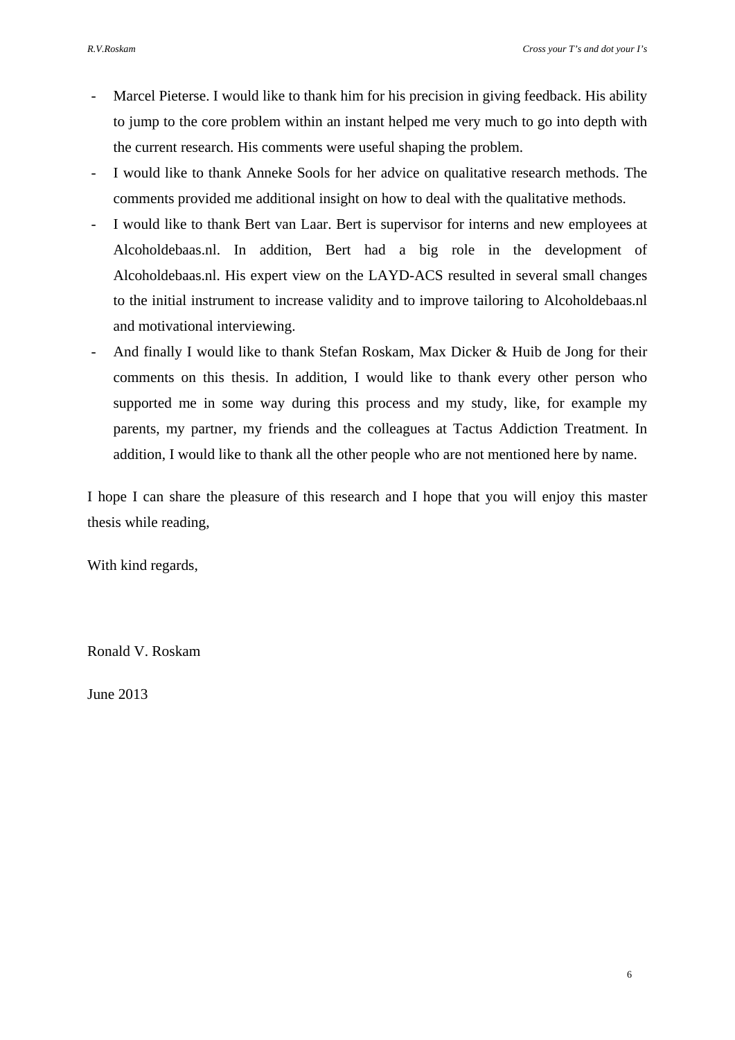- Marcel Pieterse. I would like to thank him for his precision in giving feedback. His ability to jump to the core problem within an instant helped me very much to go into depth with the current research. His comments were useful shaping the problem.
- I would like to thank Anneke Sools for her advice on qualitative research methods. The comments provided me additional insight on how to deal with the qualitative methods.
- I would like to thank Bert van Laar. Bert is supervisor for interns and new employees at Alcoholdebaas.nl. In addition, Bert had a big role in the development of Alcoholdebaas.nl. His expert view on the LAYD-ACS resulted in several small changes to the initial instrument to increase validity and to improve tailoring to Alcoholdebaas.nl and motivational interviewing.
- And finally I would like to thank Stefan Roskam, Max Dicker & Huib de Jong for their comments on this thesis. In addition, I would like to thank every other person who supported me in some way during this process and my study, like, for example my parents, my partner, my friends and the colleagues at Tactus Addiction Treatment. In addition, I would like to thank all the other people who are not mentioned here by name.

I hope I can share the pleasure of this research and I hope that you will enjoy this master thesis while reading,

With kind regards,

Ronald V. Roskam

June 2013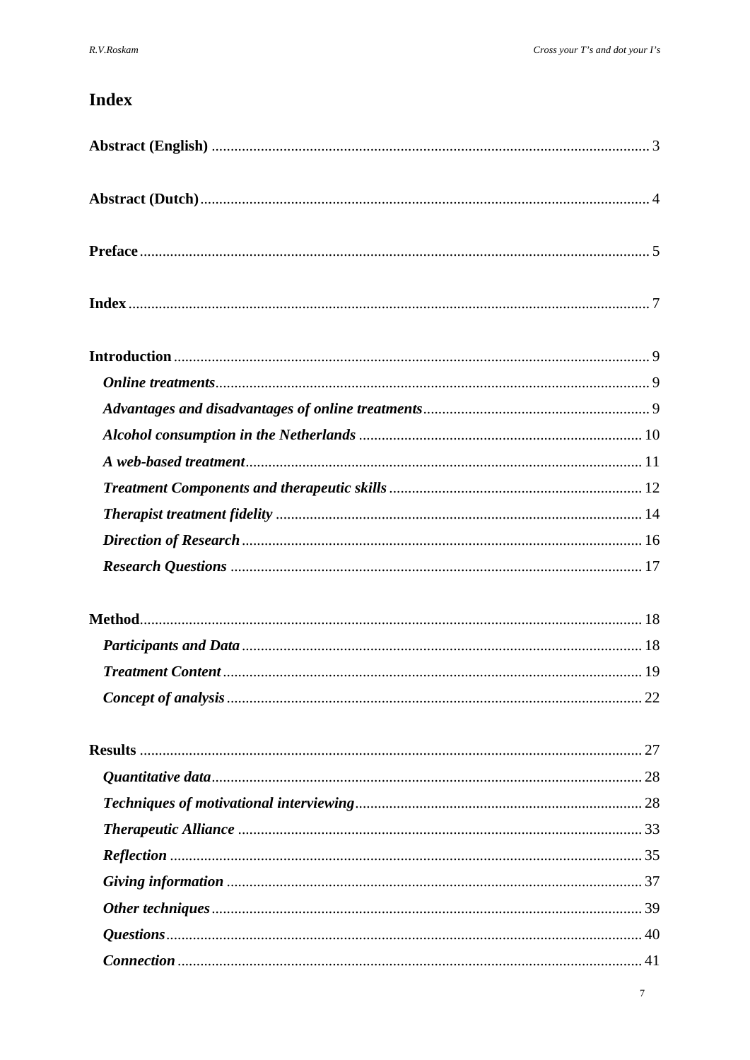# Index

**Abstract (English)** .......... 3

**Abstract (Dutch)** .......... 4

**Preface** .......... 5

**Index** .......... 7

**Introduction** .......... 9

- ***Online treatments*** .......... 9
- ***Advantages and disadvantages of online treatments*** .......... 9
- ***Alcohol consumption in the Netherlands*** .......... 10
- ***A web-based treatment*** .......... 11
- ***Treatment Components and therapeutic skills*** .......... 12
- ***Therapist treatment fidelity*** .......... 14
- ***Direction of Research*** .......... 16
- ***Research Questions*** .......... 17

**Method** .......... 18

- ***Participants and Data*** .......... 18
- ***Treatment Content*** .......... 19
- ***Concept of analysis*** .......... 22

**Results** .......... 27

- ***Quantitative data*** .......... 28
- ***Techniques of motivational interviewing*** .......... 28
- ***Therapeutic Alliance*** .......... 33
- ***Reflection*** .......... 35
- ***Giving information*** .......... 37
- ***Other techniques*** .......... 39
- ***Questions*** .......... 40
- ***Connection*** .......... 41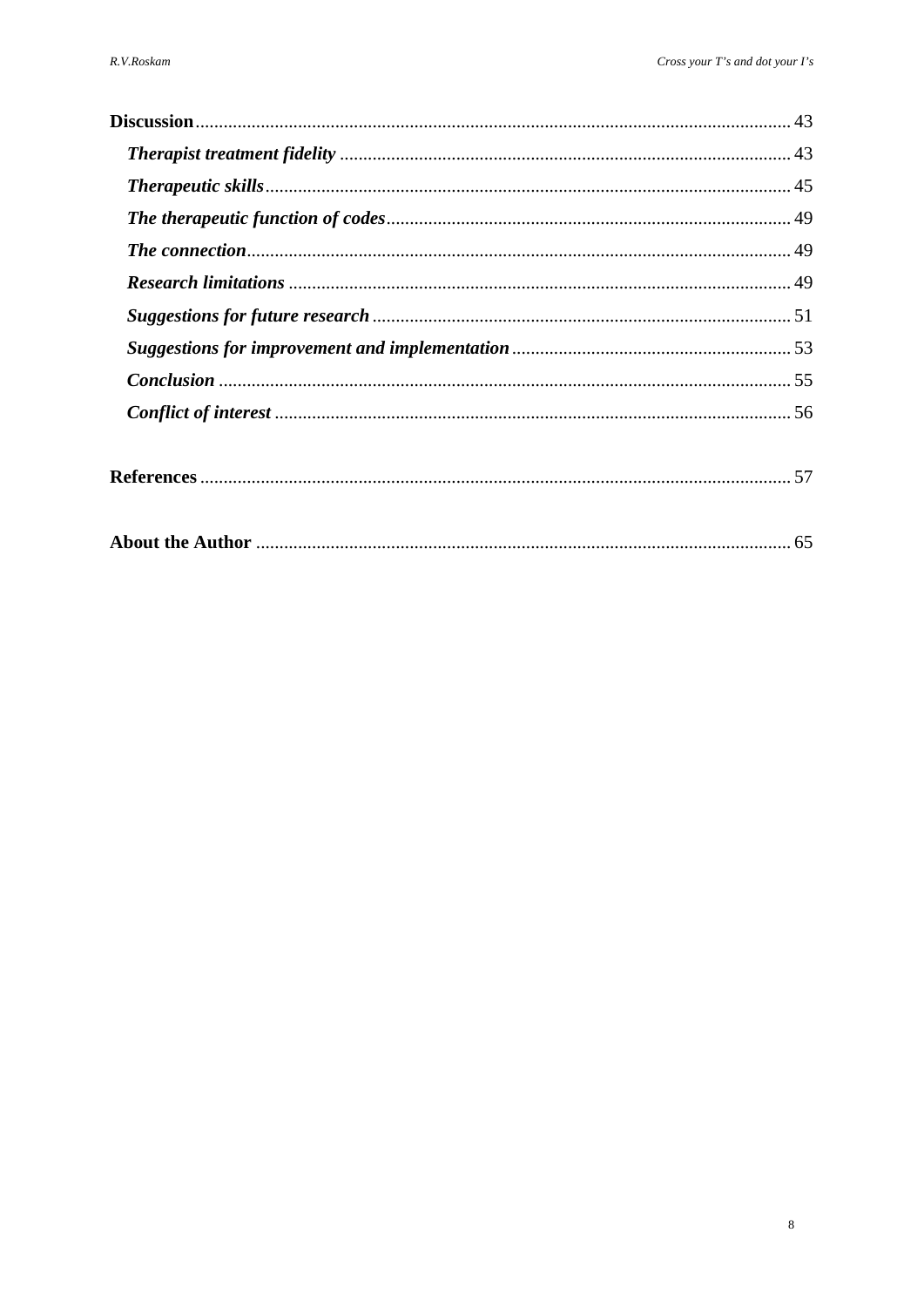**Discussion** .......... 43

***Therapist treatment fidelity*** .......... 43

***Therapeutic skills*** .......... 45

***The therapeutic function of codes*** .......... 49

***The connection*** .......... 49

***Research limitations*** .......... 49

***Suggestions for future research*** .......... 51

***Suggestions for improvement and implementation*** .......... 53

***Conclusion*** .......... 55

***Conflict of interest*** .......... 56

**References** .......... 57

**About the Author** .......... 65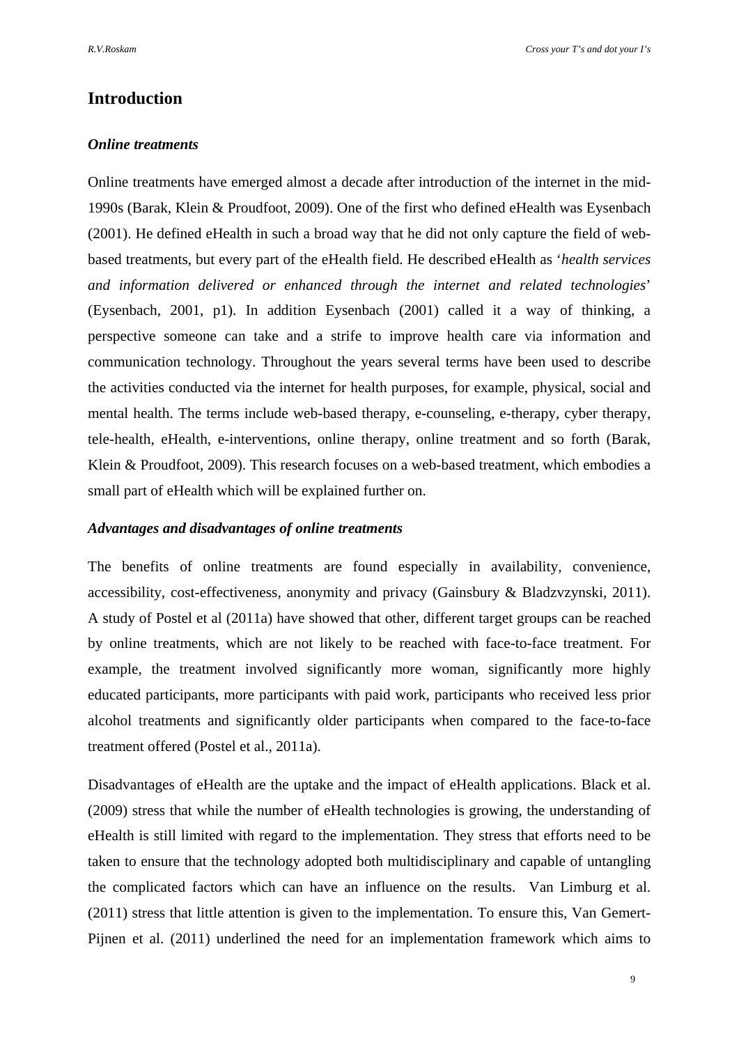# Introduction

### *Online treatments*

Online treatments have emerged almost a decade after introduction of the internet in the mid-1990s (Barak, Klein & Proudfoot, 2009). One of the first who defined eHealth was Eysenbach (2001). He defined eHealth in such a broad way that he did not only capture the field of web-based treatments, but every part of the eHealth field. He described eHealth as '*health services and information delivered or enhanced through the internet and related technologies*' (Eysenbach, 2001, p1). In addition Eysenbach (2001) called it a way of thinking, a perspective someone can take and a strife to improve health care via information and communication technology. Throughout the years several terms have been used to describe the activities conducted via the internet for health purposes, for example, physical, social and mental health. The terms include web-based therapy, e-counseling, e-therapy, cyber therapy, tele-health, eHealth, e-interventions, online therapy, online treatment and so forth (Barak, Klein & Proudfoot, 2009). This research focuses on a web-based treatment, which embodies a small part of eHealth which will be explained further on.

### *Advantages and disadvantages of online treatments*

The benefits of online treatments are found especially in availability, convenience, accessibility, cost-effectiveness, anonymity and privacy (Gainsbury & Bladzvzynski, 2011). A study of Postel et al (2011a) have showed that other, different target groups can be reached by online treatments, which are not likely to be reached with face-to-face treatment. For example, the treatment involved significantly more woman, significantly more highly educated participants, more participants with paid work, participants who received less prior alcohol treatments and significantly older participants when compared to the face-to-face treatment offered (Postel et al., 2011a).

Disadvantages of eHealth are the uptake and the impact of eHealth applications. Black et al. (2009) stress that while the number of eHealth technologies is growing, the understanding of eHealth is still limited with regard to the implementation. They stress that efforts need to be taken to ensure that the technology adopted both multidisciplinary and capable of untangling the complicated factors which can have an influence on the results. Van Limburg et al. (2011) stress that little attention is given to the implementation. To ensure this, Van Gemert-Pijnen et al. (2011) underlined the need for an implementation framework which aims to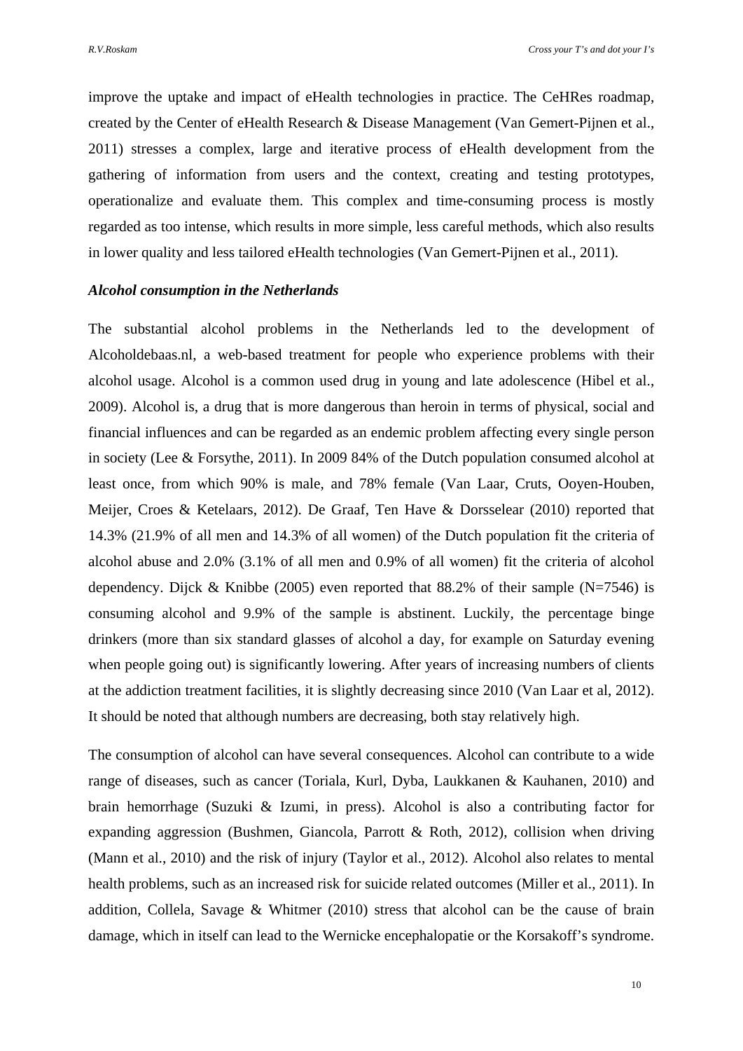improve the uptake and impact of eHealth technologies in practice. The CeHRes roadmap, created by the Center of eHealth Research & Disease Management (Van Gemert-Pijnen et al., 2011) stresses a complex, large and iterative process of eHealth development from the gathering of information from users and the context, creating and testing prototypes, operationalize and evaluate them. This complex and time-consuming process is mostly regarded as too intense, which results in more simple, less careful methods, which also results in lower quality and less tailored eHealth technologies (Van Gemert-Pijnen et al., 2011).

### *Alcohol consumption in the Netherlands*

The substantial alcohol problems in the Netherlands led to the development of Alcoholdebaas.nl, a web-based treatment for people who experience problems with their alcohol usage. Alcohol is a common used drug in young and late adolescence (Hibel et al., 2009). Alcohol is, a drug that is more dangerous than heroin in terms of physical, social and financial influences and can be regarded as an endemic problem affecting every single person in society (Lee & Forsythe, 2011). In 2009 84% of the Dutch population consumed alcohol at least once, from which 90% is male, and 78% female (Van Laar, Cruts, Ooyen-Houben, Meijer, Croes & Ketelaars, 2012). De Graaf, Ten Have & Dorsselear (2010) reported that 14.3% (21.9% of all men and 14.3% of all women) of the Dutch population fit the criteria of alcohol abuse and 2.0% (3.1% of all men and 0.9% of all women) fit the criteria of alcohol dependency. Dijck & Knibbe (2005) even reported that 88.2% of their sample (N=7546) is consuming alcohol and 9.9% of the sample is abstinent. Luckily, the percentage binge drinkers (more than six standard glasses of alcohol a day, for example on Saturday evening when people going out) is significantly lowering. After years of increasing numbers of clients at the addiction treatment facilities, it is slightly decreasing since 2010 (Van Laar et al, 2012). It should be noted that although numbers are decreasing, both stay relatively high.

The consumption of alcohol can have several consequences. Alcohol can contribute to a wide range of diseases, such as cancer (Toriala, Kurl, Dyba, Laukkanen & Kauhanen, 2010) and brain hemorrhage (Suzuki & Izumi, in press). Alcohol is also a contributing factor for expanding aggression (Bushmen, Giancola, Parrott & Roth, 2012), collision when driving (Mann et al., 2010) and the risk of injury (Taylor et al., 2012). Alcohol also relates to mental health problems, such as an increased risk for suicide related outcomes (Miller et al., 2011). In addition, Collela, Savage & Whitmer (2010) stress that alcohol can be the cause of brain damage, which in itself can lead to the Wernicke encephalopatie or the Korsakoff's syndrome.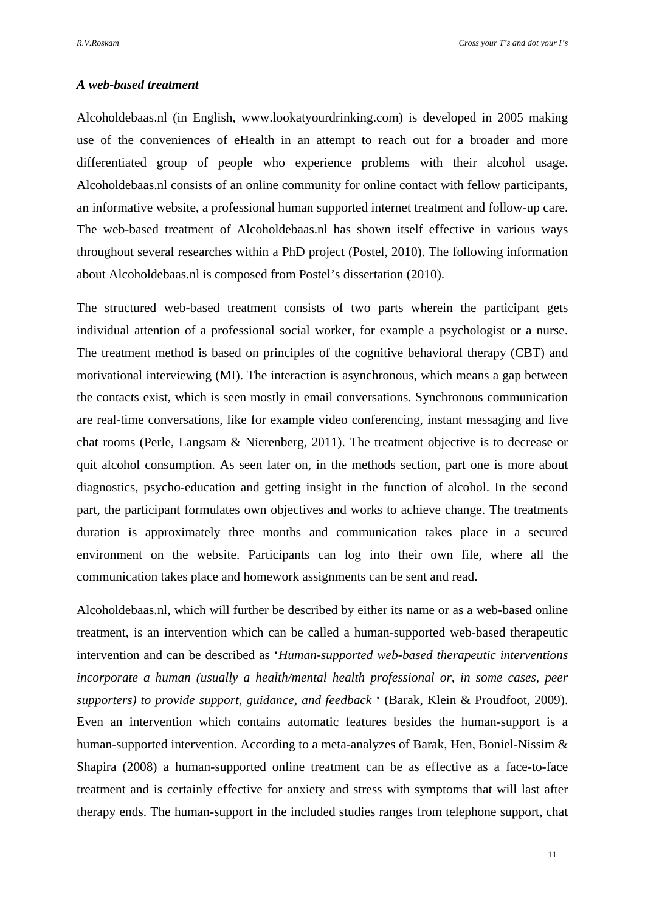### *A web-based treatment*

Alcoholdebaas.nl (in English, www.lookatyourdrinking.com) is developed in 2005 making use of the conveniences of eHealth in an attempt to reach out for a broader and more differentiated group of people who experience problems with their alcohol usage. Alcoholdebaas.nl consists of an online community for online contact with fellow participants, an informative website, a professional human supported internet treatment and follow-up care. The web-based treatment of Alcoholdebaas.nl has shown itself effective in various ways throughout several researches within a PhD project (Postel, 2010). The following information about Alcoholdebaas.nl is composed from Postel's dissertation (2010).

The structured web-based treatment consists of two parts wherein the participant gets individual attention of a professional social worker, for example a psychologist or a nurse. The treatment method is based on principles of the cognitive behavioral therapy (CBT) and motivational interviewing (MI). The interaction is asynchronous, which means a gap between the contacts exist, which is seen mostly in email conversations. Synchronous communication are real-time conversations, like for example video conferencing, instant messaging and live chat rooms (Perle, Langsam & Nierenberg, 2011). The treatment objective is to decrease or quit alcohol consumption. As seen later on, in the methods section, part one is more about diagnostics, psycho-education and getting insight in the function of alcohol. In the second part, the participant formulates own objectives and works to achieve change. The treatments duration is approximately three months and communication takes place in a secured environment on the website. Participants can log into their own file, where all the communication takes place and homework assignments can be sent and read.

Alcoholdebaas.nl, which will further be described by either its name or as a web-based online treatment, is an intervention which can be called a human-supported web-based therapeutic intervention and can be described as '*Human-supported web-based therapeutic interventions incorporate a human (usually a health/mental health professional or, in some cases, peer supporters) to provide support, guidance, and feedback* ' (Barak, Klein & Proudfoot, 2009). Even an intervention which contains automatic features besides the human-support is a human-supported intervention. According to a meta-analyzes of Barak, Hen, Boniel-Nissim & Shapira (2008) a human-supported online treatment can be as effective as a face-to-face treatment and is certainly effective for anxiety and stress with symptoms that will last after therapy ends. The human-support in the included studies ranges from telephone support, chat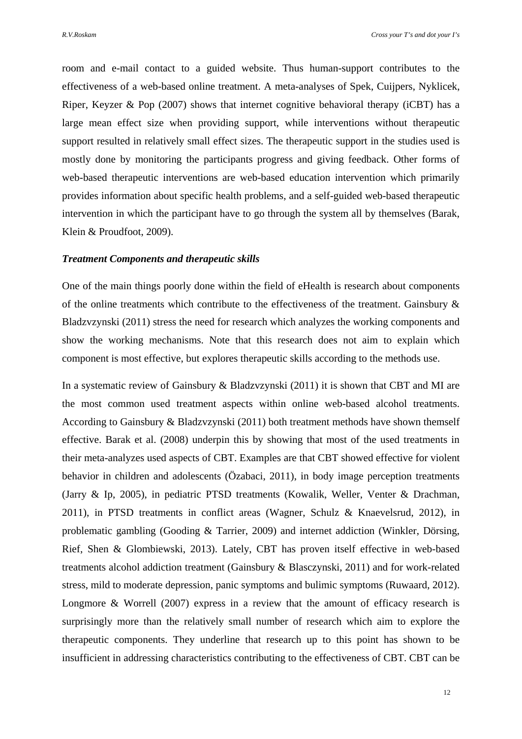room and e-mail contact to a guided website. Thus human-support contributes to the effectiveness of a web-based online treatment. A meta-analyses of Spek, Cuijpers, Nyklicek, Riper, Keyzer & Pop (2007) shows that internet cognitive behavioral therapy (iCBT) has a large mean effect size when providing support, while interventions without therapeutic support resulted in relatively small effect sizes. The therapeutic support in the studies used is mostly done by monitoring the participants progress and giving feedback. Other forms of web-based therapeutic interventions are web-based education intervention which primarily provides information about specific health problems, and a self-guided web-based therapeutic intervention in which the participant have to go through the system all by themselves (Barak, Klein & Proudfoot, 2009).

***Treatment Components and therapeutic skills***

One of the main things poorly done within the field of eHealth is research about components of the online treatments which contribute to the effectiveness of the treatment. Gainsbury & Bladzvzynski (2011) stress the need for research which analyzes the working components and show the working mechanisms. Note that this research does not aim to explain which component is most effective, but explores therapeutic skills according to the methods use.

In a systematic review of Gainsbury & Bladzvzynski (2011) it is shown that CBT and MI are the most common used treatment aspects within online web-based alcohol treatments. According to Gainsbury & Bladzvzynski (2011) both treatment methods have shown themself effective. Barak et al. (2008) underpin this by showing that most of the used treatments in their meta-analyzes used aspects of CBT. Examples are that CBT showed effective for violent behavior in children and adolescents (Özabaci, 2011), in body image perception treatments (Jarry & Ip, 2005), in pediatric PTSD treatments (Kowalik, Weller, Venter & Drachman, 2011), in PTSD treatments in conflict areas (Wagner, Schulz & Knaevelsrud, 2012), in problematic gambling (Gooding & Tarrier, 2009) and internet addiction (Winkler, Dörsing, Rief, Shen & Glombiewski, 2013). Lately, CBT has proven itself effective in web-based treatments alcohol addiction treatment (Gainsbury & Blasczynski, 2011) and for work-related stress, mild to moderate depression, panic symptoms and bulimic symptoms (Ruwaard, 2012). Longmore & Worrell (2007) express in a review that the amount of efficacy research is surprisingly more than the relatively small number of research which aim to explore the therapeutic components. They underline that research up to this point has shown to be insufficient in addressing characteristics contributing to the effectiveness of CBT. CBT can be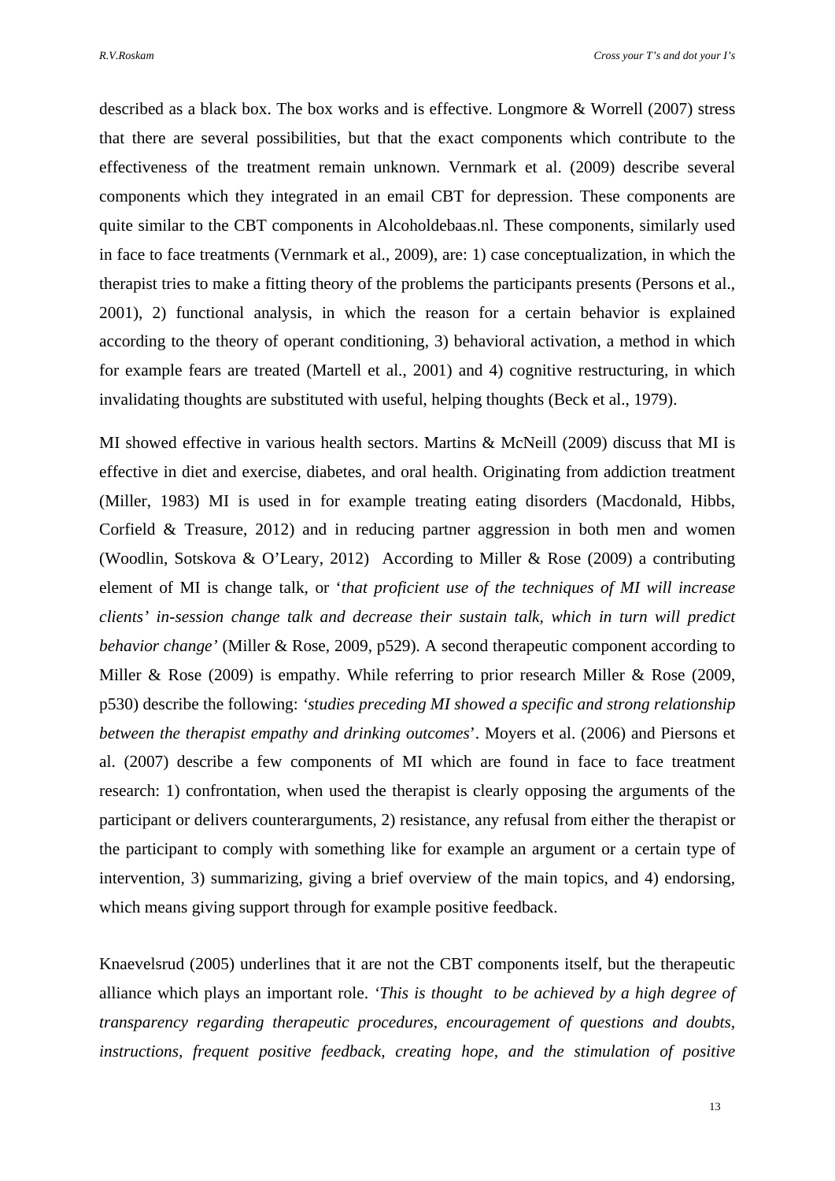described as a black box. The box works and is effective. Longmore & Worrell (2007) stress that there are several possibilities, but that the exact components which contribute to the effectiveness of the treatment remain unknown. Vernmark et al. (2009) describe several components which they integrated in an email CBT for depression. These components are quite similar to the CBT components in Alcoholdebaas.nl. These components, similarly used in face to face treatments (Vernmark et al., 2009), are: 1) case conceptualization, in which the therapist tries to make a fitting theory of the problems the participants presents (Persons et al., 2001), 2) functional analysis, in which the reason for a certain behavior is explained according to the theory of operant conditioning, 3) behavioral activation, a method in which for example fears are treated (Martell et al., 2001) and 4) cognitive restructuring, in which invalidating thoughts are substituted with useful, helping thoughts (Beck et al., 1979).

MI showed effective in various health sectors. Martins & McNeill (2009) discuss that MI is effective in diet and exercise, diabetes, and oral health. Originating from addiction treatment (Miller, 1983) MI is used in for example treating eating disorders (Macdonald, Hibbs, Corfield & Treasure, 2012) and in reducing partner aggression in both men and women (Woodlin, Sotskova & O'Leary, 2012)  According to Miller & Rose (2009) a contributing element of MI is change talk, or '*that proficient use of the techniques of MI will increase clients' in-session change talk and decrease their sustain talk, which in turn will predict behavior change'* (Miller & Rose, 2009, p529). A second therapeutic component according to Miller & Rose (2009) is empathy. While referring to prior research Miller & Rose (2009, p530) describe the following: '*studies preceding MI showed a specific and strong relationship between the therapist empathy and drinking outcomes*'. Moyers et al. (2006) and Piersons et al. (2007) describe a few components of MI which are found in face to face treatment research: 1) confrontation, when used the therapist is clearly opposing the arguments of the participant or delivers counterarguments, 2) resistance, any refusal from either the therapist or the participant to comply with something like for example an argument or a certain type of intervention, 3) summarizing, giving a brief overview of the main topics, and 4) endorsing, which means giving support through for example positive feedback.

Knaevelsrud (2005) underlines that it are not the CBT components itself, but the therapeutic alliance which plays an important role. '*This is thought  to be achieved by a high degree of transparency regarding therapeutic procedures, encouragement of questions and doubts, instructions, frequent positive feedback, creating hope, and the stimulation of positive*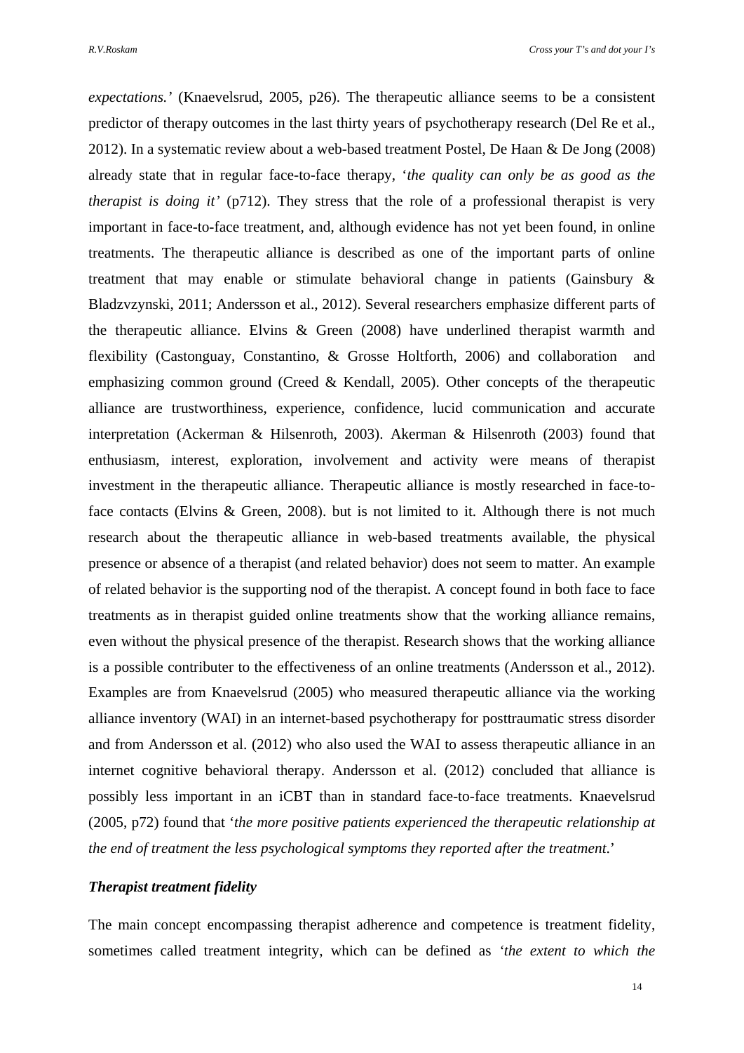*expectations.'* (Knaevelsrud, 2005, p26). The therapeutic alliance seems to be a consistent predictor of therapy outcomes in the last thirty years of psychotherapy research (Del Re et al., 2012). In a systematic review about a web-based treatment Postel, De Haan & De Jong (2008) already state that in regular face-to-face therapy, '*the quality can only be as good as the therapist is doing it'* (p712). They stress that the role of a professional therapist is very important in face-to-face treatment, and, although evidence has not yet been found, in online treatments. The therapeutic alliance is described as one of the important parts of online treatment that may enable or stimulate behavioral change in patients (Gainsbury & Bladzvzynski, 2011; Andersson et al., 2012). Several researchers emphasize different parts of the therapeutic alliance. Elvins & Green (2008) have underlined therapist warmth and flexibility (Castonguay, Constantino, & Grosse Holtforth, 2006) and collaboration and emphasizing common ground (Creed & Kendall, 2005). Other concepts of the therapeutic alliance are trustworthiness, experience, confidence, lucid communication and accurate interpretation (Ackerman & Hilsenroth, 2003). Akerman & Hilsenroth (2003) found that enthusiasm, interest, exploration, involvement and activity were means of therapist investment in the therapeutic alliance. Therapeutic alliance is mostly researched in face-to-face contacts (Elvins & Green, 2008). but is not limited to it. Although there is not much research about the therapeutic alliance in web-based treatments available, the physical presence or absence of a therapist (and related behavior) does not seem to matter. An example of related behavior is the supporting nod of the therapist. A concept found in both face to face treatments as in therapist guided online treatments show that the working alliance remains, even without the physical presence of the therapist. Research shows that the working alliance is a possible contributer to the effectiveness of an online treatments (Andersson et al., 2012). Examples are from Knaevelsrud (2005) who measured therapeutic alliance via the working alliance inventory (WAI) in an internet-based psychotherapy for posttraumatic stress disorder and from Andersson et al. (2012) who also used the WAI to assess therapeutic alliance in an internet cognitive behavioral therapy. Andersson et al. (2012) concluded that alliance is possibly less important in an iCBT than in standard face-to-face treatments. Knaevelsrud (2005, p72) found that '*the more positive patients experienced the therapeutic relationship at the end of treatment the less psychological symptoms they reported after the treatment*.'

***Therapist treatment fidelity***

The main concept encompassing therapist adherence and competence is treatment fidelity, sometimes called treatment integrity, which can be defined as *'the extent to which the*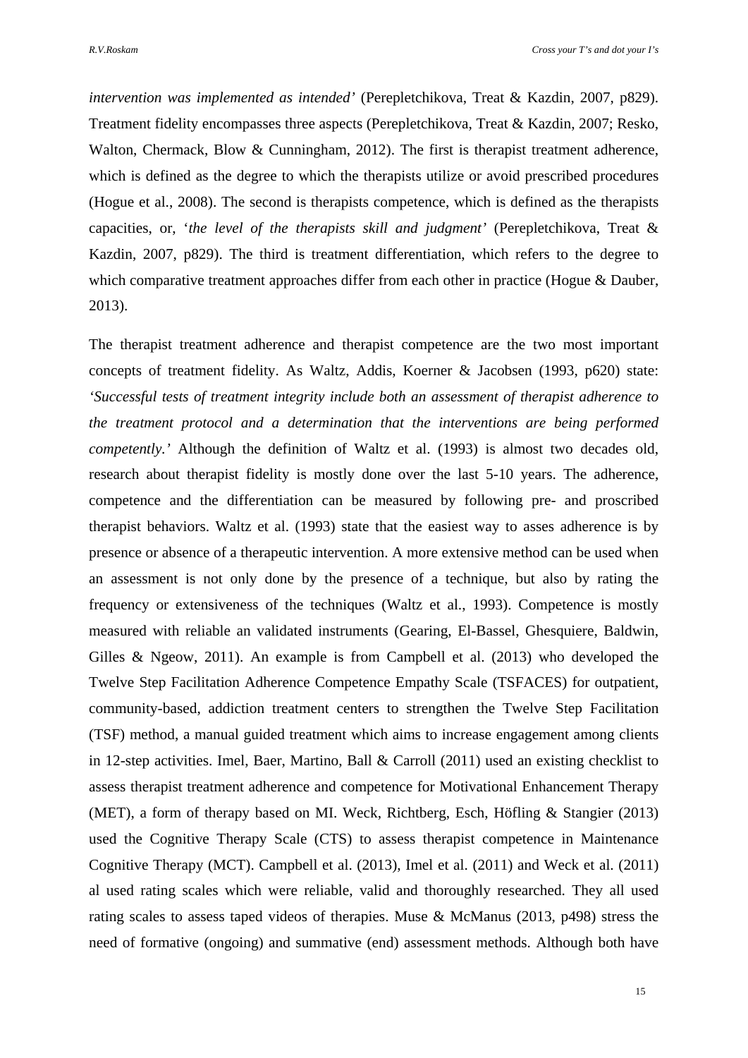*intervention was implemented as intended'* (Perepletchikova, Treat & Kazdin, 2007, p829). Treatment fidelity encompasses three aspects (Perepletchikova, Treat & Kazdin, 2007; Resko, Walton, Chermack, Blow & Cunningham, 2012). The first is therapist treatment adherence, which is defined as the degree to which the therapists utilize or avoid prescribed procedures (Hogue et al., 2008). The second is therapists competence, which is defined as the therapists capacities, or, '*the level of the therapists skill and judgment'* (Perepletchikova, Treat & Kazdin, 2007, p829). The third is treatment differentiation, which refers to the degree to which comparative treatment approaches differ from each other in practice (Hogue & Dauber, 2013).

The therapist treatment adherence and therapist competence are the two most important concepts of treatment fidelity. As Waltz, Addis, Koerner & Jacobsen (1993, p620) state: *'Successful tests of treatment integrity include both an assessment of therapist adherence to the treatment protocol and a determination that the interventions are being performed competently.'* Although the definition of Waltz et al. (1993) is almost two decades old, research about therapist fidelity is mostly done over the last 5-10 years. The adherence, competence and the differentiation can be measured by following pre- and proscribed therapist behaviors. Waltz et al. (1993) state that the easiest way to asses adherence is by presence or absence of a therapeutic intervention. A more extensive method can be used when an assessment is not only done by the presence of a technique, but also by rating the frequency or extensiveness of the techniques (Waltz et al., 1993). Competence is mostly measured with reliable an validated instruments (Gearing, El-Bassel, Ghesquiere, Baldwin, Gilles & Ngeow, 2011). An example is from Campbell et al. (2013) who developed the Twelve Step Facilitation Adherence Competence Empathy Scale (TSFACES) for outpatient, community-based, addiction treatment centers to strengthen the Twelve Step Facilitation (TSF) method, a manual guided treatment which aims to increase engagement among clients in 12-step activities. Imel, Baer, Martino, Ball & Carroll (2011) used an existing checklist to assess therapist treatment adherence and competence for Motivational Enhancement Therapy (MET), a form of therapy based on MI. Weck, Richtberg, Esch, Höfling & Stangier (2013) used the Cognitive Therapy Scale (CTS) to assess therapist competence in Maintenance Cognitive Therapy (MCT). Campbell et al. (2013), Imel et al. (2011) and Weck et al. (2011) al used rating scales which were reliable, valid and thoroughly researched. They all used rating scales to assess taped videos of therapies. Muse & McManus (2013, p498) stress the need of formative (ongoing) and summative (end) assessment methods. Although both have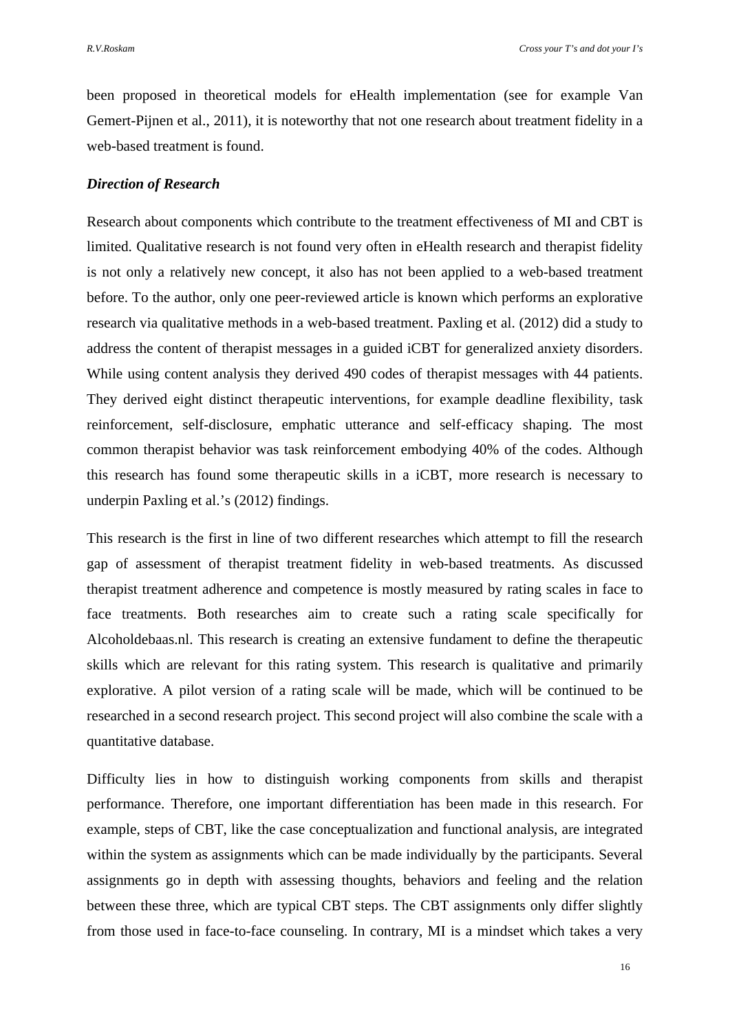been proposed in theoretical models for eHealth implementation (see for example Van Gemert-Pijnen et al., 2011), it is noteworthy that not one research about treatment fidelity in a web-based treatment is found.

### *Direction of Research*

Research about components which contribute to the treatment effectiveness of MI and CBT is limited. Qualitative research is not found very often in eHealth research and therapist fidelity is not only a relatively new concept, it also has not been applied to a web-based treatment before. To the author, only one peer-reviewed article is known which performs an explorative research via qualitative methods in a web-based treatment. Paxling et al. (2012) did a study to address the content of therapist messages in a guided iCBT for generalized anxiety disorders. While using content analysis they derived 490 codes of therapist messages with 44 patients. They derived eight distinct therapeutic interventions, for example deadline flexibility, task reinforcement, self-disclosure, emphatic utterance and self-efficacy shaping. The most common therapist behavior was task reinforcement embodying 40% of the codes. Although this research has found some therapeutic skills in a iCBT, more research is necessary to underpin Paxling et al.'s (2012) findings.

This research is the first in line of two different researches which attempt to fill the research gap of assessment of therapist treatment fidelity in web-based treatments. As discussed therapist treatment adherence and competence is mostly measured by rating scales in face to face treatments. Both researches aim to create such a rating scale specifically for Alcoholdebaas.nl. This research is creating an extensive fundament to define the therapeutic skills which are relevant for this rating system. This research is qualitative and primarily explorative. A pilot version of a rating scale will be made, which will be continued to be researched in a second research project. This second project will also combine the scale with a quantitative database.

Difficulty lies in how to distinguish working components from skills and therapist performance. Therefore, one important differentiation has been made in this research. For example, steps of CBT, like the case conceptualization and functional analysis, are integrated within the system as assignments which can be made individually by the participants. Several assignments go in depth with assessing thoughts, behaviors and feeling and the relation between these three, which are typical CBT steps. The CBT assignments only differ slightly from those used in face-to-face counseling. In contrary, MI is a mindset which takes a very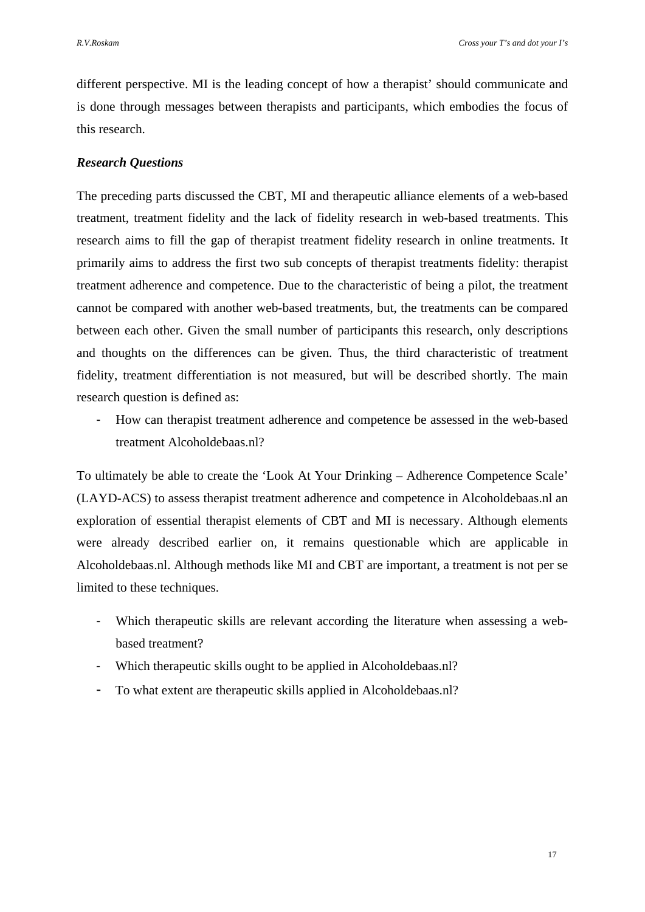different perspective. MI is the leading concept of how a therapist' should communicate and is done through messages between therapists and participants, which embodies the focus of this research.

### *Research Questions*

The preceding parts discussed the CBT, MI and therapeutic alliance elements of a web-based treatment, treatment fidelity and the lack of fidelity research in web-based treatments. This research aims to fill the gap of therapist treatment fidelity research in online treatments. It primarily aims to address the first two sub concepts of therapist treatments fidelity: therapist treatment adherence and competence. Due to the characteristic of being a pilot, the treatment cannot be compared with another web-based treatments, but, the treatments can be compared between each other. Given the small number of participants this research, only descriptions and thoughts on the differences can be given. Thus, the third characteristic of treatment fidelity, treatment differentiation is not measured, but will be described shortly. The main research question is defined as:

- How can therapist treatment adherence and competence be assessed in the web-based treatment Alcoholdebaas.nl?

To ultimately be able to create the 'Look At Your Drinking – Adherence Competence Scale' (LAYD-ACS) to assess therapist treatment adherence and competence in Alcoholdebaas.nl an exploration of essential therapist elements of CBT and MI is necessary. Although elements were already described earlier on, it remains questionable which are applicable in Alcoholdebaas.nl. Although methods like MI and CBT are important, a treatment is not per se limited to these techniques.

- Which therapeutic skills are relevant according the literature when assessing a web-based treatment?
- Which therapeutic skills ought to be applied in Alcoholdebaas.nl?
- To what extent are therapeutic skills applied in Alcoholdebaas.nl?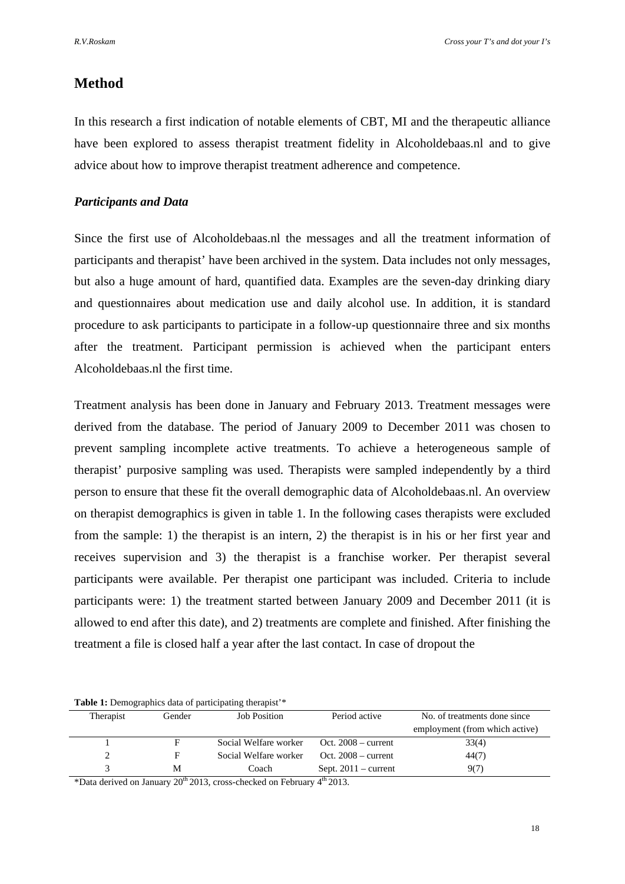## Method

In this research a first indication of notable elements of CBT, MI and the therapeutic alliance have been explored to assess therapist treatment fidelity in Alcoholdebaas.nl and to give advice about how to improve therapist treatment adherence and competence.

### *Participants and Data*

Since the first use of Alcoholdebaas.nl the messages and all the treatment information of participants and therapist' have been archived in the system. Data includes not only messages, but also a huge amount of hard, quantified data. Examples are the seven-day drinking diary and questionnaires about medication use and daily alcohol use. In addition, it is standard procedure to ask participants to participate in a follow-up questionnaire three and six months after the treatment. Participant permission is achieved when the participant enters Alcoholdebaas.nl the first time.

Treatment analysis has been done in January and February 2013. Treatment messages were derived from the database. The period of January 2009 to December 2011 was chosen to prevent sampling incomplete active treatments. To achieve a heterogeneous sample of therapist' purposive sampling was used. Therapists were sampled independently by a third person to ensure that these fit the overall demographic data of Alcoholdebaas.nl. An overview on therapist demographics is given in table 1. In the following cases therapists were excluded from the sample: 1) the therapist is an intern, 2) the therapist is in his or her first year and receives supervision and 3) the therapist is a franchise worker. Per therapist several participants were available. Per therapist one participant was included. Criteria to include participants were: 1) the treatment started between January 2009 and December 2011 (it is allowed to end after this date), and 2) treatments are complete and finished. After finishing the treatment a file is closed half a year after the last contact. In case of dropout the

**Table 1:** Demographics data of participating therapist'*

| Therapist | Gender | Job Position | Period active | No. of treatments done since employment (from which active) |
|---|---|---|---|---|
| 1 | F | Social Welfare worker | Oct. 2008 – current | 33(4) |
| 2 | F | Social Welfare worker | Oct. 2008 – current | 44(7) |
| 3 | M | Coach | Sept. 2011 – current | 9(7) |

*Data derived on January 20th 2013, cross-checked on February 4th 2013.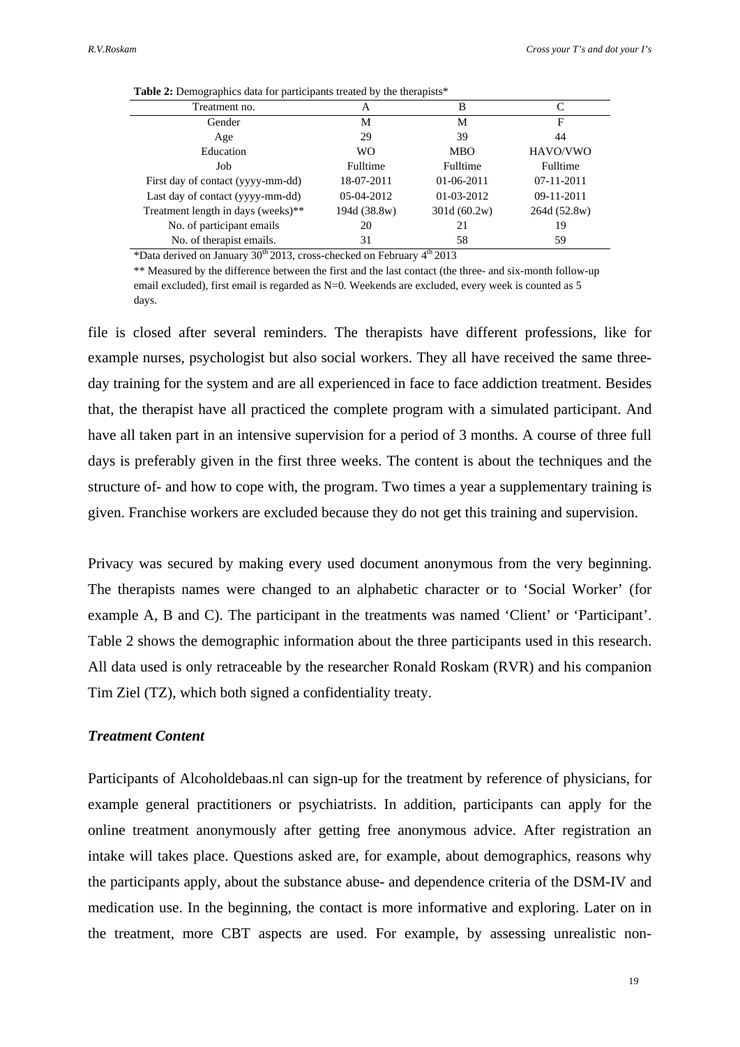**Table 2:** Demographics data for participants treated by the therapists*

| Treatment no. | A | B | C |
|---|---|---|---|
| Gender | M | M | F |
| Age | 29 | 39 | 44 |
| Education | WO | MBO | HAVO/VWO |
| Job | Fulltime | Fulltime | Fulltime |
| First day of contact (yyyy-mm-dd) | 18-07-2011 | 01-06-2011 | 07-11-2011 |
| Last day of contact (yyyy-mm-dd) | 05-04-2012 | 01-03-2012 | 09-11-2011 |
| Treatment length in days (weeks)** | 194d (38.8w) | 301d (60.2w) | 264d (52.8w) |
| No. of participant emails | 20 | 21 | 19 |
| No. of therapist emails. | 31 | 58 | 59 |

*Data derived on January 30th 2013, cross-checked on February 4th 2013

** Measured by the difference between the first and the last contact (the three- and six-month follow-up email excluded), first email is regarded as N=0. Weekends are excluded, every week is counted as 5 days.

file is closed after several reminders. The therapists have different professions, like for example nurses, psychologist but also social workers. They all have received the same three-day training for the system and are all experienced in face to face addiction treatment. Besides that, the therapist have all practiced the complete program with a simulated participant. And have all taken part in an intensive supervision for a period of 3 months. A course of three full days is preferably given in the first three weeks. The content is about the techniques and the structure of- and how to cope with, the program. Two times a year a supplementary training is given. Franchise workers are excluded because they do not get this training and supervision.

Privacy was secured by making every used document anonymous from the very beginning. The therapists names were changed to an alphabetic character or to 'Social Worker' (for example A, B and C). The participant in the treatments was named 'Client' or 'Participant'. Table 2 shows the demographic information about the three participants used in this research. All data used is only retraceable by the researcher Ronald Roskam (RVR) and his companion Tim Ziel (TZ), which both signed a confidentiality treaty.

### *Treatment Content*

Participants of Alcoholdebaas.nl can sign-up for the treatment by reference of physicians, for example general practitioners or psychiatrists. In addition, participants can apply for the online treatment anonymously after getting free anonymous advice. After registration an intake will takes place. Questions asked are, for example, about demographics, reasons why the participants apply, about the substance abuse- and dependence criteria of the DSM-IV and medication use. In the beginning, the contact is more informative and exploring. Later on in the treatment, more CBT aspects are used. For example, by assessing unrealistic non-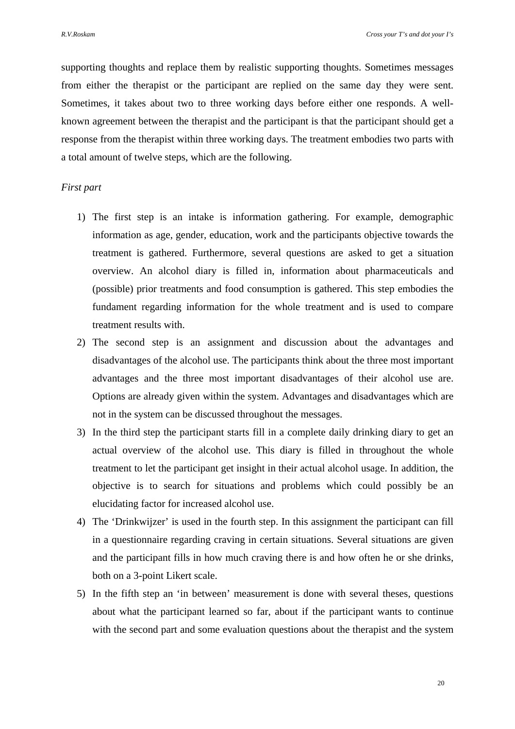supporting thoughts and replace them by realistic supporting thoughts. Sometimes messages from either the therapist or the participant are replied on the same day they were sent. Sometimes, it takes about two to three working days before either one responds. A well-known agreement between the therapist and the participant is that the participant should get a response from the therapist within three working days. The treatment embodies two parts with a total amount of twelve steps, which are the following.

*First part*

1) The first step is an intake is information gathering. For example, demographic information as age, gender, education, work and the participants objective towards the treatment is gathered. Furthermore, several questions are asked to get a situation overview. An alcohol diary is filled in, information about pharmaceuticals and (possible) prior treatments and food consumption is gathered. This step embodies the fundament regarding information for the whole treatment and is used to compare treatment results with.
2) The second step is an assignment and discussion about the advantages and disadvantages of the alcohol use. The participants think about the three most important advantages and the three most important disadvantages of their alcohol use are. Options are already given within the system. Advantages and disadvantages which are not in the system can be discussed throughout the messages.
3) In the third step the participant starts fill in a complete daily drinking diary to get an actual overview of the alcohol use. This diary is filled in throughout the whole treatment to let the participant get insight in their actual alcohol usage. In addition, the objective is to search for situations and problems which could possibly be an elucidating factor for increased alcohol use.
4) The 'Drinkwijzer' is used in the fourth step. In this assignment the participant can fill in a questionnaire regarding craving in certain situations. Several situations are given and the participant fills in how much craving there is and how often he or she drinks, both on a 3-point Likert scale.
5) In the fifth step an 'in between' measurement is done with several theses, questions about what the participant learned so far, about if the participant wants to continue with the second part and some evaluation questions about the therapist and the system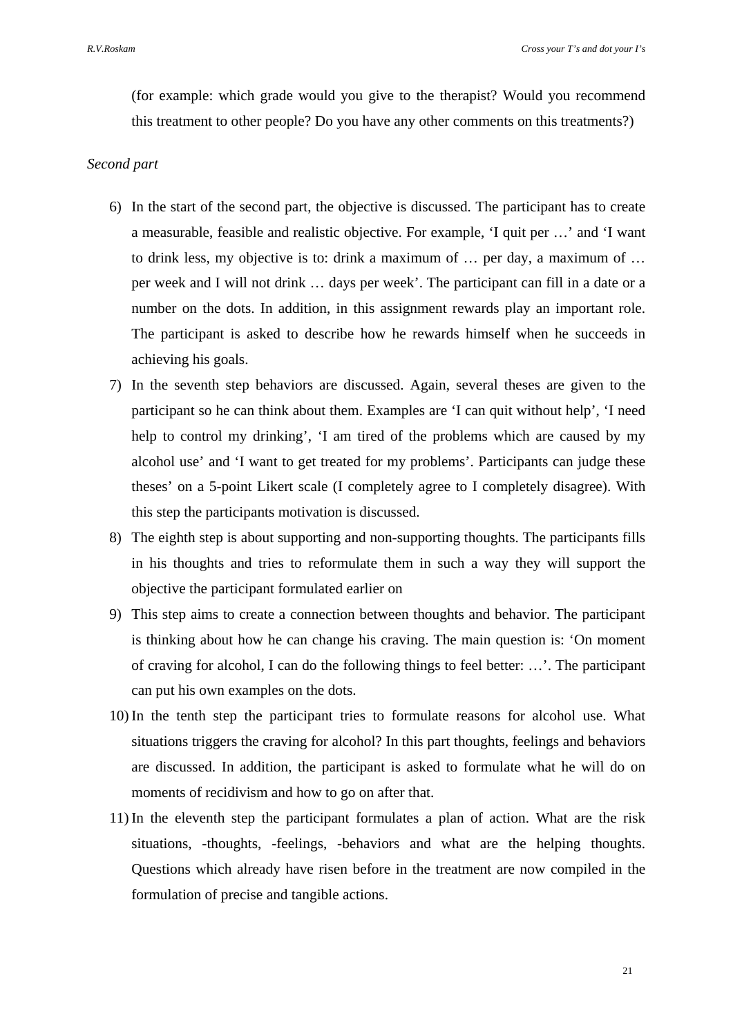(for example: which grade would you give to the therapist? Would you recommend this treatment to other people? Do you have any other comments on this treatments?)

*Second part*

6) In the start of the second part, the objective is discussed. The participant has to create a measurable, feasible and realistic objective. For example, 'I quit per …' and 'I want to drink less, my objective is to: drink a maximum of … per day, a maximum of … per week and I will not drink … days per week'. The participant can fill in a date or a number on the dots. In addition, in this assignment rewards play an important role. The participant is asked to describe how he rewards himself when he succeeds in achieving his goals.
7) In the seventh step behaviors are discussed. Again, several theses are given to the participant so he can think about them. Examples are 'I can quit without help', 'I need help to control my drinking', 'I am tired of the problems which are caused by my alcohol use' and 'I want to get treated for my problems'. Participants can judge these theses' on a 5-point Likert scale (I completely agree to I completely disagree). With this step the participants motivation is discussed.
8) The eighth step is about supporting and non-supporting thoughts. The participants fills in his thoughts and tries to reformulate them in such a way they will support the objective the participant formulated earlier on
9) This step aims to create a connection between thoughts and behavior. The participant is thinking about how he can change his craving. The main question is: 'On moment of craving for alcohol, I can do the following things to feel better: …'. The participant can put his own examples on the dots.
10) In the tenth step the participant tries to formulate reasons for alcohol use. What situations triggers the craving for alcohol? In this part thoughts, feelings and behaviors are discussed. In addition, the participant is asked to formulate what he will do on moments of recidivism and how to go on after that.
11) In the eleventh step the participant formulates a plan of action. What are the risk situations, -thoughts, -feelings, -behaviors and what are the helping thoughts. Questions which already have risen before in the treatment are now compiled in the formulation of precise and tangible actions.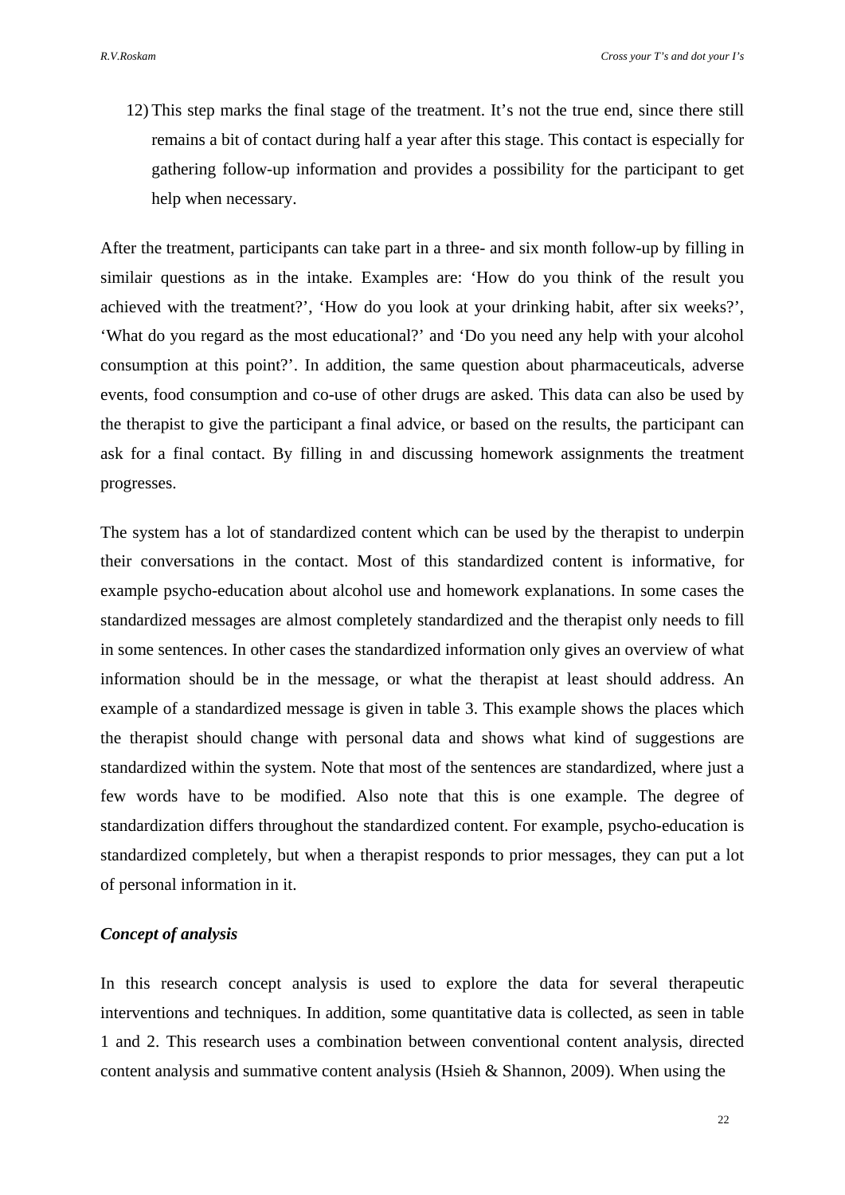12) This step marks the final stage of the treatment. It’s not the true end, since there still remains a bit of contact during half a year after this stage. This contact is especially for gathering follow-up information and provides a possibility for the participant to get help when necessary.

After the treatment, participants can take part in a three- and six month follow-up by filling in similair questions as in the intake. Examples are: ‘How do you think of the result you achieved with the treatment?’, ‘How do you look at your drinking habit, after six weeks?’, ‘What do you regard as the most educational?’ and ‘Do you need any help with your alcohol consumption at this point?’. In addition, the same question about pharmaceuticals, adverse events, food consumption and co-use of other drugs are asked. This data can also be used by the therapist to give the participant a final advice, or based on the results, the participant can ask for a final contact. By filling in and discussing homework assignments the treatment progresses.

The system has a lot of standardized content which can be used by the therapist to underpin their conversations in the contact. Most of this standardized content is informative, for example psycho-education about alcohol use and homework explanations. In some cases the standardized messages are almost completely standardized and the therapist only needs to fill in some sentences. In other cases the standardized information only gives an overview of what information should be in the message, or what the therapist at least should address. An example of a standardized message is given in table 3. This example shows the places which the therapist should change with personal data and shows what kind of suggestions are standardized within the system. Note that most of the sentences are standardized, where just a few words have to be modified. Also note that this is one example. The degree of standardization differs throughout the standardized content. For example, psycho-education is standardized completely, but when a therapist responds to prior messages, they can put a lot of personal information in it.

### *Concept of analysis*

In this research concept analysis is used to explore the data for several therapeutic interventions and techniques. In addition, some quantitative data is collected, as seen in table 1 and 2. This research uses a combination between conventional content analysis, directed content analysis and summative content analysis (Hsieh & Shannon, 2009). When using the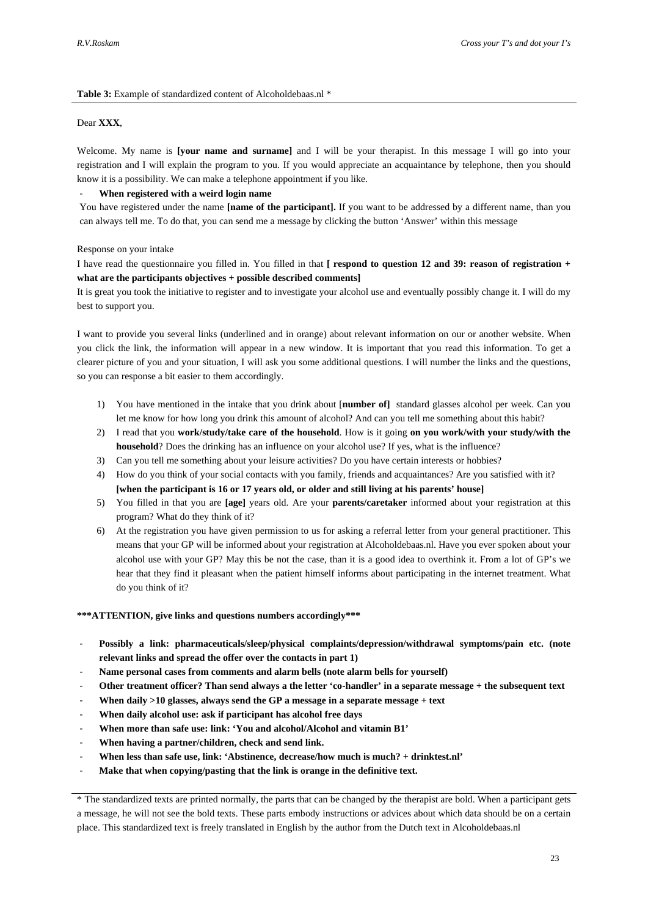**Table 3:** Example of standardized content of Alcoholdebaas.nl *

Dear **XXX**,

Welcome. My name is **[your name and surname]** and I will be your therapist. In this message I will go into your registration and I will explain the program to you. If you would appreciate an acquaintance by telephone, then you should know it is a possibility. We can make a telephone appointment if you like.

- **When registered with a weird login name**

You have registered under the name **[name of the participant].** If you want to be addressed by a different name, than you can always tell me. To do that, you can send me a message by clicking the button 'Answer' within this message

Response on your intake

I have read the questionnaire you filled in. You filled in that **[ respond to question 12 and 39: reason of registration + what are the participants objectives + possible described comments]**

It is great you took the initiative to register and to investigate your alcohol use and eventually possibly change it. I will do my best to support you.

I want to provide you several links (underlined and in orange) about relevant information on our or another website. When you click the link, the information will appear in a new window. It is important that you read this information. To get a clearer picture of you and your situation, I will ask you some additional questions. I will number the links and the questions, so you can response a bit easier to them accordingly.

1) You have mentioned in the intake that you drink about [**number of]** standard glasses alcohol per week. Can you let me know for how long you drink this amount of alcohol? And can you tell me something about this habit?
2) I read that you **work/study/take care of the household**. How is it going **on you work/with your study/with the household**? Does the drinking has an influence on your alcohol use? If yes, what is the influence?
3) Can you tell me something about your leisure activities? Do you have certain interests or hobbies?
4) How do you think of your social contacts with you family, friends and acquaintances? Are you satisfied with it? **[when the participant is 16 or 17 years old, or older and still living at his parents' house]**
5) You filled in that you are **[age]** years old. Are your **parents/caretaker** informed about your registration at this program? What do they think of it?
6) At the registration you have given permission to us for asking a referral letter from your general practitioner. This means that your GP will be informed about your registration at Alcoholdebaas.nl. Have you ever spoken about your alcohol use with your GP? May this be not the case, than it is a good idea to overthink it. From a lot of GP's we hear that they find it pleasant when the patient himself informs about participating in the internet treatment. What do you think of it?

**\*\*\*ATTENTION, give links and questions numbers accordingly\*\*\***

- **Possibly a link: pharmaceuticals/sleep/physical complaints/depression/withdrawal symptoms/pain etc. (note relevant links and spread the offer over the contacts in part 1)**
- **Name personal cases from comments and alarm bells (note alarm bells for yourself)**
- **Other treatment officer? Than send always a the letter 'co-handler' in a separate message + the subsequent text**
- **When daily >10 glasses, always send the GP a message in a separate message + text**
- **When daily alcohol use: ask if participant has alcohol free days**
- **When more than safe use: link: 'You and alcohol/Alcohol and vitamin B1'**
- **When having a partner/children, check and send link.**
- **When less than safe use, link: 'Abstinence, decrease/how much is much? + drinktest.nl'**
- **Make that when copying/pasting that the link is orange in the definitive text.**

\* The standardized texts are printed normally, the parts that can be changed by the therapist are bold. When a participant gets a message, he will not see the bold texts. These parts embody instructions or advices about which data should be on a certain place. This standardized text is freely translated in English by the author from the Dutch text in Alcoholdebaas.nl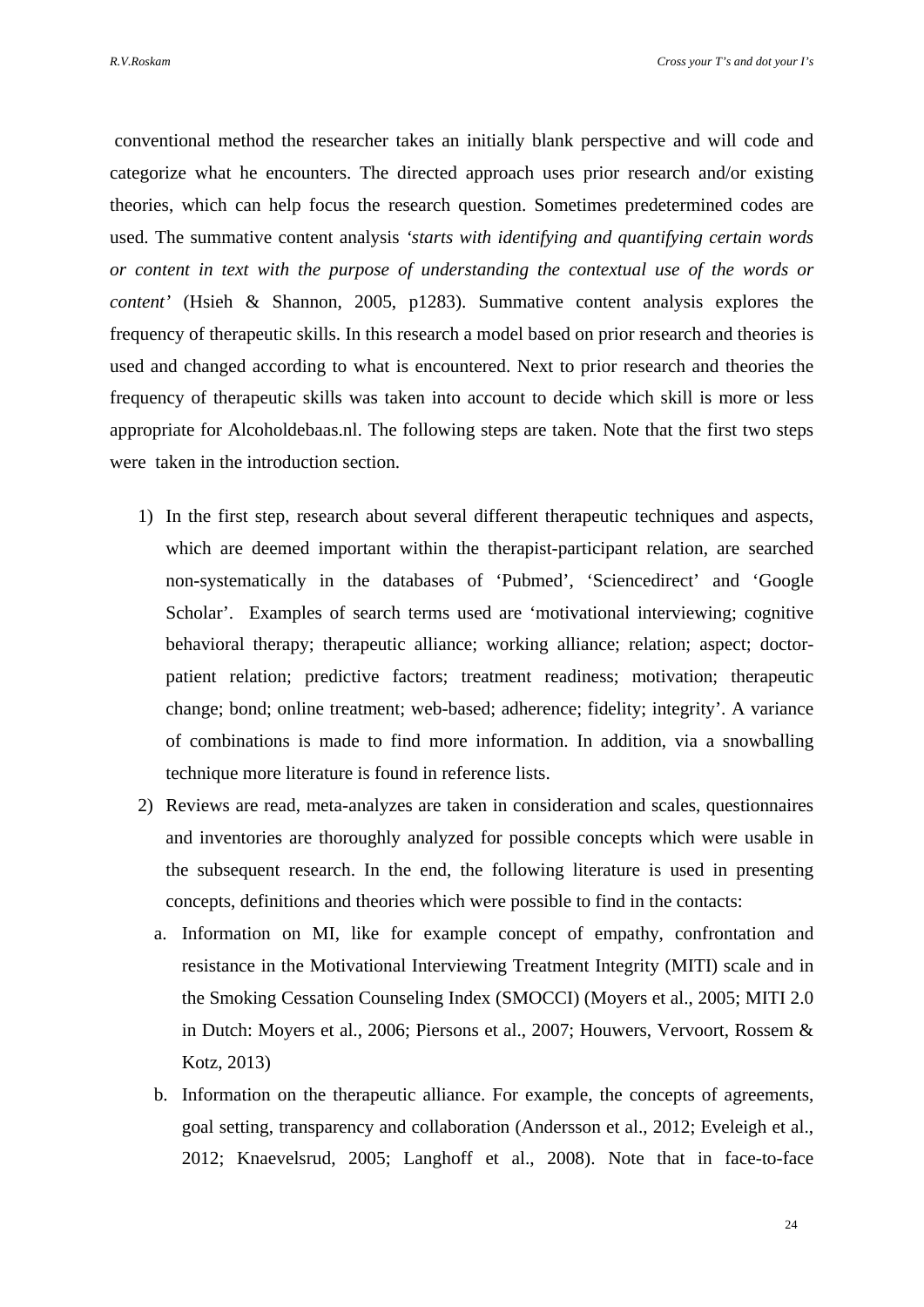conventional method the researcher takes an initially blank perspective and will code and categorize what he encounters. The directed approach uses prior research and/or existing theories, which can help focus the research question. Sometimes predetermined codes are used. The summative content analysis *'starts with identifying and quantifying certain words or content in text with the purpose of understanding the contextual use of the words or content'* (Hsieh & Shannon, 2005, p1283). Summative content analysis explores the frequency of therapeutic skills. In this research a model based on prior research and theories is used and changed according to what is encountered. Next to prior research and theories the frequency of therapeutic skills was taken into account to decide which skill is more or less appropriate for Alcoholdebaas.nl. The following steps are taken. Note that the first two steps were taken in the introduction section.

1) In the first step, research about several different therapeutic techniques and aspects, which are deemed important within the therapist-participant relation, are searched non-systematically in the databases of 'Pubmed', 'Sciencedirect' and 'Google Scholar'. Examples of search terms used are 'motivational interviewing; cognitive behavioral therapy; therapeutic alliance; working alliance; relation; aspect; doctor-patient relation; predictive factors; treatment readiness; motivation; therapeutic change; bond; online treatment; web-based; adherence; fidelity; integrity'. A variance of combinations is made to find more information. In addition, via a snowballing technique more literature is found in reference lists.
2) Reviews are read, meta-analyzes are taken in consideration and scales, questionnaires and inventories are thoroughly analyzed for possible concepts which were usable in the subsequent research. In the end, the following literature is used in presenting concepts, definitions and theories which were possible to find in the contacts:
   a. Information on MI, like for example concept of empathy, confrontation and resistance in the Motivational Interviewing Treatment Integrity (MITI) scale and in the Smoking Cessation Counseling Index (SMOCCI) (Moyers et al., 2005; MITI 2.0 in Dutch: Moyers et al., 2006; Piersons et al., 2007; Houwers, Vervoort, Rossem & Kotz, 2013)
   b. Information on the therapeutic alliance. For example, the concepts of agreements, goal setting, transparency and collaboration (Andersson et al., 2012; Eveleigh et al., 2012; Knaevelsrud, 2005; Langhoff et al., 2008). Note that in face-to-face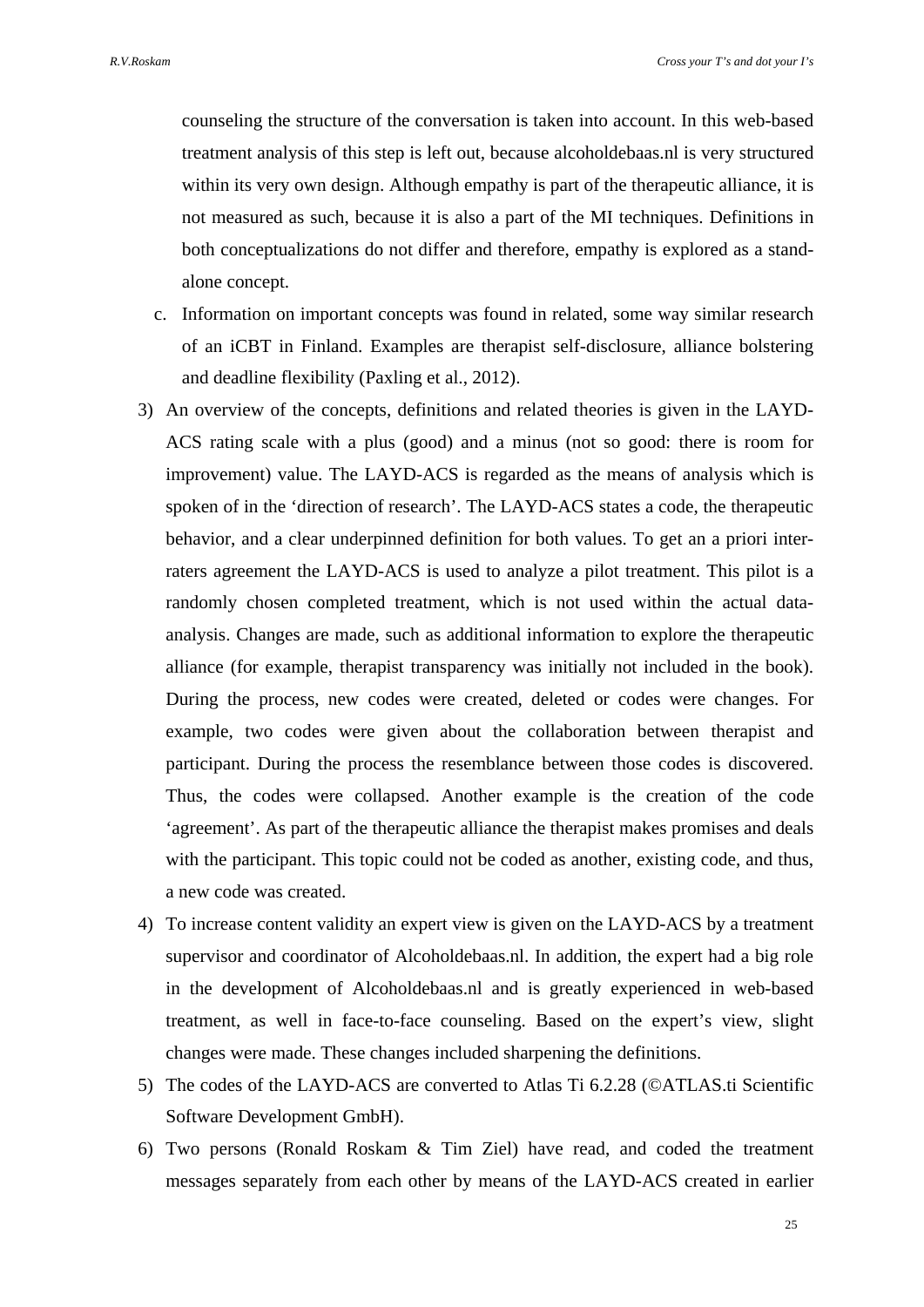counseling the structure of the conversation is taken into account. In this web-based treatment analysis of this step is left out, because alcoholdebaas.nl is very structured within its very own design. Although empathy is part of the therapeutic alliance, it is not measured as such, because it is also a part of the MI techniques. Definitions in both conceptualizations do not differ and therefore, empathy is explored as a stand-alone concept.

   c. Information on important concepts was found in related, some way similar research of an iCBT in Finland. Examples are therapist self-disclosure, alliance bolstering and deadline flexibility (Paxling et al., 2012).

3) An overview of the concepts, definitions and related theories is given in the LAYD-ACS rating scale with a plus (good) and a minus (not so good: there is room for improvement) value. The LAYD-ACS is regarded as the means of analysis which is spoken of in the 'direction of research'. The LAYD-ACS states a code, the therapeutic behavior, and a clear underpinned definition for both values. To get an a priori inter-raters agreement the LAYD-ACS is used to analyze a pilot treatment. This pilot is a randomly chosen completed treatment, which is not used within the actual data-analysis. Changes are made, such as additional information to explore the therapeutic alliance (for example, therapist transparency was initially not included in the book). During the process, new codes were created, deleted or codes were changes. For example, two codes were given about the collaboration between therapist and participant. During the process the resemblance between those codes is discovered. Thus, the codes were collapsed. Another example is the creation of the code 'agreement'. As part of the therapeutic alliance the therapist makes promises and deals with the participant. This topic could not be coded as another, existing code, and thus, a new code was created.

4) To increase content validity an expert view is given on the LAYD-ACS by a treatment supervisor and coordinator of Alcoholdebaas.nl. In addition, the expert had a big role in the development of Alcoholdebaas.nl and is greatly experienced in web-based treatment, as well in face-to-face counseling. Based on the expert's view, slight changes were made. These changes included sharpening the definitions.

5) The codes of the LAYD-ACS are converted to Atlas Ti 6.2.28 (©ATLAS.ti Scientific Software Development GmbH).

6) Two persons (Ronald Roskam & Tim Ziel) have read, and coded the treatment messages separately from each other by means of the LAYD-ACS created in earlier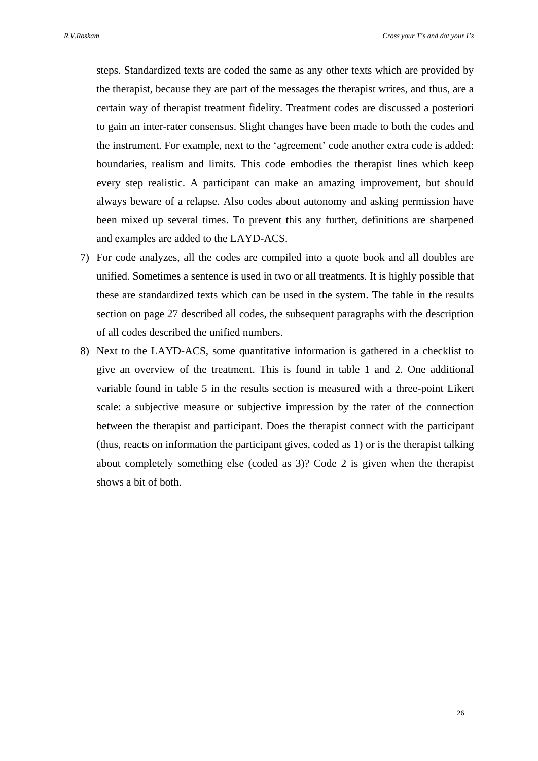steps. Standardized texts are coded the same as any other texts which are provided by the therapist, because they are part of the messages the therapist writes, and thus, are a certain way of therapist treatment fidelity. Treatment codes are discussed a posteriori to gain an inter-rater consensus. Slight changes have been made to both the codes and the instrument. For example, next to the 'agreement' code another extra code is added: boundaries, realism and limits. This code embodies the therapist lines which keep every step realistic. A participant can make an amazing improvement, but should always beware of a relapse. Also codes about autonomy and asking permission have been mixed up several times. To prevent this any further, definitions are sharpened and examples are added to the LAYD-ACS.

7) For code analyzes, all the codes are compiled into a quote book and all doubles are unified. Sometimes a sentence is used in two or all treatments. It is highly possible that these are standardized texts which can be used in the system. The table in the results section on page 27 described all codes, the subsequent paragraphs with the description of all codes described the unified numbers.
8) Next to the LAYD-ACS, some quantitative information is gathered in a checklist to give an overview of the treatment. This is found in table 1 and 2. One additional variable found in table 5 in the results section is measured with a three-point Likert scale: a subjective measure or subjective impression by the rater of the connection between the therapist and participant. Does the therapist connect with the participant (thus, reacts on information the participant gives, coded as 1) or is the therapist talking about completely something else (coded as 3)? Code 2 is given when the therapist shows a bit of both.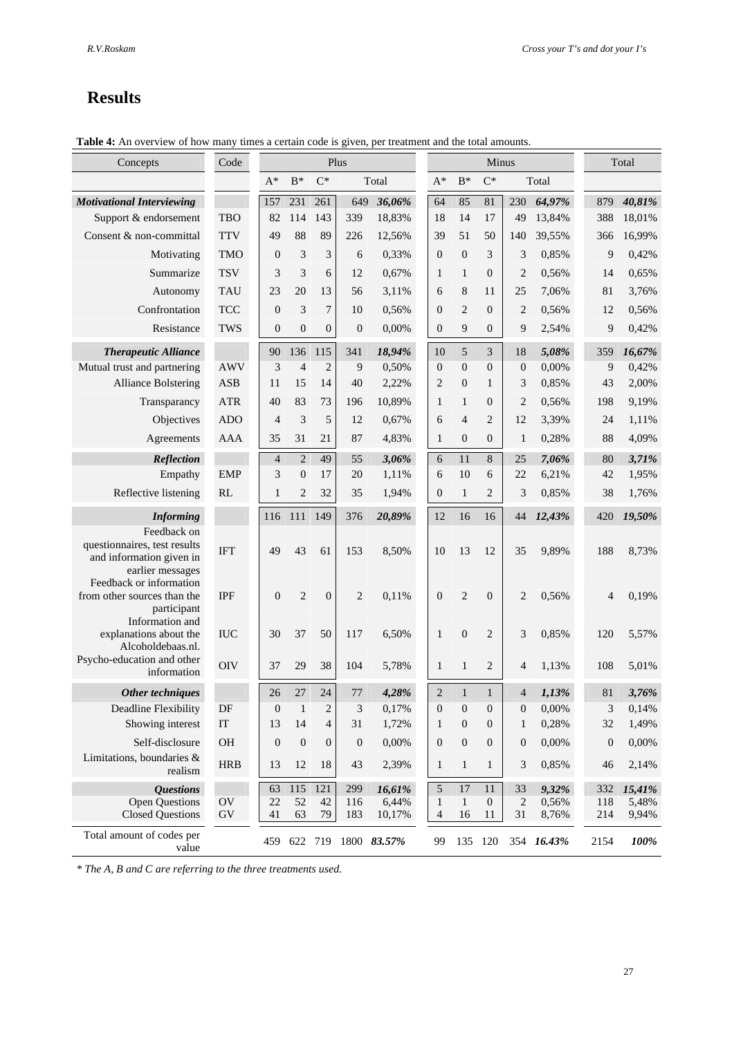# Results

**Table 4:** An overview of how many times a certain code is given, per treatment and the total amounts.

| Concepts | Code | Plus | | | | | Minus | | | | | Total | |
|---|---|---|---|---|---|---|---|---|---|---|---|---|---|
| | | A* | B* | C* | Total | | A* | B* | C* | Total | | | |
| ***Motivational Interviewing*** | | 157 | 231 | 261 | 649 | ***36,06%*** | 64 | 85 | 81 | 230 | ***64,97%*** | 879 | ***40,81%*** |
| Support & endorsement | TBO | 82 | 114 | 143 | 339 | 18,83% | 18 | 14 | 17 | 49 | 13,84% | 388 | 18,01% |
| Consent & non-committal | TTV | 49 | 88 | 89 | 226 | 12,56% | 39 | 51 | 50 | 140 | 39,55% | 366 | 16,99% |
| Motivating | TMO | 0 | 3 | 3 | 6 | 0,33% | 0 | 0 | 3 | 3 | 0,85% | 9 | 0,42% |
| Summarize | TSV | 3 | 3 | 6 | 12 | 0,67% | 1 | 1 | 0 | 2 | 0,56% | 14 | 0,65% |
| Autonomy | TAU | 23 | 20 | 13 | 56 | 3,11% | 6 | 8 | 11 | 25 | 7,06% | 81 | 3,76% |
| Confrontation | TCC | 0 | 3 | 7 | 10 | 0,56% | 0 | 2 | 0 | 2 | 0,56% | 12 | 0,56% |
| Resistance | TWS | 0 | 0 | 0 | 0 | 0,00% | 0 | 9 | 0 | 9 | 2,54% | 9 | 0,42% |
| ***Therapeutic Alliance*** | | 90 | 136 | 115 | 341 | ***18,94%*** | 10 | 5 | 3 | 18 | ***5,08%*** | 359 | ***16,67%*** |
| Mutual trust and partnering | AWV | 3 | 4 | 2 | 9 | 0,50% | 0 | 0 | 0 | 0 | 0,00% | 9 | 0,42% |
| Alliance Bolstering | ASB | 11 | 15 | 14 | 40 | 2,22% | 2 | 0 | 1 | 3 | 0,85% | 43 | 2,00% |
| Transparancy | ATR | 40 | 83 | 73 | 196 | 10,89% | 1 | 1 | 0 | 2 | 0,56% | 198 | 9,19% |
| Objectives | ADO | 4 | 3 | 5 | 12 | 0,67% | 6 | 4 | 2 | 12 | 3,39% | 24 | 1,11% |
| Agreements | AAA | 35 | 31 | 21 | 87 | 4,83% | 1 | 0 | 0 | 1 | 0,28% | 88 | 4,09% |
| ***Reflection*** | | 4 | 2 | 49 | 55 | ***3,06%*** | 6 | 11 | 8 | 25 | ***7,06%*** | 80 | ***3,71%*** |
| Empathy | EMP | 3 | 0 | 17 | 20 | 1,11% | 6 | 10 | 6 | 22 | 6,21% | 42 | 1,95% |
| Reflective listening | RL | 1 | 2 | 32 | 35 | 1,94% | 0 | 1 | 2 | 3 | 0,85% | 38 | 1,76% |
| ***Informing*** | | 116 | 111 | 149 | 376 | ***20,89%*** | 12 | 16 | 16 | 44 | ***12,43%*** | 420 | ***19,50%*** |
| Feedback on questionnaires, test results and information given in earlier messages | IFT | 49 | 43 | 61 | 153 | 8,50% | 10 | 13 | 12 | 35 | 9,89% | 188 | 8,73% |
| Feedback or information from other sources than the participant | IPF | 0 | 2 | 0 | 2 | 0,11% | 0 | 2 | 0 | 2 | 0,56% | 4 | 0,19% |
| Information and explanations about the Alcoholdebaas.nl. | IUC | 30 | 37 | 50 | 117 | 6,50% | 1 | 0 | 2 | 3 | 0,85% | 120 | 5,57% |
| Psycho-education and other information | OIV | 37 | 29 | 38 | 104 | 5,78% | 1 | 1 | 2 | 4 | 1,13% | 108 | 5,01% |
| ***Other techniques*** | | 26 | 27 | 24 | 77 | ***4,28%*** | 2 | 1 | 1 | 4 | ***1,13%*** | 81 | ***3,76%*** |
| Deadline Flexibility | DF | 0 | 1 | 2 | 3 | 0,17% | 0 | 0 | 0 | 0 | 0,00% | 3 | 0,14% |
| Showing interest | IT | 13 | 14 | 4 | 31 | 1,72% | 1 | 0 | 0 | 1 | 0,28% | 32 | 1,49% |
| Self-disclosure | OH | 0 | 0 | 0 | 0 | 0,00% | 0 | 0 | 0 | 0 | 0,00% | 0 | 0,00% |
| Limitations, boundaries & realism | HRB | 13 | 12 | 18 | 43 | 2,39% | 1 | 1 | 1 | 3 | 0,85% | 46 | 2,14% |
| ***Questions*** | | 63 | 115 | 121 | 299 | ***16,61%*** | 5 | 17 | 11 | 33 | ***9,32%*** | 332 | ***15,41%*** |
| Open Questions | OV | 22 | 52 | 42 | 116 | 6,44% | 1 | 1 | 0 | 2 | 0,56% | 118 | 5,48% |
| Closed Questions | GV | 41 | 63 | 79 | 183 | 10,17% | 4 | 16 | 11 | 31 | 8,76% | 214 | 9,94% |
| Total amount of codes per value | | 459 | 622 | 719 | 1800 | ***83.57%*** | 99 | 135 | 120 | 354 | ***16.43%*** | 2154 | ***100%*** |

*\* The A, B and C are referring to the three treatments used.*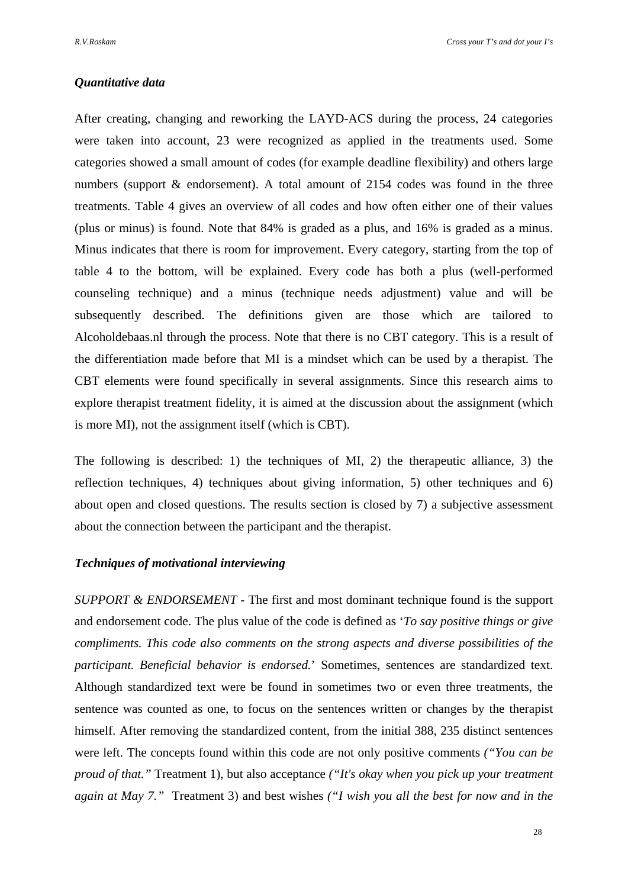### *Quantitative data*

After creating, changing and reworking the LAYD-ACS during the process, 24 categories were taken into account, 23 were recognized as applied in the treatments used. Some categories showed a small amount of codes (for example deadline flexibility) and others large numbers (support & endorsement). A total amount of 2154 codes was found in the three treatments. Table 4 gives an overview of all codes and how often either one of their values (plus or minus) is found. Note that 84% is graded as a plus, and 16% is graded as a minus. Minus indicates that there is room for improvement. Every category, starting from the top of table 4 to the bottom, will be explained. Every code has both a plus (well-performed counseling technique) and a minus (technique needs adjustment) value and will be subsequently described. The definitions given are those which are tailored to Alcoholdebaas.nl through the process. Note that there is no CBT category. This is a result of the differentiation made before that MI is a mindset which can be used by a therapist. The CBT elements were found specifically in several assignments. Since this research aims to explore therapist treatment fidelity, it is aimed at the discussion about the assignment (which is more MI), not the assignment itself (which is CBT).

The following is described: 1) the techniques of MI, 2) the therapeutic alliance, 3) the reflection techniques, 4) techniques about giving information, 5) other techniques and 6) about open and closed questions. The results section is closed by 7) a subjective assessment about the connection between the participant and the therapist.

### *Techniques of motivational interviewing*

*SUPPORT & ENDORSEMENT* - The first and most dominant technique found is the support and endorsement code. The plus value of the code is defined as '*To say positive things or give compliments. This code also comments on the strong aspects and diverse possibilities of the participant. Beneficial behavior is endorsed.*' Sometimes, sentences are standardized text. Although standardized text were be found in sometimes two or even three treatments, the sentence was counted as one, to focus on the sentences written or changes by the therapist himself. After removing the standardized content, from the initial 388, 235 distinct sentences were left. The concepts found within this code are not only positive comments *("You can be proud of that."* Treatment 1), but also acceptance *("It's okay when you pick up your treatment again at May 7."* Treatment 3) and best wishes *("I wish you all the best for now and in the*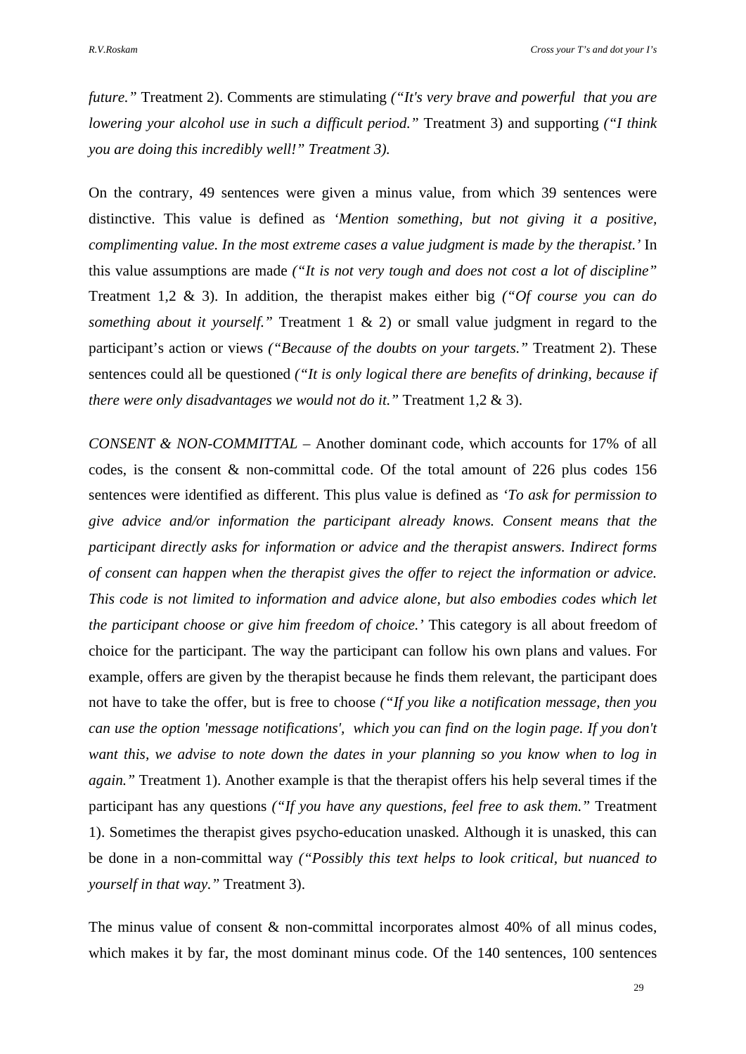*future."* Treatment 2). Comments are stimulating *("It's very brave and powerful that you are lowering your alcohol use in such a difficult period."* Treatment 3) and supporting *("I think you are doing this incredibly well!" Treatment 3).*

On the contrary, 49 sentences were given a minus value, from which 39 sentences were distinctive. This value is defined as *'Mention something, but not giving it a positive, complimenting value. In the most extreme cases a value judgment is made by the therapist.'* In this value assumptions are made *("It is not very tough and does not cost a lot of discipline"* Treatment 1,2 & 3). In addition, the therapist makes either big *("Of course you can do something about it yourself."* Treatment 1 & 2) or small value judgment in regard to the participant's action or views *("Because of the doubts on your targets."* Treatment 2). These sentences could all be questioned *("It is only logical there are benefits of drinking, because if there were only disadvantages we would not do it."* Treatment 1,2 & 3).

*CONSENT & NON-COMMITTAL* – Another dominant code, which accounts for 17% of all codes, is the consent & non-committal code. Of the total amount of 226 plus codes 156 sentences were identified as different. This plus value is defined as *'To ask for permission to give advice and/or information the participant already knows. Consent means that the participant directly asks for information or advice and the therapist answers. Indirect forms of consent can happen when the therapist gives the offer to reject the information or advice. This code is not limited to information and advice alone, but also embodies codes which let the participant choose or give him freedom of choice.'* This category is all about freedom of choice for the participant. The way the participant can follow his own plans and values. For example, offers are given by the therapist because he finds them relevant, the participant does not have to take the offer, but is free to choose *("If you like a notification message, then you can use the option 'message notifications', which you can find on the login page. If you don't want this, we advise to note down the dates in your planning so you know when to log in again."* Treatment 1). Another example is that the therapist offers his help several times if the participant has any questions *("If you have any questions, feel free to ask them."* Treatment 1). Sometimes the therapist gives psycho-education unasked. Although it is unasked, this can be done in a non-committal way *("Possibly this text helps to look critical, but nuanced to yourself in that way."* Treatment 3).

The minus value of consent & non-committal incorporates almost 40% of all minus codes, which makes it by far, the most dominant minus code. Of the 140 sentences, 100 sentences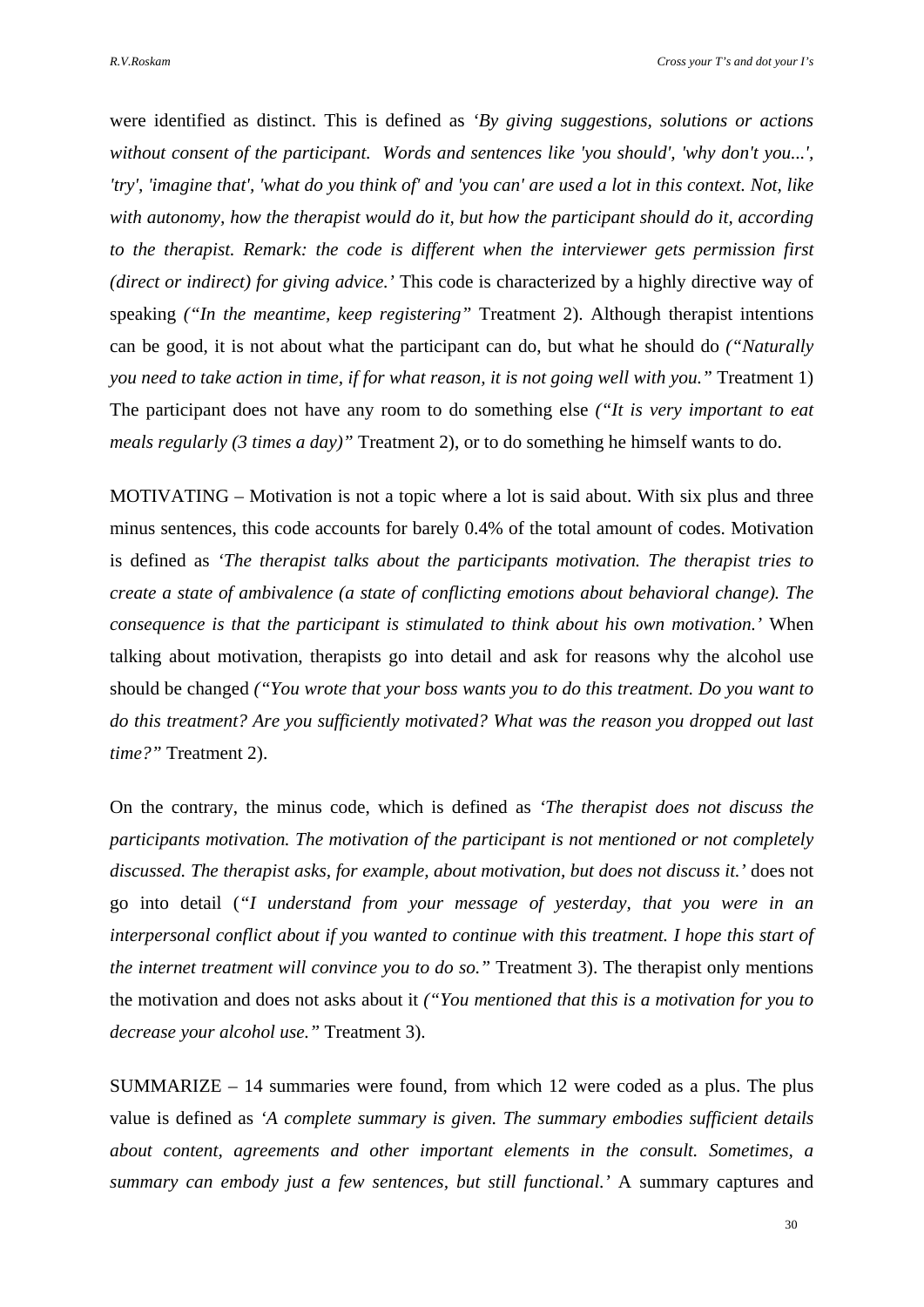were identified as distinct. This is defined as *'By giving suggestions, solutions or actions without consent of the participant. Words and sentences like 'you should', 'why don't you...', 'try', 'imagine that', 'what do you think of' and 'you can' are used a lot in this context. Not, like with autonomy, how the therapist would do it, but how the participant should do it, according to the therapist. Remark: the code is different when the interviewer gets permission first (direct or indirect) for giving advice.'* This code is characterized by a highly directive way of speaking *("In the meantime, keep registering"* Treatment 2). Although therapist intentions can be good, it is not about what the participant can do, but what he should do *("Naturally you need to take action in time, if for what reason, it is not going well with you."* Treatment 1) The participant does not have any room to do something else *("It is very important to eat meals regularly (3 times a day)"* Treatment 2), or to do something he himself wants to do.

MOTIVATING – Motivation is not a topic where a lot is said about. With six plus and three minus sentences, this code accounts for barely 0.4% of the total amount of codes. Motivation is defined as *'The therapist talks about the participants motivation. The therapist tries to create a state of ambivalence (a state of conflicting emotions about behavioral change). The consequence is that the participant is stimulated to think about his own motivation.'* When talking about motivation, therapists go into detail and ask for reasons why the alcohol use should be changed *("You wrote that your boss wants you to do this treatment. Do you want to do this treatment? Are you sufficiently motivated? What was the reason you dropped out last time?"* Treatment 2).

On the contrary, the minus code, which is defined as *'The therapist does not discuss the participants motivation. The motivation of the participant is not mentioned or not completely discussed. The therapist asks, for example, about motivation, but does not discuss it.'* does not go into detail (*"I understand from your message of yesterday, that you were in an interpersonal conflict about if you wanted to continue with this treatment. I hope this start of the internet treatment will convince you to do so."* Treatment 3). The therapist only mentions the motivation and does not asks about it *("You mentioned that this is a motivation for you to decrease your alcohol use."* Treatment 3).

SUMMARIZE – 14 summaries were found, from which 12 were coded as a plus. The plus value is defined as *'A complete summary is given. The summary embodies sufficient details about content, agreements and other important elements in the consult. Sometimes, a summary can embody just a few sentences, but still functional.'* A summary captures and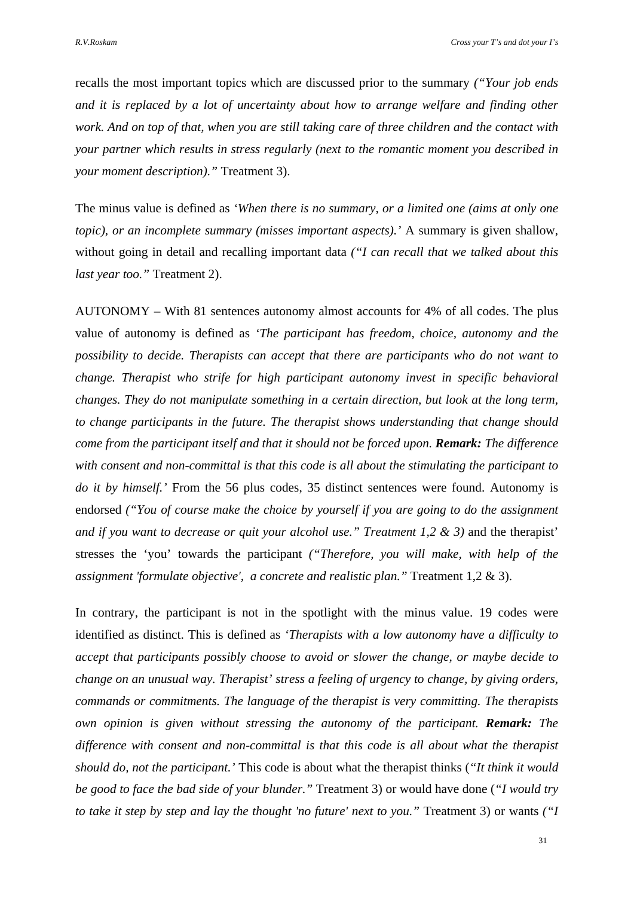recalls the most important topics which are discussed prior to the summary *("Your job ends and it is replaced by a lot of uncertainty about how to arrange welfare and finding other work. And on top of that, when you are still taking care of three children and the contact with your partner which results in stress regularly (next to the romantic moment you described in your moment description)."* Treatment 3).

The minus value is defined as *'When there is no summary, or a limited one (aims at only one topic), or an incomplete summary (misses important aspects).'* A summary is given shallow, without going in detail and recalling important data *("I can recall that we talked about this last year too."* Treatment 2).

AUTONOMY – With 81 sentences autonomy almost accounts for 4% of all codes. The plus value of autonomy is defined as *'The participant has freedom, choice, autonomy and the possibility to decide. Therapists can accept that there are participants who do not want to change. Therapist who strife for high participant autonomy invest in specific behavioral changes. They do not manipulate something in a certain direction, but look at the long term, to change participants in the future. The therapist shows understanding that change should come from the participant itself and that it should not be forced upon.* ***Remark:*** *The difference with consent and non-committal is that this code is all about the stimulating the participant to do it by himself.'* From the 56 plus codes, 35 distinct sentences were found. Autonomy is endorsed *("You of course make the choice by yourself if you are going to do the assignment and if you want to decrease or quit your alcohol use." Treatment 1,2 & 3)* and the therapist' stresses the 'you' towards the participant *("Therefore, you will make, with help of the assignment 'formulate objective', a concrete and realistic plan."* Treatment 1,2 & 3).

In contrary, the participant is not in the spotlight with the minus value. 19 codes were identified as distinct. This is defined as *'Therapists with a low autonomy have a difficulty to accept that participants possibly choose to avoid or slower the change, or maybe decide to change on an unusual way. Therapist' stress a feeling of urgency to change, by giving orders, commands or commitments. The language of the therapist is very committing. The therapists own opinion is given without stressing the autonomy of the participant.* ***Remark:*** *The difference with consent and non-committal is that this code is all about what the therapist should do, not the participant.'* This code is about what the therapist thinks (*"It think it would be good to face the bad side of your blunder."* Treatment 3) or would have done (*"I would try to take it step by step and lay the thought 'no future' next to you."* Treatment 3) or wants *("I*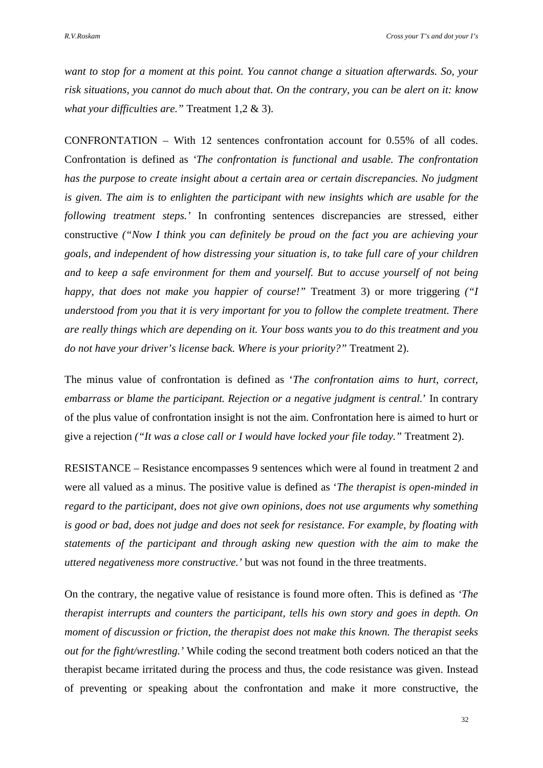*want to stop for a moment at this point. You cannot change a situation afterwards. So, your risk situations, you cannot do much about that. On the contrary, you can be alert on it: know what your difficulties are."* Treatment 1,2 & 3).

CONFRONTATION – With 12 sentences confrontation account for 0.55% of all codes. Confrontation is defined as *'The confrontation is functional and usable. The confrontation has the purpose to create insight about a certain area or certain discrepancies. No judgment is given. The aim is to enlighten the participant with new insights which are usable for the following treatment steps.'* In confronting sentences discrepancies are stressed, either constructive *("Now I think you can definitely be proud on the fact you are achieving your goals, and independent of how distressing your situation is, to take full care of your children and to keep a safe environment for them and yourself. But to accuse yourself of not being happy, that does not make you happier of course!"* Treatment 3) or more triggering *("I understood from you that it is very important for you to follow the complete treatment. There are really things which are depending on it. Your boss wants you to do this treatment and you do not have your driver's license back. Where is your priority?"* Treatment 2).

The minus value of confrontation is defined as '*The confrontation aims to hurt, correct, embarrass or blame the participant. Rejection or a negative judgment is central.*' In contrary of the plus value of confrontation insight is not the aim. Confrontation here is aimed to hurt or give a rejection *("It was a close call or I would have locked your file today."* Treatment 2).

RESISTANCE – Resistance encompasses 9 sentences which were al found in treatment 2 and were all valued as a minus. The positive value is defined as '*The therapist is open-minded in regard to the participant, does not give own opinions, does not use arguments why something is good or bad, does not judge and does not seek for resistance. For example, by floating with statements of the participant and through asking new question with the aim to make the uttered negativeness more constructive.'* but was not found in the three treatments.

On the contrary, the negative value of resistance is found more often. This is defined as *'The therapist interrupts and counters the participant, tells his own story and goes in depth. On moment of discussion or friction, the therapist does not make this known. The therapist seeks out for the fight/wrestling.'* While coding the second treatment both coders noticed an that the therapist became irritated during the process and thus, the code resistance was given. Instead of preventing or speaking about the confrontation and make it more constructive, the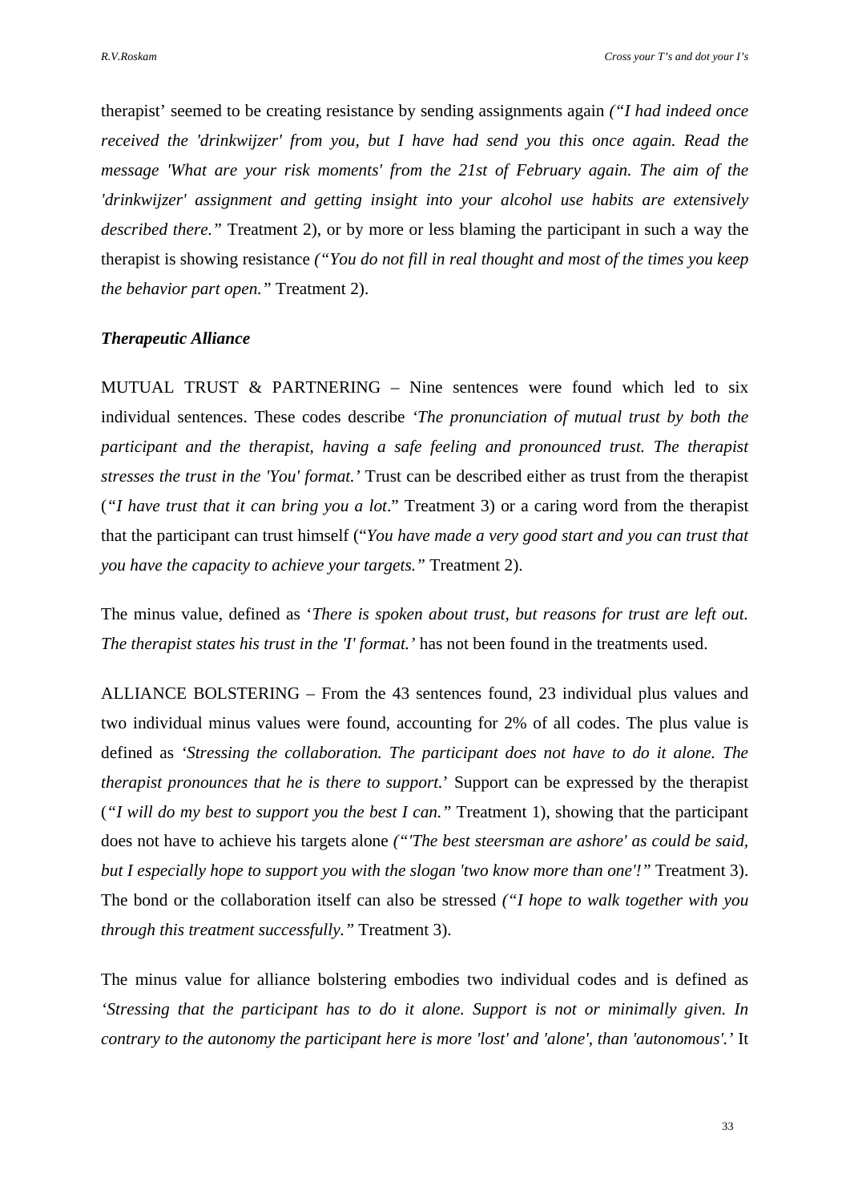therapist' seemed to be creating resistance by sending assignments again *("I had indeed once received the 'drinkwijzer' from you, but I have had send you this once again. Read the message 'What are your risk moments' from the 21st of February again. The aim of the 'drinkwijzer' assignment and getting insight into your alcohol use habits are extensively described there."* Treatment 2), or by more or less blaming the participant in such a way the therapist is showing resistance *("You do not fill in real thought and most of the times you keep the behavior part open."* Treatment 2).

### *Therapeutic Alliance*

MUTUAL TRUST & PARTNERING – Nine sentences were found which led to six individual sentences. These codes describe *'The pronunciation of mutual trust by both the participant and the therapist, having a safe feeling and pronounced trust. The therapist stresses the trust in the 'You' format.'* Trust can be described either as trust from the therapist (*"I have trust that it can bring you a lot*." Treatment 3) or a caring word from the therapist that the participant can trust himself ("*You have made a very good start and you can trust that you have the capacity to achieve your targets."* Treatment 2).

The minus value, defined as '*There is spoken about trust, but reasons for trust are left out. The therapist states his trust in the 'I' format.'* has not been found in the treatments used.

ALLIANCE BOLSTERING – From the 43 sentences found, 23 individual plus values and two individual minus values were found, accounting for 2% of all codes. The plus value is defined as '*Stressing the collaboration. The participant does not have to do it alone. The therapist pronounces that he is there to support.*' Support can be expressed by the therapist (*"I will do my best to support you the best I can."* Treatment 1), showing that the participant does not have to achieve his targets alone *("'The best steersman are ashore' as could be said, but I especially hope to support you with the slogan 'two know more than one'!"* Treatment 3). The bond or the collaboration itself can also be stressed *("I hope to walk together with you through this treatment successfully."* Treatment 3).

The minus value for alliance bolstering embodies two individual codes and is defined as *'Stressing that the participant has to do it alone. Support is not or minimally given. In contrary to the autonomy the participant here is more 'lost' and 'alone', than 'autonomous'.'* It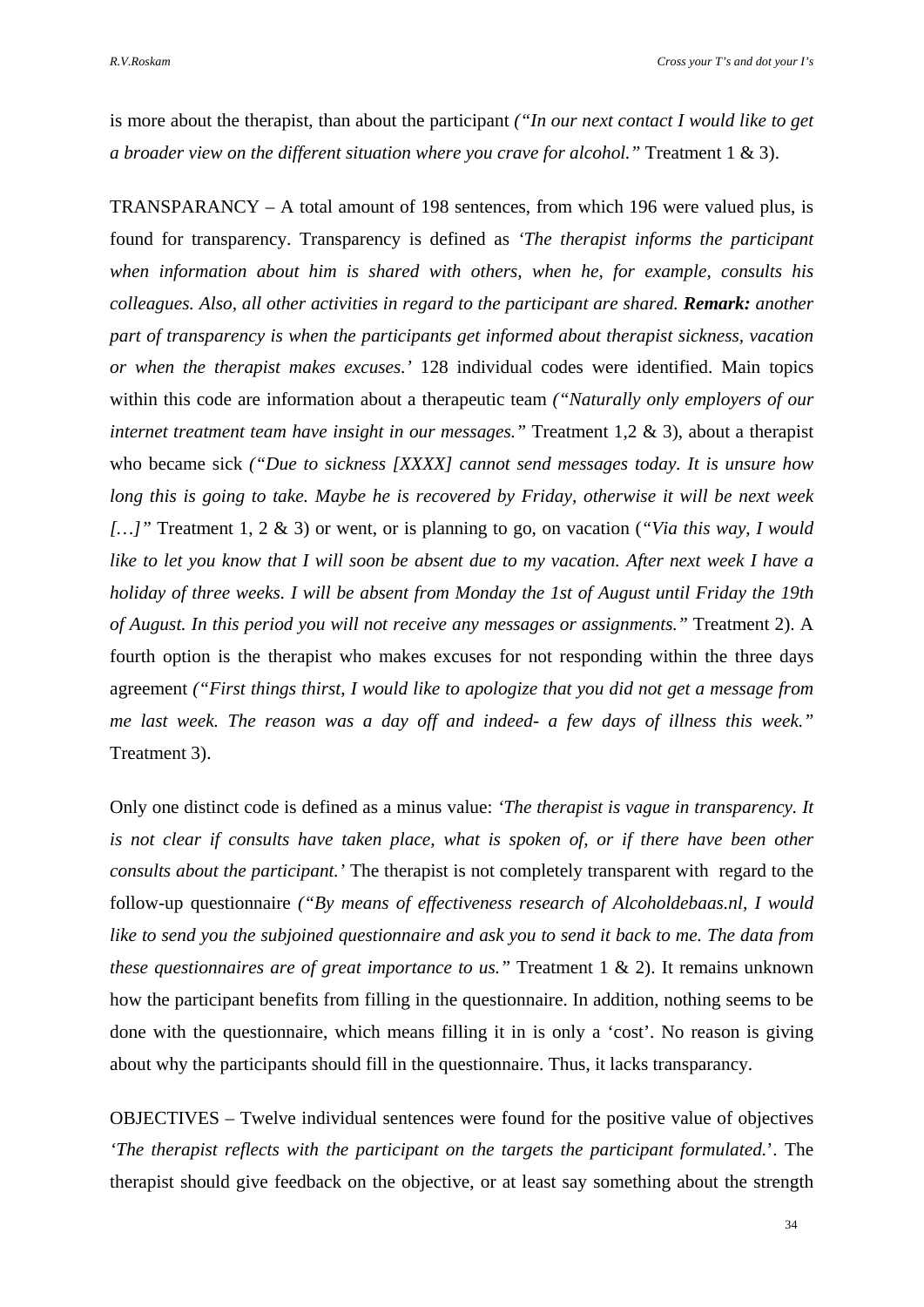is more about the therapist, than about the participant *("In our next contact I would like to get a broader view on the different situation where you crave for alcohol."* Treatment 1 & 3).

TRANSPARANCY – A total amount of 198 sentences, from which 196 were valued plus, is found for transparency. Transparency is defined as *'The therapist informs the participant when information about him is shared with others, when he, for example, consults his colleagues. Also, all other activities in regard to the participant are shared.* ***Remark:*** *another part of transparency is when the participants get informed about therapist sickness, vacation or when the therapist makes excuses.'* 128 individual codes were identified. Main topics within this code are information about a therapeutic team *("Naturally only employers of our internet treatment team have insight in our messages."* Treatment 1,2 & 3), about a therapist who became sick *("Due to sickness [XXXX] cannot send messages today. It is unsure how long this is going to take. Maybe he is recovered by Friday, otherwise it will be next week […]"* Treatment 1, 2 & 3) or went, or is planning to go, on vacation (*"Via this way, I would like to let you know that I will soon be absent due to my vacation. After next week I have a holiday of three weeks. I will be absent from Monday the 1st of August until Friday the 19th of August. In this period you will not receive any messages or assignments."* Treatment 2). A fourth option is the therapist who makes excuses for not responding within the three days agreement *("First things thirst, I would like to apologize that you did not get a message from me last week. The reason was a day off and indeed- a few days of illness this week."* Treatment 3).

Only one distinct code is defined as a minus value: *'The therapist is vague in transparency. It is not clear if consults have taken place, what is spoken of, or if there have been other consults about the participant.'* The therapist is not completely transparent with regard to the follow-up questionnaire *("By means of effectiveness research of Alcoholdebaas.nl, I would like to send you the subjoined questionnaire and ask you to send it back to me. The data from these questionnaires are of great importance to us."* Treatment 1 & 2). It remains unknown how the participant benefits from filling in the questionnaire. In addition, nothing seems to be done with the questionnaire, which means filling it in is only a 'cost'. No reason is giving about why the participants should fill in the questionnaire. Thus, it lacks transparancy.

OBJECTIVES – Twelve individual sentences were found for the positive value of objectives *'The therapist reflects with the participant on the targets the participant formulated.*'. The therapist should give feedback on the objective, or at least say something about the strength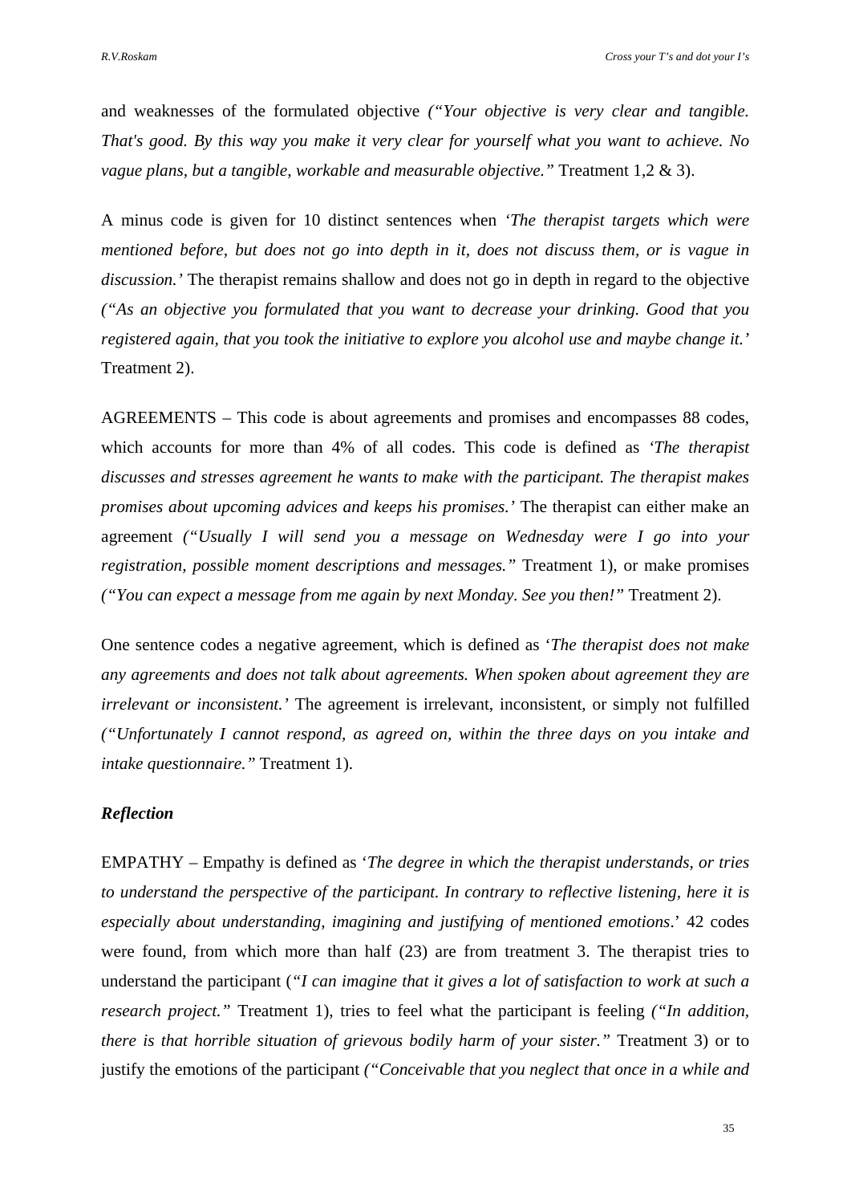and weaknesses of the formulated objective *("Your objective is very clear and tangible. That's good. By this way you make it very clear for yourself what you want to achieve. No vague plans, but a tangible, workable and measurable objective."* Treatment 1,2 & 3).

A minus code is given for 10 distinct sentences when *'The therapist targets which were mentioned before, but does not go into depth in it, does not discuss them, or is vague in discussion.'* The therapist remains shallow and does not go in depth in regard to the objective *("As an objective you formulated that you want to decrease your drinking. Good that you registered again, that you took the initiative to explore you alcohol use and maybe change it.'* Treatment 2).

AGREEMENTS – This code is about agreements and promises and encompasses 88 codes, which accounts for more than 4% of all codes. This code is defined as *'The therapist discusses and stresses agreement he wants to make with the participant. The therapist makes promises about upcoming advices and keeps his promises.'* The therapist can either make an agreement *("Usually I will send you a message on Wednesday were I go into your registration, possible moment descriptions and messages."* Treatment 1), or make promises *("You can expect a message from me again by next Monday. See you then!"* Treatment 2).

One sentence codes a negative agreement, which is defined as '*The therapist does not make any agreements and does not talk about agreements. When spoken about agreement they are irrelevant or inconsistent.'* The agreement is irrelevant, inconsistent, or simply not fulfilled *("Unfortunately I cannot respond, as agreed on, within the three days on you intake and intake questionnaire."* Treatment 1).

### *Reflection*

EMPATHY – Empathy is defined as '*The degree in which the therapist understands, or tries to understand the perspective of the participant. In contrary to reflective listening, here it is especially about understanding, imagining and justifying of mentioned emotions*.' 42 codes were found, from which more than half (23) are from treatment 3. The therapist tries to understand the participant (*"I can imagine that it gives a lot of satisfaction to work at such a research project."* Treatment 1), tries to feel what the participant is feeling *("In addition, there is that horrible situation of grievous bodily harm of your sister."* Treatment 3) or to justify the emotions of the participant *("Conceivable that you neglect that once in a while and*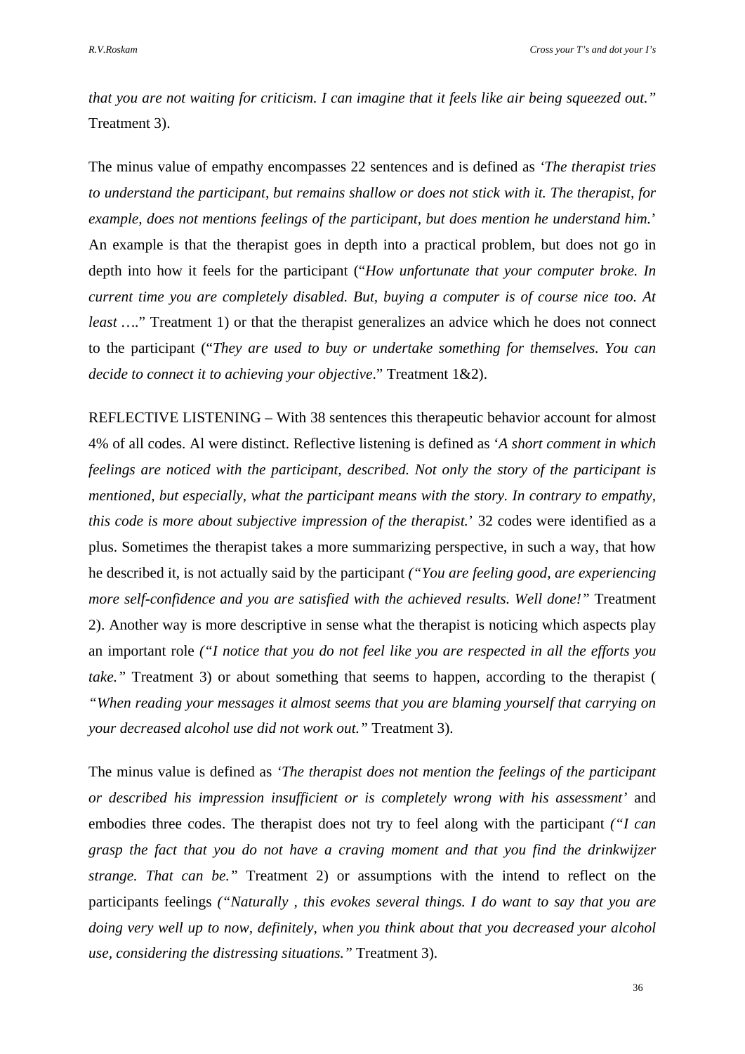*that you are not waiting for criticism. I can imagine that it feels like air being squeezed out."* Treatment 3).

The minus value of empathy encompasses 22 sentences and is defined as *'The therapist tries to understand the participant, but remains shallow or does not stick with it. The therapist, for example, does not mentions feelings of the participant, but does mention he understand him.'* An example is that the therapist goes in depth into a practical problem, but does not go in depth into how it feels for the participant ("*How unfortunate that your computer broke. In current time you are completely disabled. But, buying a computer is of course nice too. At least* …." Treatment 1) or that the therapist generalizes an advice which he does not connect to the participant ("*They are used to buy or undertake something for themselves. You can decide to connect it to achieving your objective*." Treatment 1&2).

REFLECTIVE LISTENING – With 38 sentences this therapeutic behavior account for almost 4% of all codes. Al were distinct. Reflective listening is defined as '*A short comment in which feelings are noticed with the participant, described. Not only the story of the participant is mentioned, but especially, what the participant means with the story. In contrary to empathy, this code is more about subjective impression of the therapist.*' 32 codes were identified as a plus. Sometimes the therapist takes a more summarizing perspective, in such a way, that how he described it, is not actually said by the participant *("You are feeling good, are experiencing more self-confidence and you are satisfied with the achieved results. Well done!"* Treatment 2). Another way is more descriptive in sense what the therapist is noticing which aspects play an important role *("I notice that you do not feel like you are respected in all the efforts you take."* Treatment 3) or about something that seems to happen, according to the therapist ( *"When reading your messages it almost seems that you are blaming yourself that carrying on your decreased alcohol use did not work out."* Treatment 3).

The minus value is defined as *'The therapist does not mention the feelings of the participant or described his impression insufficient or is completely wrong with his assessment'* and embodies three codes. The therapist does not try to feel along with the participant *("I can grasp the fact that you do not have a craving moment and that you find the drinkwijzer strange. That can be."* Treatment 2) or assumptions with the intend to reflect on the participants feelings *("Naturally , this evokes several things. I do want to say that you are doing very well up to now, definitely, when you think about that you decreased your alcohol use, considering the distressing situations."* Treatment 3).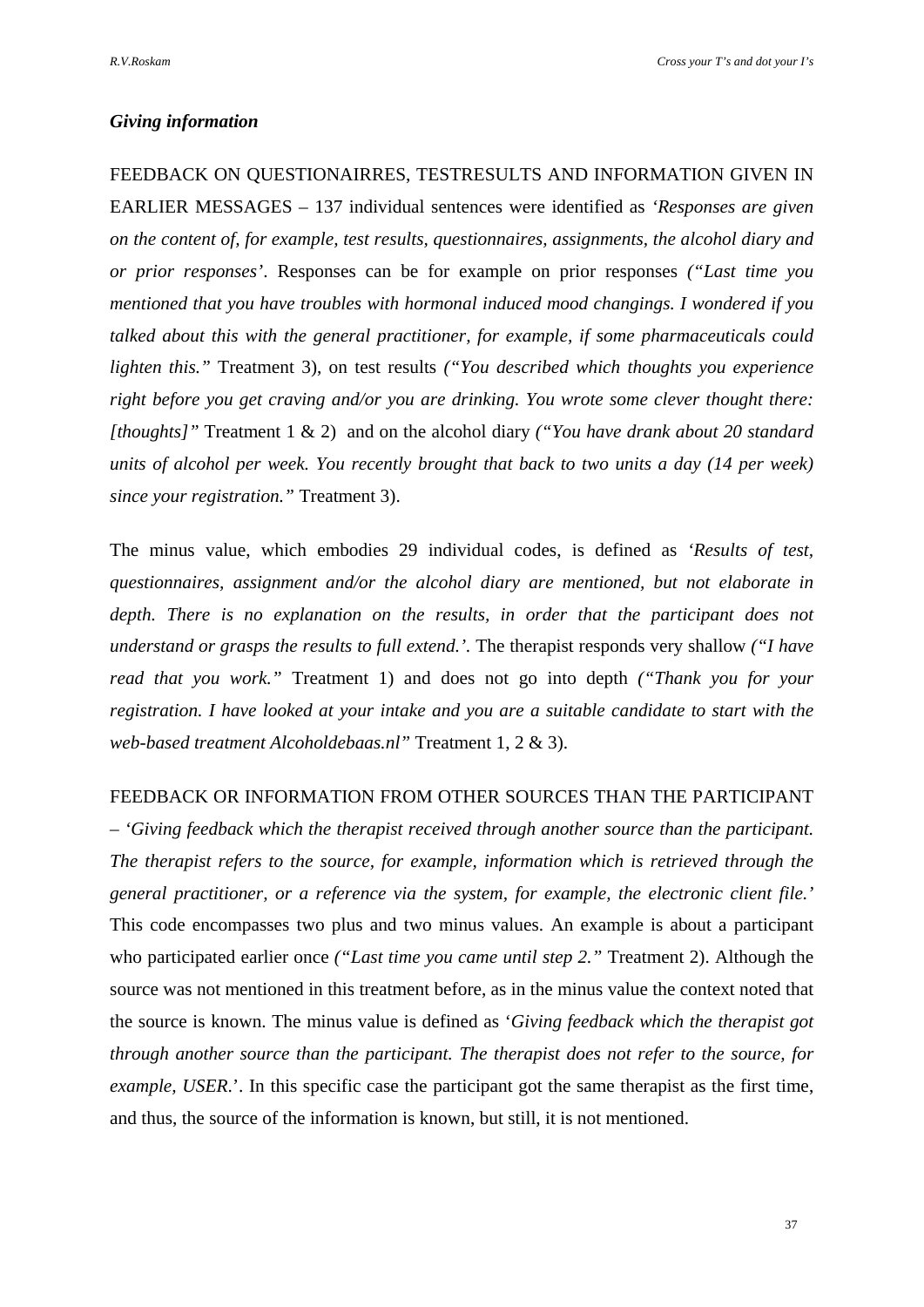### *Giving information*

FEEDBACK ON QUESTIONAIRRES, TESTRESULTS AND INFORMATION GIVEN IN EARLIER MESSAGES – 137 individual sentences were identified as *'Responses are given on the content of, for example, test results, questionnaires, assignments, the alcohol diary and or prior responses'*. Responses can be for example on prior responses *("Last time you mentioned that you have troubles with hormonal induced mood changings. I wondered if you talked about this with the general practitioner, for example, if some pharmaceuticals could lighten this."* Treatment 3), on test results *("You described which thoughts you experience right before you get craving and/or you are drinking. You wrote some clever thought there: [thoughts]"* Treatment 1 & 2) and on the alcohol diary *("You have drank about 20 standard units of alcohol per week. You recently brought that back to two units a day (14 per week) since your registration."* Treatment 3).

The minus value, which embodies 29 individual codes, is defined as *'Results of test, questionnaires, assignment and/or the alcohol diary are mentioned, but not elaborate in depth. There is no explanation on the results, in order that the participant does not understand or grasps the results to full extend.'*. The therapist responds very shallow *("I have read that you work."* Treatment 1) and does not go into depth *("Thank you for your registration. I have looked at your intake and you are a suitable candidate to start with the web-based treatment Alcoholdebaas.nl"* Treatment 1, 2 & 3).

FEEDBACK OR INFORMATION FROM OTHER SOURCES THAN THE PARTICIPANT – *'Giving feedback which the therapist received through another source than the participant. The therapist refers to the source, for example, information which is retrieved through the general practitioner, or a reference via the system, for example, the electronic client file.'* This code encompasses two plus and two minus values. An example is about a participant who participated earlier once *("Last time you came until step 2."* Treatment 2). Although the source was not mentioned in this treatment before, as in the minus value the context noted that the source is known. The minus value is defined as '*Giving feedback which the therapist got through another source than the participant. The therapist does not refer to the source, for example, USER*.'. In this specific case the participant got the same therapist as the first time, and thus, the source of the information is known, but still, it is not mentioned.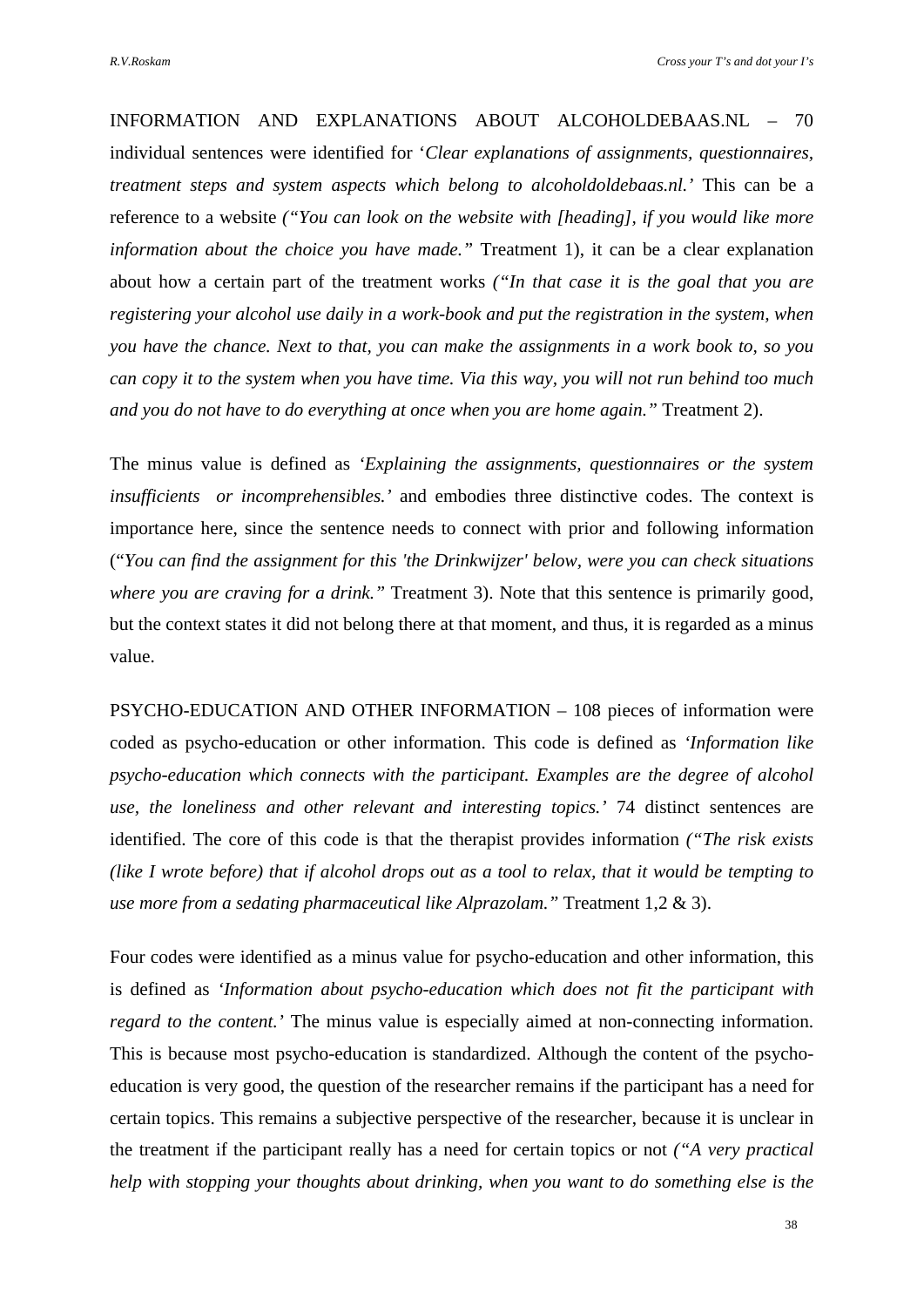INFORMATION AND EXPLANATIONS ABOUT ALCOHOLDEBAAS.NL – 70 individual sentences were identified for '*Clear explanations of assignments, questionnaires, treatment steps and system aspects which belong to alcoholdoldebaas.nl.*' This can be a reference to a website *("You can look on the website with [heading], if you would like more information about the choice you have made."* Treatment 1), it can be a clear explanation about how a certain part of the treatment works *("In that case it is the goal that you are registering your alcohol use daily in a work-book and put the registration in the system, when you have the chance. Next to that, you can make the assignments in a work book to, so you can copy it to the system when you have time. Via this way, you will not run behind too much and you do not have to do everything at once when you are home again."* Treatment 2).

The minus value is defined as '*Explaining the assignments, questionnaires or the system insufficients or incomprehensibles.*' and embodies three distinctive codes. The context is importance here, since the sentence needs to connect with prior and following information (*"You can find the assignment for this 'the Drinkwijzer' below, were you can check situations where you are craving for a drink."* Treatment 3). Note that this sentence is primarily good, but the context states it did not belong there at that moment, and thus, it is regarded as a minus value.

PSYCHO-EDUCATION AND OTHER INFORMATION – 108 pieces of information were coded as psycho-education or other information. This code is defined as *'Information like psycho-education which connects with the participant. Examples are the degree of alcohol use, the loneliness and other relevant and interesting topics.'* 74 distinct sentences are identified. The core of this code is that the therapist provides information *("The risk exists (like I wrote before) that if alcohol drops out as a tool to relax, that it would be tempting to use more from a sedating pharmaceutical like Alprazolam."* Treatment 1,2 & 3).

Four codes were identified as a minus value for psycho-education and other information, this is defined as *'Information about psycho-education which does not fit the participant with regard to the content.'* The minus value is especially aimed at non-connecting information. This is because most psycho-education is standardized. Although the content of the psycho-education is very good, the question of the researcher remains if the participant has a need for certain topics. This remains a subjective perspective of the researcher, because it is unclear in the treatment if the participant really has a need for certain topics or not *("A very practical help with stopping your thoughts about drinking, when you want to do something else is the*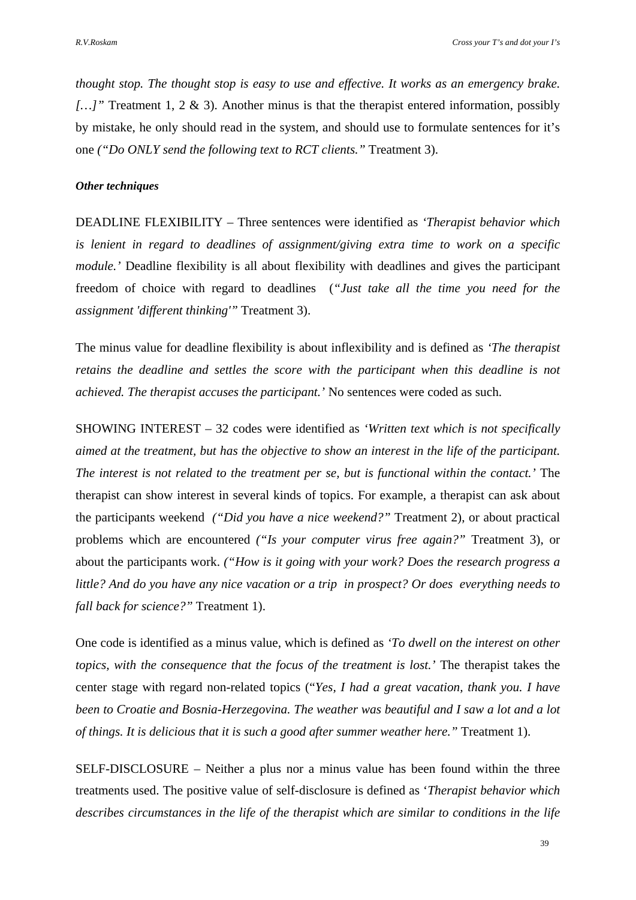*thought stop. The thought stop is easy to use and effective. It works as an emergency brake. […]"* Treatment 1, 2 & 3). Another minus is that the therapist entered information, possibly by mistake, he only should read in the system, and should use to formulate sentences for it's one *("Do ONLY send the following text to RCT clients."* Treatment 3).

***Other techniques***

DEADLINE FLEXIBILITY – Three sentences were identified as *'Therapist behavior which is lenient in regard to deadlines of assignment/giving extra time to work on a specific module.'* Deadline flexibility is all about flexibility with deadlines and gives the participant freedom of choice with regard to deadlines *("Just take all the time you need for the assignment 'different thinking'"* Treatment 3).

The minus value for deadline flexibility is about inflexibility and is defined as *'The therapist retains the deadline and settles the score with the participant when this deadline is not achieved. The therapist accuses the participant.'* No sentences were coded as such.

SHOWING INTEREST – 32 codes were identified as *'Written text which is not specifically aimed at the treatment, but has the objective to show an interest in the life of the participant. The interest is not related to the treatment per se, but is functional within the contact.'* The therapist can show interest in several kinds of topics. For example, a therapist can ask about the participants weekend *("Did you have a nice weekend?"* Treatment 2), or about practical problems which are encountered *("Is your computer virus free again?"* Treatment 3), or about the participants work. *("How is it going with your work? Does the research progress a little? And do you have any nice vacation or a trip in prospect? Or does everything needs to fall back for science?"* Treatment 1).

One code is identified as a minus value, which is defined as *'To dwell on the interest on other topics, with the consequence that the focus of the treatment is lost.'* The therapist takes the center stage with regard non-related topics ("*Yes, I had a great vacation, thank you. I have been to Croatie and Bosnia-Herzegovina. The weather was beautiful and I saw a lot and a lot of things. It is delicious that it is such a good after summer weather here."* Treatment 1).

SELF-DISCLOSURE – Neither a plus nor a minus value has been found within the three treatments used. The positive value of self-disclosure is defined as '*Therapist behavior which describes circumstances in the life of the therapist which are similar to conditions in the life*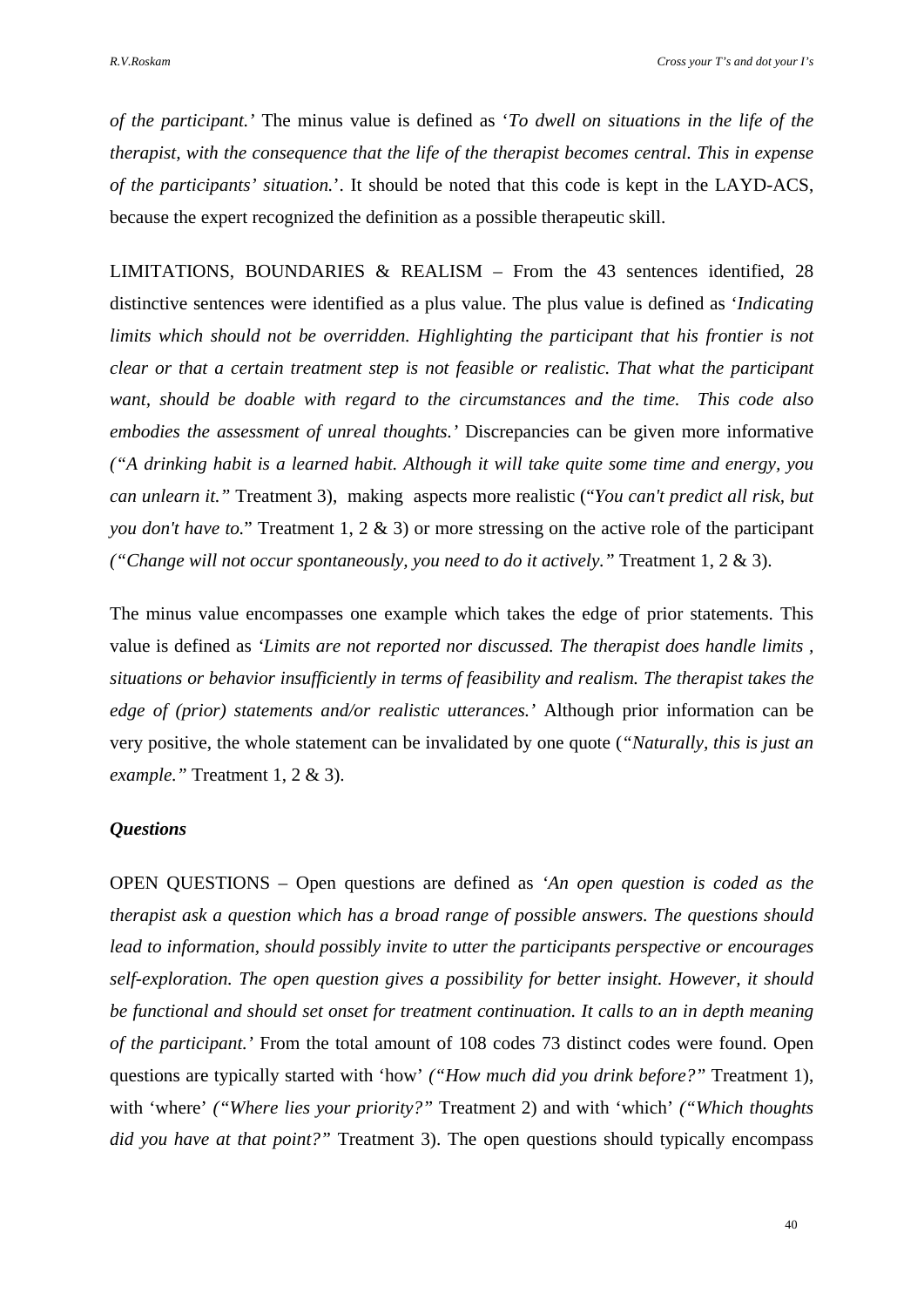*of the participant.'* The minus value is defined as '*To dwell on situations in the life of the therapist, with the consequence that the life of the therapist becomes central. This in expense of the participants' situation.*'. It should be noted that this code is kept in the LAYD-ACS, because the expert recognized the definition as a possible therapeutic skill.

LIMITATIONS, BOUNDARIES & REALISM – From the 43 sentences identified, 28 distinctive sentences were identified as a plus value. The plus value is defined as '*Indicating limits which should not be overridden. Highlighting the participant that his frontier is not clear or that a certain treatment step is not feasible or realistic. That what the participant want, should be doable with regard to the circumstances and the time. This code also embodies the assessment of unreal thoughts.'* Discrepancies can be given more informative *("A drinking habit is a learned habit. Although it will take quite some time and energy, you can unlearn it."* Treatment 3), making aspects more realistic ("*You can't predict all risk, but you don't have to.*" Treatment 1, 2 & 3) or more stressing on the active role of the participant *("Change will not occur spontaneously, you need to do it actively."* Treatment 1, 2 & 3).

The minus value encompasses one example which takes the edge of prior statements. This value is defined as *'Limits are not reported nor discussed. The therapist does handle limits , situations or behavior insufficiently in terms of feasibility and realism. The therapist takes the edge of (prior) statements and/or realistic utterances.'* Although prior information can be very positive, the whole statement can be invalidated by one quote (*"Naturally, this is just an example."* Treatment 1, 2 & 3).

***Questions***

OPEN QUESTIONS – Open questions are defined as *'An open question is coded as the therapist ask a question which has a broad range of possible answers. The questions should lead to information, should possibly invite to utter the participants perspective or encourages self-exploration. The open question gives a possibility for better insight. However, it should be functional and should set onset for treatment continuation. It calls to an in depth meaning of the participant.'* From the total amount of 108 codes 73 distinct codes were found. Open questions are typically started with 'how' *("How much did you drink before?"* Treatment 1), with 'where' *("Where lies your priority?"* Treatment 2) and with 'which' *("Which thoughts did you have at that point?"* Treatment 3). The open questions should typically encompass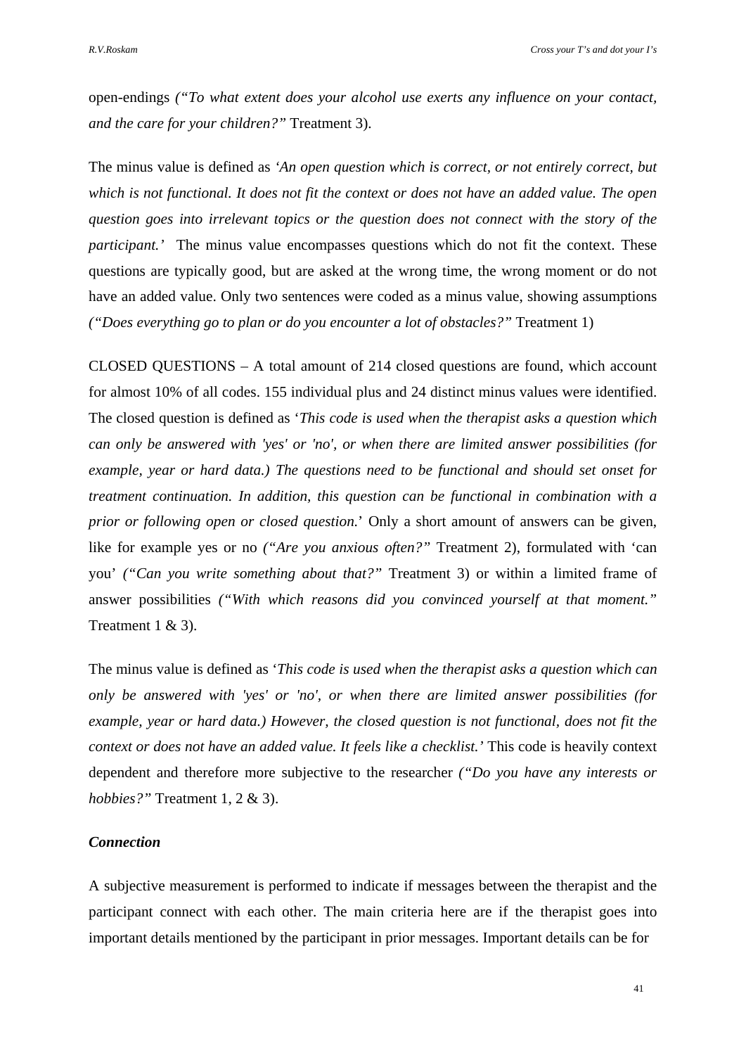open-endings *("To what extent does your alcohol use exerts any influence on your contact, and the care for your children?"* Treatment 3).

The minus value is defined as *'An open question which is correct, or not entirely correct, but which is not functional. It does not fit the context or does not have an added value. The open question goes into irrelevant topics or the question does not connect with the story of the participant.'* The minus value encompasses questions which do not fit the context. These questions are typically good, but are asked at the wrong time, the wrong moment or do not have an added value. Only two sentences were coded as a minus value, showing assumptions *("Does everything go to plan or do you encounter a lot of obstacles?"* Treatment 1)

CLOSED QUESTIONS – A total amount of 214 closed questions are found, which account for almost 10% of all codes. 155 individual plus and 24 distinct minus values were identified. The closed question is defined as '*This code is used when the therapist asks a question which can only be answered with 'yes' or 'no', or when there are limited answer possibilities (for example, year or hard data.) The questions need to be functional and should set onset for treatment continuation. In addition, this question can be functional in combination with a prior or following open or closed question.*' Only a short amount of answers can be given, like for example yes or no *("Are you anxious often?"* Treatment 2), formulated with 'can you' *("Can you write something about that?"* Treatment 3) or within a limited frame of answer possibilities *("With which reasons did you convinced yourself at that moment."* Treatment 1 & 3).

The minus value is defined as '*This code is used when the therapist asks a question which can only be answered with 'yes' or 'no', or when there are limited answer possibilities (for example, year or hard data.) However, the closed question is not functional, does not fit the context or does not have an added value. It feels like a checklist.'* This code is heavily context dependent and therefore more subjective to the researcher *("Do you have any interests or hobbies?"* Treatment 1, 2 & 3).

### *Connection*

A subjective measurement is performed to indicate if messages between the therapist and the participant connect with each other. The main criteria here are if the therapist goes into important details mentioned by the participant in prior messages. Important details can be for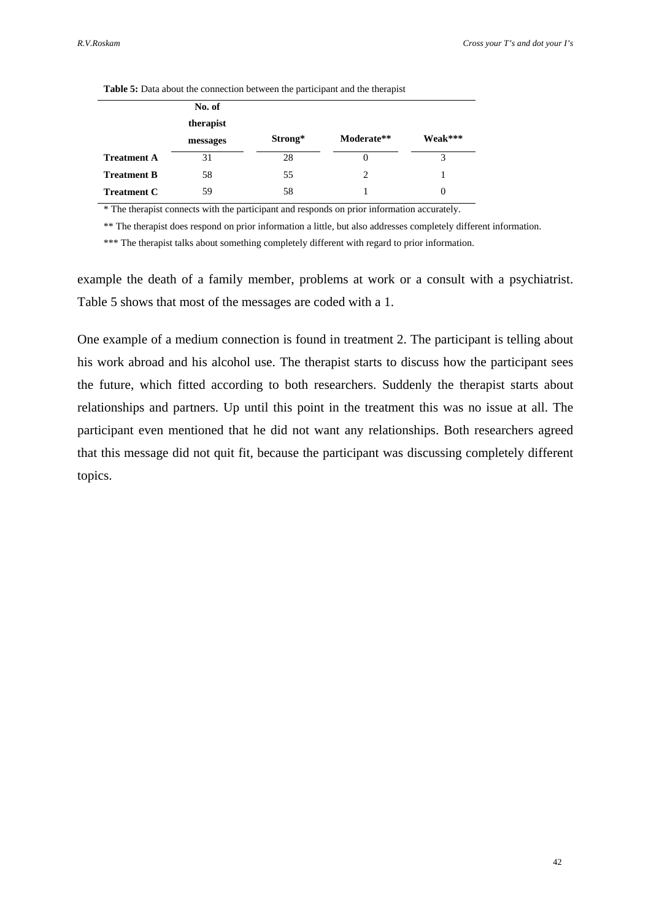**Table 5:** Data about the connection between the participant and the therapist

| | No. of therapist messages | Strong* | Moderate** | Weak*** |
|---|---|---|---|---|
| **Treatment A** | 31 | 28 | 0 | 3 |
| **Treatment B** | 58 | 55 | 2 | 1 |
| **Treatment C** | 59 | 58 | 1 | 0 |

* The therapist connects with the participant and responds on prior information accurately.

** The therapist does respond on prior information a little, but also addresses completely different information.

*** The therapist talks about something completely different with regard to prior information.

example the death of a family member, problems at work or a consult with a psychiatrist. Table 5 shows that most of the messages are coded with a 1.

One example of a medium connection is found in treatment 2. The participant is telling about his work abroad and his alcohol use. The therapist starts to discuss how the participant sees the future, which fitted according to both researchers. Suddenly the therapist starts about relationships and partners. Up until this point in the treatment this was no issue at all. The participant even mentioned that he did not want any relationships. Both researchers agreed that this message did not quit fit, because the participant was discussing completely different topics.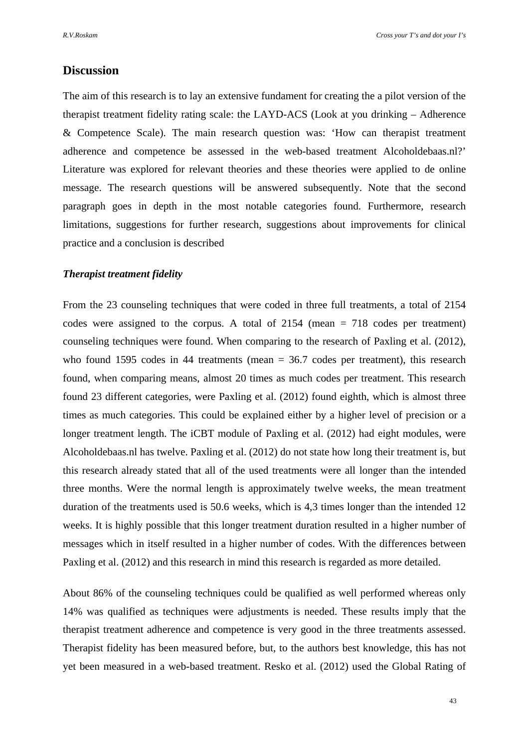## Discussion

The aim of this research is to lay an extensive fundament for creating the a pilot version of the therapist treatment fidelity rating scale: the LAYD-ACS (Look at you drinking – Adherence & Competence Scale). The main research question was: 'How can therapist treatment adherence and competence be assessed in the web-based treatment Alcoholdebaas.nl?' Literature was explored for relevant theories and these theories were applied to de online message. The research questions will be answered subsequently. Note that the second paragraph goes in depth in the most notable categories found. Furthermore, research limitations, suggestions for further research, suggestions about improvements for clinical practice and a conclusion is described

### *Therapist treatment fidelity*

From the 23 counseling techniques that were coded in three full treatments, a total of 2154 codes were assigned to the corpus. A total of 2154 (mean = 718 codes per treatment) counseling techniques were found. When comparing to the research of Paxling et al. (2012), who found 1595 codes in 44 treatments (mean = 36.7 codes per treatment), this research found, when comparing means, almost 20 times as much codes per treatment. This research found 23 different categories, were Paxling et al. (2012) found eighth, which is almost three times as much categories. This could be explained either by a higher level of precision or a longer treatment length. The iCBT module of Paxling et al. (2012) had eight modules, were Alcoholdebaas.nl has twelve. Paxling et al. (2012) do not state how long their treatment is, but this research already stated that all of the used treatments were all longer than the intended three months. Were the normal length is approximately twelve weeks, the mean treatment duration of the treatments used is 50.6 weeks, which is 4,3 times longer than the intended 12 weeks. It is highly possible that this longer treatment duration resulted in a higher number of messages which in itself resulted in a higher number of codes. With the differences between Paxling et al. (2012) and this research in mind this research is regarded as more detailed.

About 86% of the counseling techniques could be qualified as well performed whereas only 14% was qualified as techniques were adjustments is needed. These results imply that the therapist treatment adherence and competence is very good in the three treatments assessed. Therapist fidelity has been measured before, but, to the authors best knowledge, this has not yet been measured in a web-based treatment. Resko et al. (2012) used the Global Rating of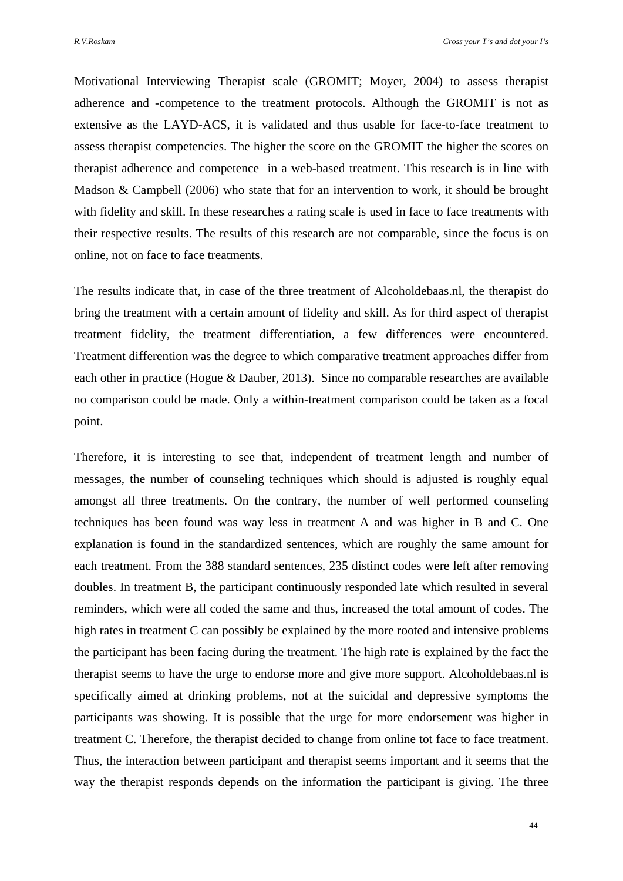Motivational Interviewing Therapist scale (GROMIT; Moyer, 2004) to assess therapist adherence and -competence to the treatment protocols. Although the GROMIT is not as extensive as the LAYD-ACS, it is validated and thus usable for face-to-face treatment to assess therapist competencies. The higher the score on the GROMIT the higher the scores on therapist adherence and competence in a web-based treatment. This research is in line with Madson & Campbell (2006) who state that for an intervention to work, it should be brought with fidelity and skill. In these researches a rating scale is used in face to face treatments with their respective results. The results of this research are not comparable, since the focus is on online, not on face to face treatments.

The results indicate that, in case of the three treatment of Alcoholdebaas.nl, the therapist do bring the treatment with a certain amount of fidelity and skill. As for third aspect of therapist treatment fidelity, the treatment differentiation, a few differences were encountered. Treatment differention was the degree to which comparative treatment approaches differ from each other in practice (Hogue & Dauber, 2013). Since no comparable researches are available no comparison could be made. Only a within-treatment comparison could be taken as a focal point.

Therefore, it is interesting to see that, independent of treatment length and number of messages, the number of counseling techniques which should is adjusted is roughly equal amongst all three treatments. On the contrary, the number of well performed counseling techniques has been found was way less in treatment A and was higher in B and C. One explanation is found in the standardized sentences, which are roughly the same amount for each treatment. From the 388 standard sentences, 235 distinct codes were left after removing doubles. In treatment B, the participant continuously responded late which resulted in several reminders, which were all coded the same and thus, increased the total amount of codes. The high rates in treatment C can possibly be explained by the more rooted and intensive problems the participant has been facing during the treatment. The high rate is explained by the fact the therapist seems to have the urge to endorse more and give more support. Alcoholdebaas.nl is specifically aimed at drinking problems, not at the suicidal and depressive symptoms the participants was showing. It is possible that the urge for more endorsement was higher in treatment C. Therefore, the therapist decided to change from online tot face to face treatment. Thus, the interaction between participant and therapist seems important and it seems that the way the therapist responds depends on the information the participant is giving. The three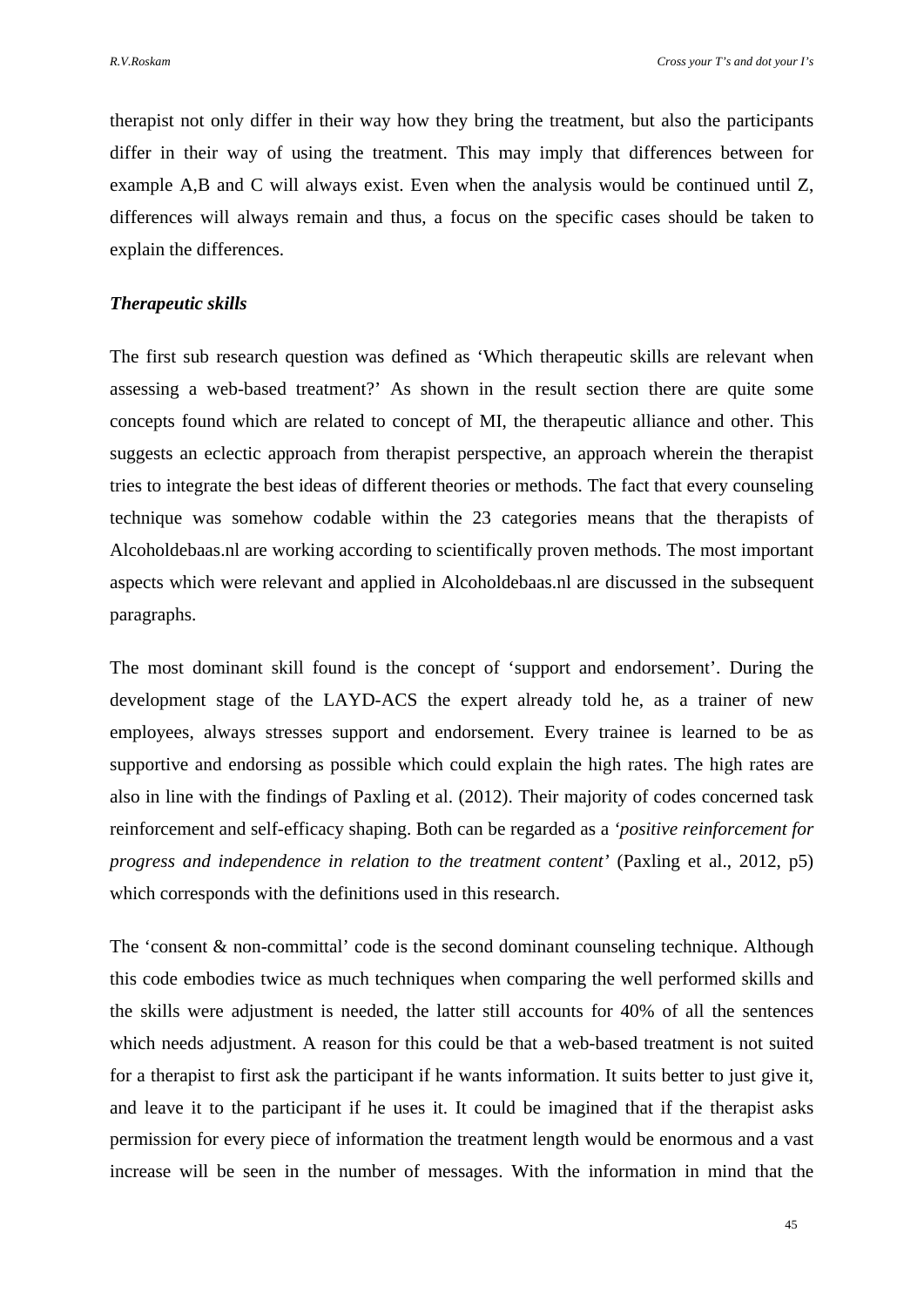therapist not only differ in their way how they bring the treatment, but also the participants differ in their way of using the treatment. This may imply that differences between for example A,B and C will always exist. Even when the analysis would be continued until Z, differences will always remain and thus, a focus on the specific cases should be taken to explain the differences.

***Therapeutic skills***

The first sub research question was defined as 'Which therapeutic skills are relevant when assessing a web-based treatment?' As shown in the result section there are quite some concepts found which are related to concept of MI, the therapeutic alliance and other. This suggests an eclectic approach from therapist perspective, an approach wherein the therapist tries to integrate the best ideas of different theories or methods. The fact that every counseling technique was somehow codable within the 23 categories means that the therapists of Alcoholdebaas.nl are working according to scientifically proven methods. The most important aspects which were relevant and applied in Alcoholdebaas.nl are discussed in the subsequent paragraphs.

The most dominant skill found is the concept of 'support and endorsement'. During the development stage of the LAYD-ACS the expert already told he, as a trainer of new employees, always stresses support and endorsement. Every trainee is learned to be as supportive and endorsing as possible which could explain the high rates. The high rates are also in line with the findings of Paxling et al. (2012). Their majority of codes concerned task reinforcement and self-efficacy shaping. Both can be regarded as a *'positive reinforcement for progress and independence in relation to the treatment content'* (Paxling et al., 2012, p5) which corresponds with the definitions used in this research.

The 'consent & non-committal' code is the second dominant counseling technique. Although this code embodies twice as much techniques when comparing the well performed skills and the skills were adjustment is needed, the latter still accounts for 40% of all the sentences which needs adjustment. A reason for this could be that a web-based treatment is not suited for a therapist to first ask the participant if he wants information. It suits better to just give it, and leave it to the participant if he uses it. It could be imagined that if the therapist asks permission for every piece of information the treatment length would be enormous and a vast increase will be seen in the number of messages. With the information in mind that the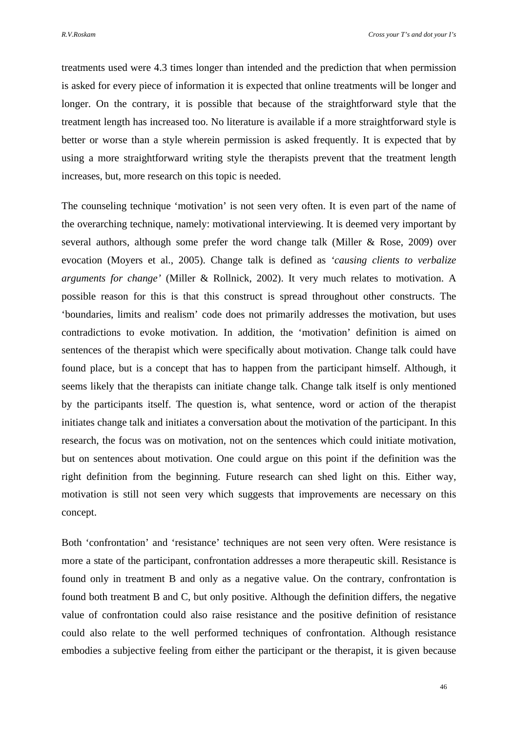treatments used were 4.3 times longer than intended and the prediction that when permission is asked for every piece of information it is expected that online treatments will be longer and longer. On the contrary, it is possible that because of the straightforward style that the treatment length has increased too. No literature is available if a more straightforward style is better or worse than a style wherein permission is asked frequently. It is expected that by using a more straightforward writing style the therapists prevent that the treatment length increases, but, more research on this topic is needed.

The counseling technique 'motivation' is not seen very often. It is even part of the name of the overarching technique, namely: motivational interviewing. It is deemed very important by several authors, although some prefer the word change talk (Miller & Rose, 2009) over evocation (Moyers et al., 2005). Change talk is defined as *'causing clients to verbalize arguments for change'* (Miller & Rollnick, 2002). It very much relates to motivation. A possible reason for this is that this construct is spread throughout other constructs. The 'boundaries, limits and realism' code does not primarily addresses the motivation, but uses contradictions to evoke motivation. In addition, the 'motivation' definition is aimed on sentences of the therapist which were specifically about motivation. Change talk could have found place, but is a concept that has to happen from the participant himself. Although, it seems likely that the therapists can initiate change talk. Change talk itself is only mentioned by the participants itself. The question is, what sentence, word or action of the therapist initiates change talk and initiates a conversation about the motivation of the participant. In this research, the focus was on motivation, not on the sentences which could initiate motivation, but on sentences about motivation. One could argue on this point if the definition was the right definition from the beginning. Future research can shed light on this. Either way, motivation is still not seen very which suggests that improvements are necessary on this concept.

Both 'confrontation' and 'resistance' techniques are not seen very often. Were resistance is more a state of the participant, confrontation addresses a more therapeutic skill. Resistance is found only in treatment B and only as a negative value. On the contrary, confrontation is found both treatment B and C, but only positive. Although the definition differs, the negative value of confrontation could also raise resistance and the positive definition of resistance could also relate to the well performed techniques of confrontation. Although resistance embodies a subjective feeling from either the participant or the therapist, it is given because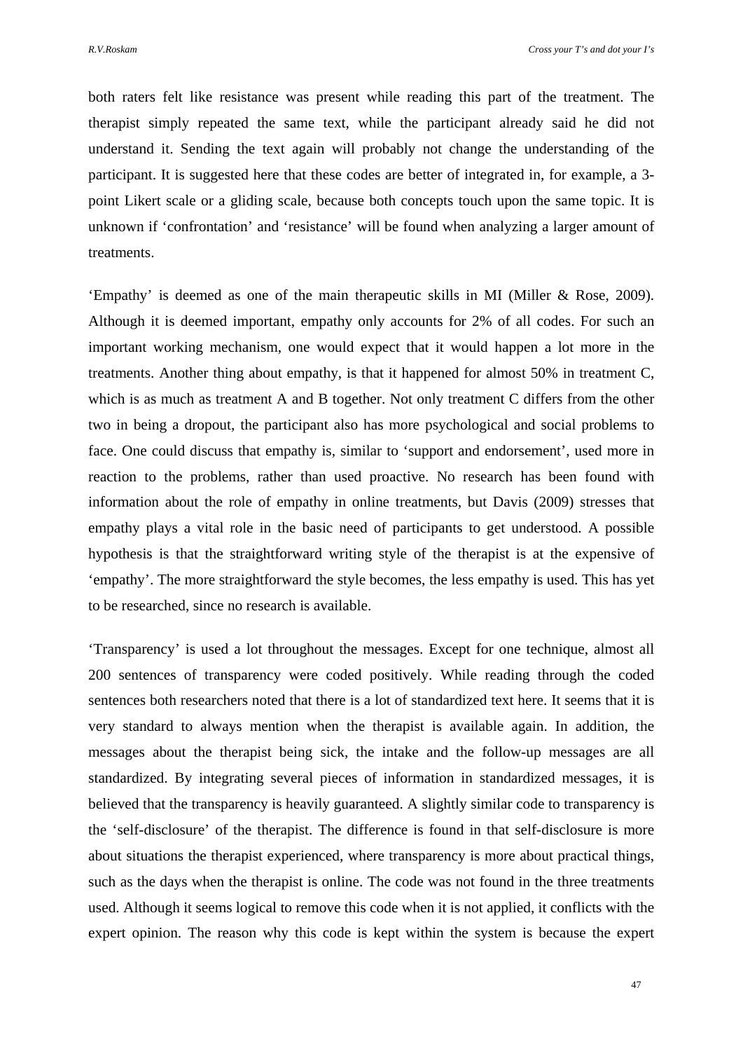both raters felt like resistance was present while reading this part of the treatment. The therapist simply repeated the same text, while the participant already said he did not understand it. Sending the text again will probably not change the understanding of the participant. It is suggested here that these codes are better of integrated in, for example, a 3-point Likert scale or a gliding scale, because both concepts touch upon the same topic. It is unknown if 'confrontation' and 'resistance' will be found when analyzing a larger amount of treatments.

'Empathy' is deemed as one of the main therapeutic skills in MI (Miller & Rose, 2009). Although it is deemed important, empathy only accounts for 2% of all codes. For such an important working mechanism, one would expect that it would happen a lot more in the treatments. Another thing about empathy, is that it happened for almost 50% in treatment C, which is as much as treatment A and B together. Not only treatment C differs from the other two in being a dropout, the participant also has more psychological and social problems to face. One could discuss that empathy is, similar to 'support and endorsement', used more in reaction to the problems, rather than used proactive. No research has been found with information about the role of empathy in online treatments, but Davis (2009) stresses that empathy plays a vital role in the basic need of participants to get understood. A possible hypothesis is that the straightforward writing style of the therapist is at the expensive of 'empathy'. The more straightforward the style becomes, the less empathy is used. This has yet to be researched, since no research is available.

'Transparency' is used a lot throughout the messages. Except for one technique, almost all 200 sentences of transparency were coded positively. While reading through the coded sentences both researchers noted that there is a lot of standardized text here. It seems that it is very standard to always mention when the therapist is available again. In addition, the messages about the therapist being sick, the intake and the follow-up messages are all standardized. By integrating several pieces of information in standardized messages, it is believed that the transparency is heavily guaranteed. A slightly similar code to transparency is the 'self-disclosure' of the therapist. The difference is found in that self-disclosure is more about situations the therapist experienced, where transparency is more about practical things, such as the days when the therapist is online. The code was not found in the three treatments used. Although it seems logical to remove this code when it is not applied, it conflicts with the expert opinion. The reason why this code is kept within the system is because the expert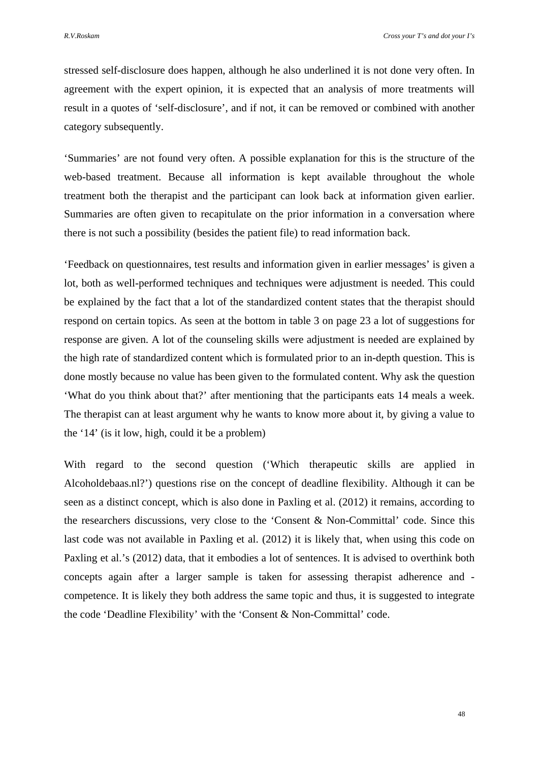stressed self-disclosure does happen, although he also underlined it is not done very often. In agreement with the expert opinion, it is expected that an analysis of more treatments will result in a quotes of 'self-disclosure', and if not, it can be removed or combined with another category subsequently.

'Summaries' are not found very often. A possible explanation for this is the structure of the web-based treatment. Because all information is kept available throughout the whole treatment both the therapist and the participant can look back at information given earlier. Summaries are often given to recapitulate on the prior information in a conversation where there is not such a possibility (besides the patient file) to read information back.

'Feedback on questionnaires, test results and information given in earlier messages' is given a lot, both as well-performed techniques and techniques were adjustment is needed. This could be explained by the fact that a lot of the standardized content states that the therapist should respond on certain topics. As seen at the bottom in table 3 on page 23 a lot of suggestions for response are given. A lot of the counseling skills were adjustment is needed are explained by the high rate of standardized content which is formulated prior to an in-depth question. This is done mostly because no value has been given to the formulated content. Why ask the question 'What do you think about that?' after mentioning that the participants eats 14 meals a week. The therapist can at least argument why he wants to know more about it, by giving a value to the '14' (is it low, high, could it be a problem)

With regard to the second question ('Which therapeutic skills are applied in Alcoholdebaas.nl?') questions rise on the concept of deadline flexibility. Although it can be seen as a distinct concept, which is also done in Paxling et al. (2012) it remains, according to the researchers discussions, very close to the 'Consent & Non-Committal' code. Since this last code was not available in Paxling et al. (2012) it is likely that, when using this code on Paxling et al.'s (2012) data, that it embodies a lot of sentences. It is advised to overthink both concepts again after a larger sample is taken for assessing therapist adherence and -competence. It is likely they both address the same topic and thus, it is suggested to integrate the code 'Deadline Flexibility' with the 'Consent & Non-Committal' code.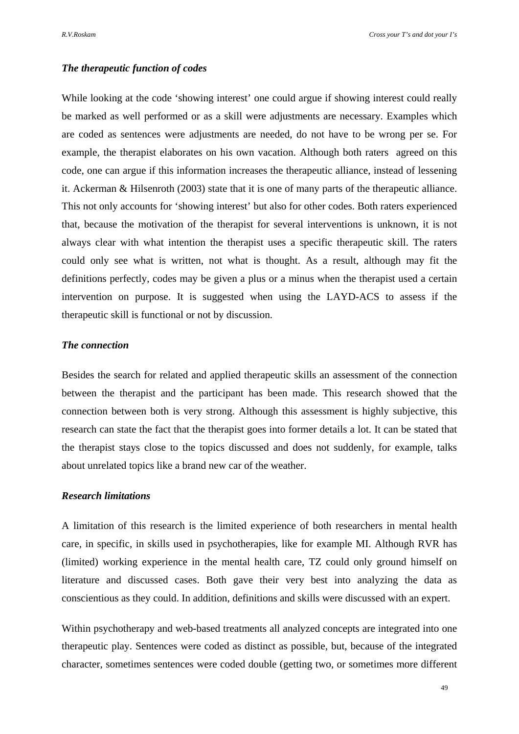### *The therapeutic function of codes*

While looking at the code 'showing interest' one could argue if showing interest could really be marked as well performed or as a skill were adjustments are necessary. Examples which are coded as sentences were adjustments are needed, do not have to be wrong per se. For example, the therapist elaborates on his own vacation. Although both raters agreed on this code, one can argue if this information increases the therapeutic alliance, instead of lessening it. Ackerman & Hilsenroth (2003) state that it is one of many parts of the therapeutic alliance. This not only accounts for 'showing interest' but also for other codes. Both raters experienced that, because the motivation of the therapist for several interventions is unknown, it is not always clear with what intention the therapist uses a specific therapeutic skill. The raters could only see what is written, not what is thought. As a result, although may fit the definitions perfectly, codes may be given a plus or a minus when the therapist used a certain intervention on purpose. It is suggested when using the LAYD-ACS to assess if the therapeutic skill is functional or not by discussion.

### *The connection*

Besides the search for related and applied therapeutic skills an assessment of the connection between the therapist and the participant has been made. This research showed that the connection between both is very strong. Although this assessment is highly subjective, this research can state the fact that the therapist goes into former details a lot. It can be stated that the therapist stays close to the topics discussed and does not suddenly, for example, talks about unrelated topics like a brand new car of the weather.

### *Research limitations*

A limitation of this research is the limited experience of both researchers in mental health care, in specific, in skills used in psychotherapies, like for example MI. Although RVR has (limited) working experience in the mental health care, TZ could only ground himself on literature and discussed cases. Both gave their very best into analyzing the data as conscientious as they could. In addition, definitions and skills were discussed with an expert.

Within psychotherapy and web-based treatments all analyzed concepts are integrated into one therapeutic play. Sentences were coded as distinct as possible, but, because of the integrated character, sometimes sentences were coded double (getting two, or sometimes more different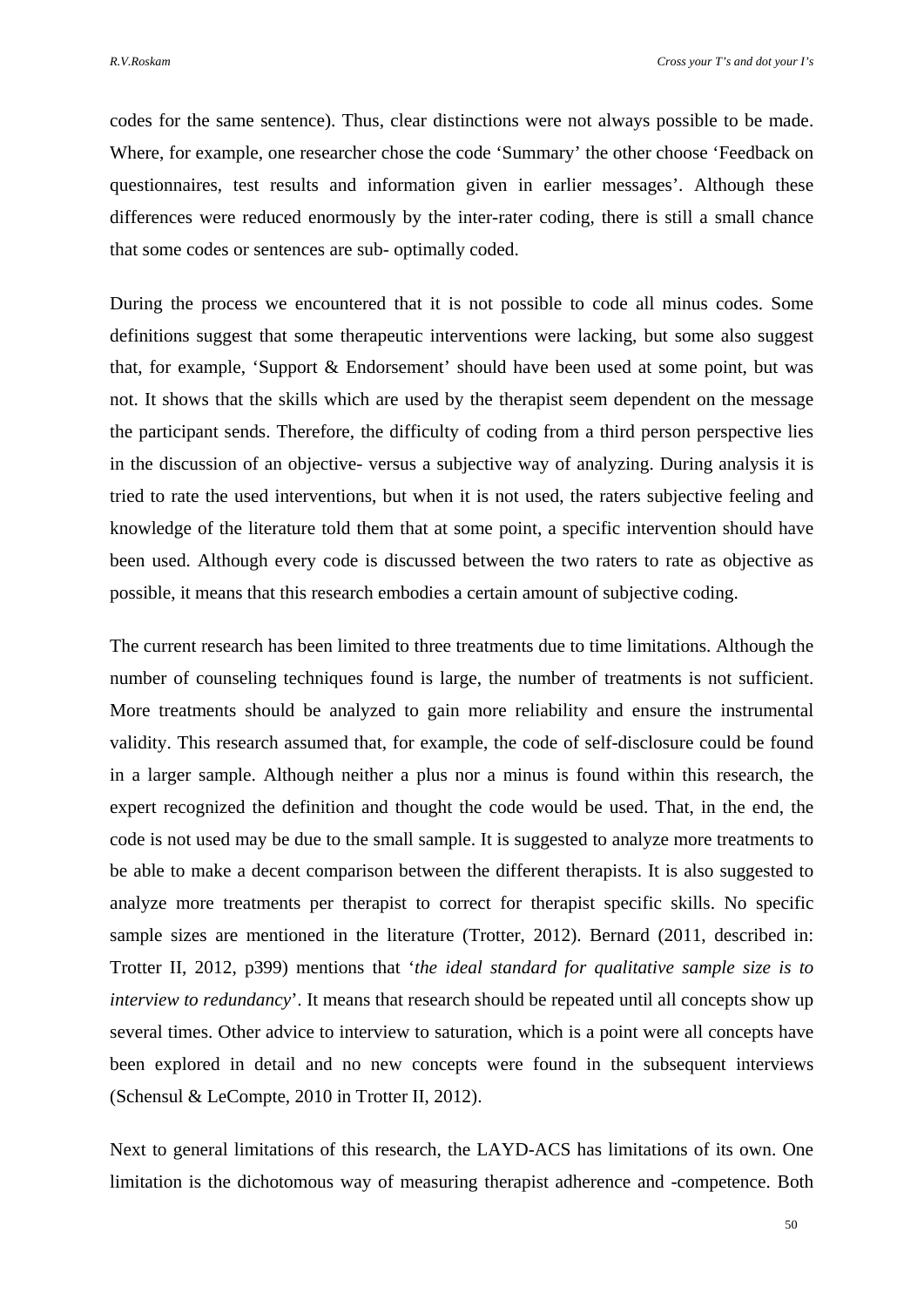codes for the same sentence). Thus, clear distinctions were not always possible to be made. Where, for example, one researcher chose the code 'Summary' the other choose 'Feedback on questionnaires, test results and information given in earlier messages'. Although these differences were reduced enormously by the inter-rater coding, there is still a small chance that some codes or sentences are sub- optimally coded.

During the process we encountered that it is not possible to code all minus codes. Some definitions suggest that some therapeutic interventions were lacking, but some also suggest that, for example, 'Support & Endorsement' should have been used at some point, but was not. It shows that the skills which are used by the therapist seem dependent on the message the participant sends. Therefore, the difficulty of coding from a third person perspective lies in the discussion of an objective- versus a subjective way of analyzing. During analysis it is tried to rate the used interventions, but when it is not used, the raters subjective feeling and knowledge of the literature told them that at some point, a specific intervention should have been used. Although every code is discussed between the two raters to rate as objective as possible, it means that this research embodies a certain amount of subjective coding.

The current research has been limited to three treatments due to time limitations. Although the number of counseling techniques found is large, the number of treatments is not sufficient. More treatments should be analyzed to gain more reliability and ensure the instrumental validity. This research assumed that, for example, the code of self-disclosure could be found in a larger sample. Although neither a plus nor a minus is found within this research, the expert recognized the definition and thought the code would be used. That, in the end, the code is not used may be due to the small sample. It is suggested to analyze more treatments to be able to make a decent comparison between the different therapists. It is also suggested to analyze more treatments per therapist to correct for therapist specific skills. No specific sample sizes are mentioned in the literature (Trotter, 2012). Bernard (2011, described in: Trotter II, 2012, p399) mentions that '*the ideal standard for qualitative sample size is to interview to redundancy*'. It means that research should be repeated until all concepts show up several times. Other advice to interview to saturation, which is a point were all concepts have been explored in detail and no new concepts were found in the subsequent interviews (Schensul & LeCompte, 2010 in Trotter II, 2012).

Next to general limitations of this research, the LAYD-ACS has limitations of its own. One limitation is the dichotomous way of measuring therapist adherence and -competence. Both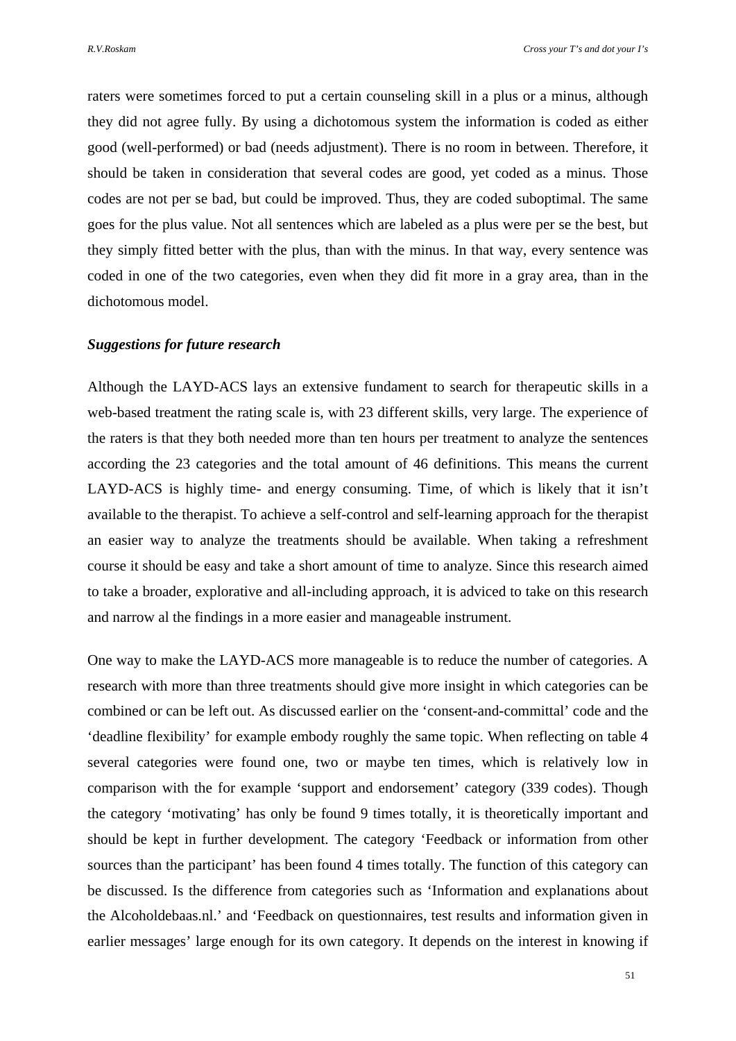raters were sometimes forced to put a certain counseling skill in a plus or a minus, although they did not agree fully. By using a dichotomous system the information is coded as either good (well-performed) or bad (needs adjustment). There is no room in between. Therefore, it should be taken in consideration that several codes are good, yet coded as a minus. Those codes are not per se bad, but could be improved. Thus, they are coded suboptimal. The same goes for the plus value. Not all sentences which are labeled as a plus were per se the best, but they simply fitted better with the plus, than with the minus. In that way, every sentence was coded in one of the two categories, even when they did fit more in a gray area, than in the dichotomous model.

***Suggestions for future research***

Although the LAYD-ACS lays an extensive fundament to search for therapeutic skills in a web-based treatment the rating scale is, with 23 different skills, very large. The experience of the raters is that they both needed more than ten hours per treatment to analyze the sentences according the 23 categories and the total amount of 46 definitions. This means the current LAYD-ACS is highly time- and energy consuming. Time, of which is likely that it isn't available to the therapist. To achieve a self-control and self-learning approach for the therapist an easier way to analyze the treatments should be available. When taking a refreshment course it should be easy and take a short amount of time to analyze. Since this research aimed to take a broader, explorative and all-including approach, it is adviced to take on this research and narrow al the findings in a more easier and manageable instrument.

One way to make the LAYD-ACS more manageable is to reduce the number of categories. A research with more than three treatments should give more insight in which categories can be combined or can be left out. As discussed earlier on the 'consent-and-committal' code and the 'deadline flexibility' for example embody roughly the same topic. When reflecting on table 4 several categories were found one, two or maybe ten times, which is relatively low in comparison with the for example 'support and endorsement' category (339 codes). Though the category 'motivating' has only be found 9 times totally, it is theoretically important and should be kept in further development. The category 'Feedback or information from other sources than the participant' has been found 4 times totally. The function of this category can be discussed. Is the difference from categories such as 'Information and explanations about the Alcoholdebaas.nl.' and 'Feedback on questionnaires, test results and information given in earlier messages' large enough for its own category. It depends on the interest in knowing if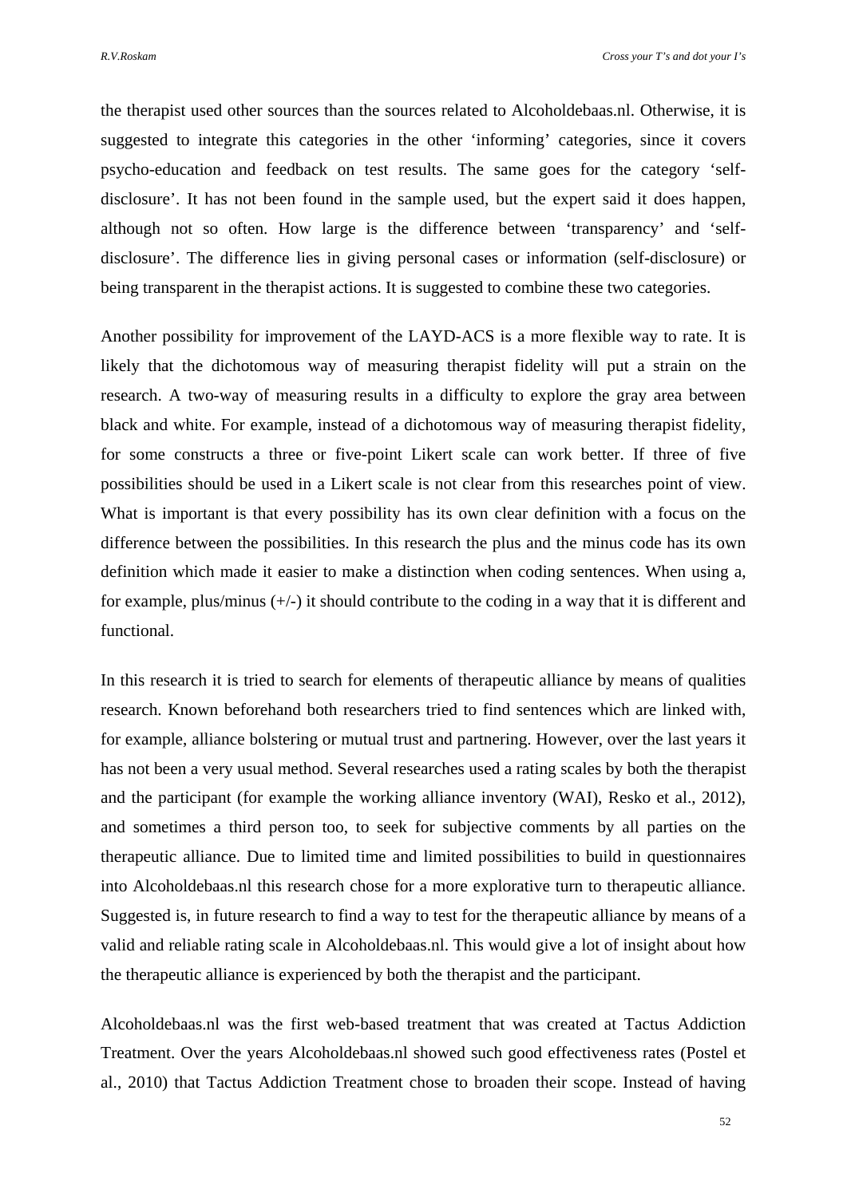the therapist used other sources than the sources related to Alcoholdebaas.nl. Otherwise, it is suggested to integrate this categories in the other 'informing' categories, since it covers psycho-education and feedback on test results. The same goes for the category 'self-disclosure'. It has not been found in the sample used, but the expert said it does happen, although not so often. How large is the difference between 'transparency' and 'self-disclosure'. The difference lies in giving personal cases or information (self-disclosure) or being transparent in the therapist actions. It is suggested to combine these two categories.

Another possibility for improvement of the LAYD-ACS is a more flexible way to rate. It is likely that the dichotomous way of measuring therapist fidelity will put a strain on the research. A two-way of measuring results in a difficulty to explore the gray area between black and white. For example, instead of a dichotomous way of measuring therapist fidelity, for some constructs a three or five-point Likert scale can work better. If three of five possibilities should be used in a Likert scale is not clear from this researches point of view. What is important is that every possibility has its own clear definition with a focus on the difference between the possibilities. In this research the plus and the minus code has its own definition which made it easier to make a distinction when coding sentences. When using a, for example, plus/minus (+/-) it should contribute to the coding in a way that it is different and functional.

In this research it is tried to search for elements of therapeutic alliance by means of qualities research. Known beforehand both researchers tried to find sentences which are linked with, for example, alliance bolstering or mutual trust and partnering. However, over the last years it has not been a very usual method. Several researches used a rating scales by both the therapist and the participant (for example the working alliance inventory (WAI), Resko et al., 2012), and sometimes a third person too, to seek for subjective comments by all parties on the therapeutic alliance. Due to limited time and limited possibilities to build in questionnaires into Alcoholdebaas.nl this research chose for a more explorative turn to therapeutic alliance. Suggested is, in future research to find a way to test for the therapeutic alliance by means of a valid and reliable rating scale in Alcoholdebaas.nl. This would give a lot of insight about how the therapeutic alliance is experienced by both the therapist and the participant.

Alcoholdebaas.nl was the first web-based treatment that was created at Tactus Addiction Treatment. Over the years Alcoholdebaas.nl showed such good effectiveness rates (Postel et al., 2010) that Tactus Addiction Treatment chose to broaden their scope. Instead of having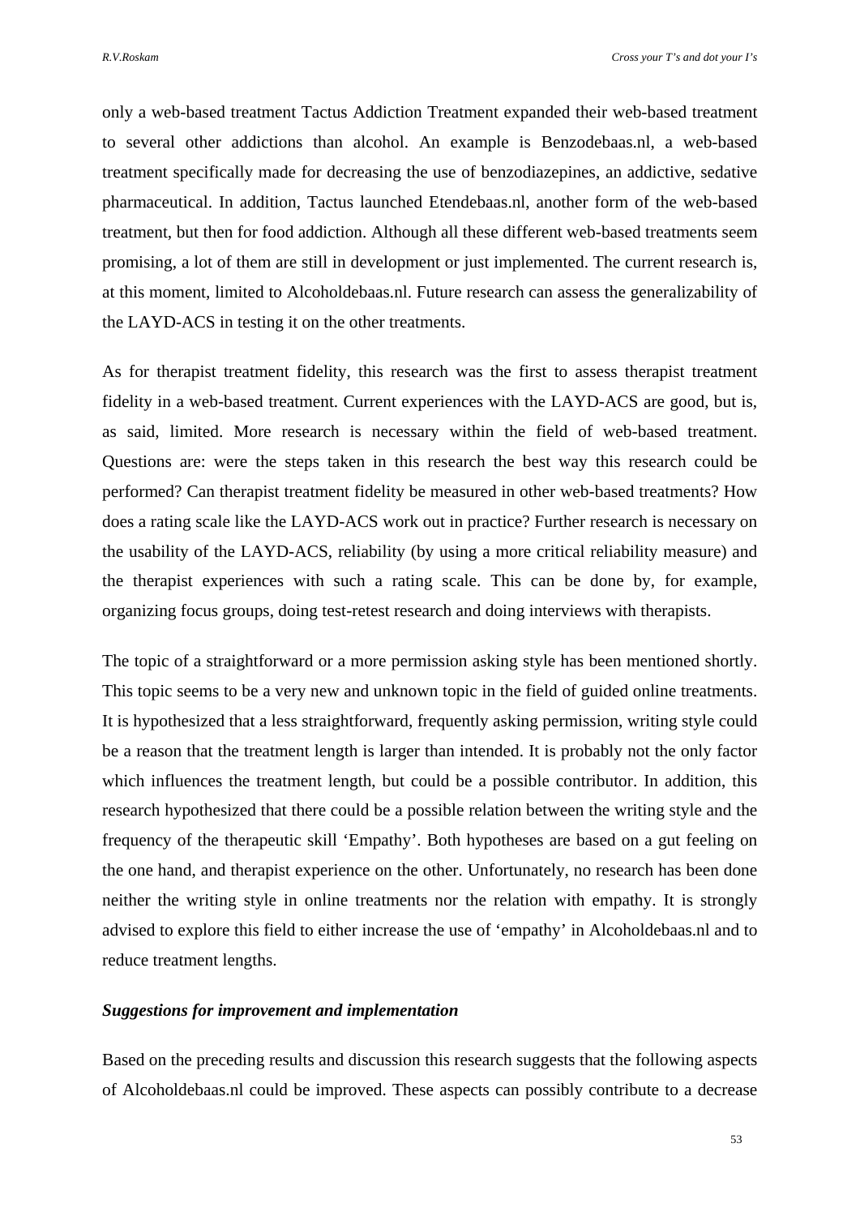only a web-based treatment Tactus Addiction Treatment expanded their web-based treatment to several other addictions than alcohol. An example is Benzodebaas.nl, a web-based treatment specifically made for decreasing the use of benzodiazepines, an addictive, sedative pharmaceutical. In addition, Tactus launched Etendebaas.nl, another form of the web-based treatment, but then for food addiction. Although all these different web-based treatments seem promising, a lot of them are still in development or just implemented. The current research is, at this moment, limited to Alcoholdebaas.nl. Future research can assess the generalizability of the LAYD-ACS in testing it on the other treatments.

As for therapist treatment fidelity, this research was the first to assess therapist treatment fidelity in a web-based treatment. Current experiences with the LAYD-ACS are good, but is, as said, limited. More research is necessary within the field of web-based treatment. Questions are: were the steps taken in this research the best way this research could be performed? Can therapist treatment fidelity be measured in other web-based treatments? How does a rating scale like the LAYD-ACS work out in practice? Further research is necessary on the usability of the LAYD-ACS, reliability (by using a more critical reliability measure) and the therapist experiences with such a rating scale. This can be done by, for example, organizing focus groups, doing test-retest research and doing interviews with therapists.

The topic of a straightforward or a more permission asking style has been mentioned shortly. This topic seems to be a very new and unknown topic in the field of guided online treatments. It is hypothesized that a less straightforward, frequently asking permission, writing style could be a reason that the treatment length is larger than intended. It is probably not the only factor which influences the treatment length, but could be a possible contributor. In addition, this research hypothesized that there could be a possible relation between the writing style and the frequency of the therapeutic skill 'Empathy'. Both hypotheses are based on a gut feeling on the one hand, and therapist experience on the other. Unfortunately, no research has been done neither the writing style in online treatments nor the relation with empathy. It is strongly advised to explore this field to either increase the use of 'empathy' in Alcoholdebaas.nl and to reduce treatment lengths.

### *Suggestions for improvement and implementation*

Based on the preceding results and discussion this research suggests that the following aspects of Alcoholdebaas.nl could be improved. These aspects can possibly contribute to a decrease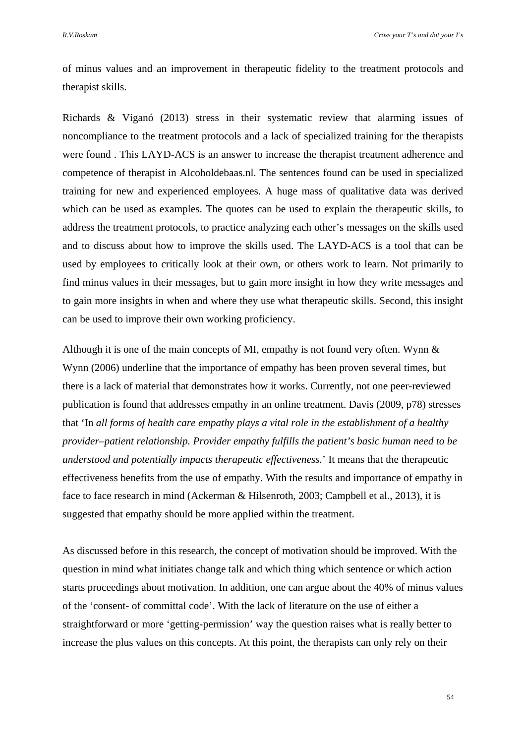of minus values and an improvement in therapeutic fidelity to the treatment protocols and therapist skills.

Richards & Viganó (2013) stress in their systematic review that alarming issues of noncompliance to the treatment protocols and a lack of specialized training for the therapists were found . This LAYD-ACS is an answer to increase the therapist treatment adherence and competence of therapist in Alcoholdebaas.nl. The sentences found can be used in specialized training for new and experienced employees. A huge mass of qualitative data was derived which can be used as examples. The quotes can be used to explain the therapeutic skills, to address the treatment protocols, to practice analyzing each other's messages on the skills used and to discuss about how to improve the skills used. The LAYD-ACS is a tool that can be used by employees to critically look at their own, or others work to learn. Not primarily to find minus values in their messages, but to gain more insight in how they write messages and to gain more insights in when and where they use what therapeutic skills. Second, this insight can be used to improve their own working proficiency.

Although it is one of the main concepts of MI, empathy is not found very often. Wynn & Wynn (2006) underline that the importance of empathy has been proven several times, but there is a lack of material that demonstrates how it works. Currently, not one peer-reviewed publication is found that addresses empathy in an online treatment. Davis (2009, p78) stresses that 'In *all forms of health care empathy plays a vital role in the establishment of a healthy provider–patient relationship. Provider empathy fulfills the patient's basic human need to be understood and potentially impacts therapeutic effectiveness.*' It means that the therapeutic effectiveness benefits from the use of empathy. With the results and importance of empathy in face to face research in mind (Ackerman & Hilsenroth, 2003; Campbell et al., 2013), it is suggested that empathy should be more applied within the treatment.

As discussed before in this research, the concept of motivation should be improved. With the question in mind what initiates change talk and which thing which sentence or which action starts proceedings about motivation. In addition, one can argue about the 40% of minus values of the 'consent- of committal code'. With the lack of literature on the use of either a straightforward or more 'getting-permission' way the question raises what is really better to increase the plus values on this concepts. At this point, the therapists can only rely on their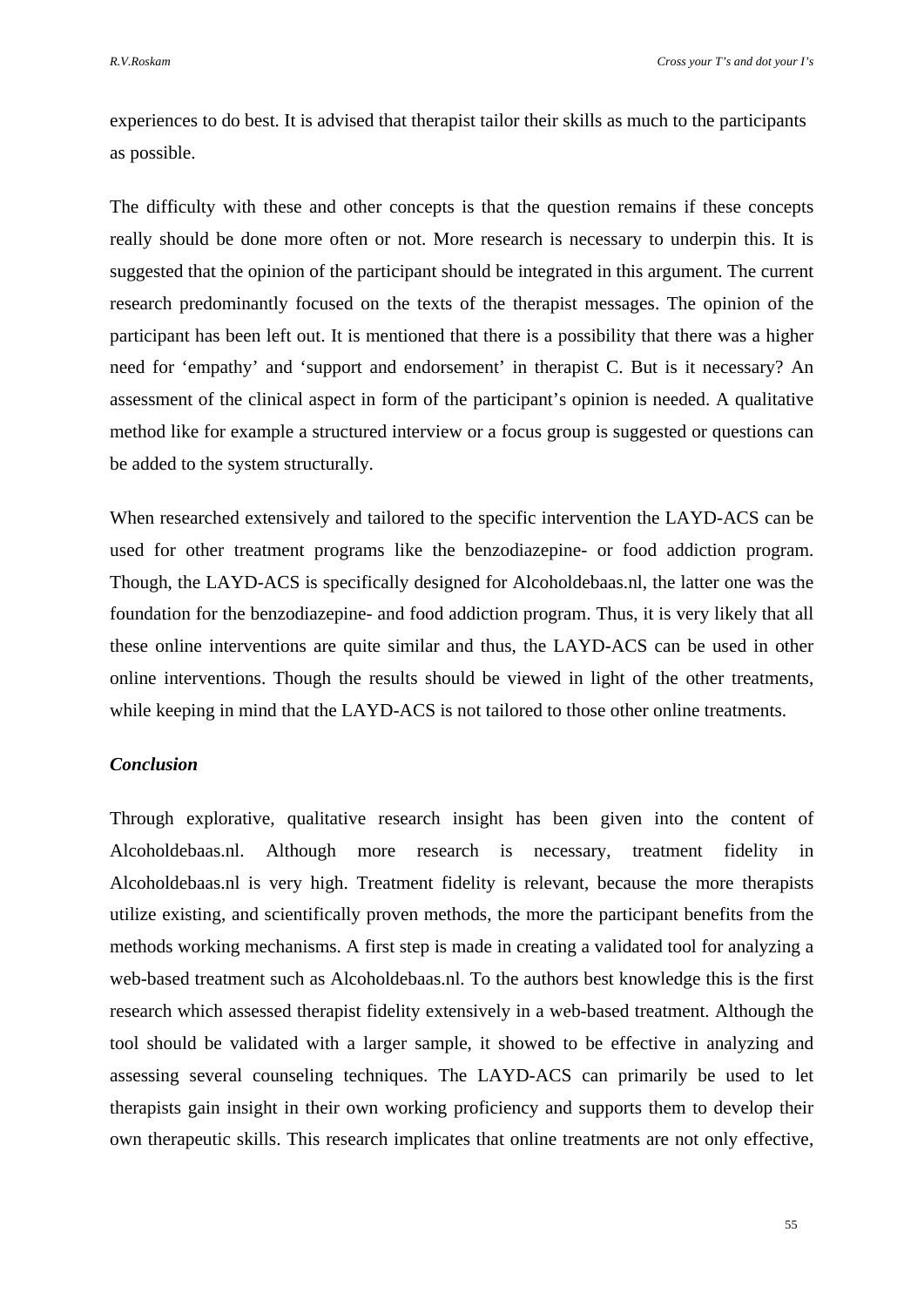experiences to do best. It is advised that therapist tailor their skills as much to the participants as possible.

The difficulty with these and other concepts is that the question remains if these concepts really should be done more often or not. More research is necessary to underpin this. It is suggested that the opinion of the participant should be integrated in this argument. The current research predominantly focused on the texts of the therapist messages. The opinion of the participant has been left out. It is mentioned that there is a possibility that there was a higher need for 'empathy' and 'support and endorsement' in therapist C. But is it necessary? An assessment of the clinical aspect in form of the participant's opinion is needed. A qualitative method like for example a structured interview or a focus group is suggested or questions can be added to the system structurally.

When researched extensively and tailored to the specific intervention the LAYD-ACS can be used for other treatment programs like the benzodiazepine- or food addiction program. Though, the LAYD-ACS is specifically designed for Alcoholdebaas.nl, the latter one was the foundation for the benzodiazepine- and food addiction program. Thus, it is very likely that all these online interventions are quite similar and thus, the LAYD-ACS can be used in other online interventions. Though the results should be viewed in light of the other treatments, while keeping in mind that the LAYD-ACS is not tailored to those other online treatments.

### *Conclusion*

Through explorative, qualitative research insight has been given into the content of Alcoholdebaas.nl. Although more research is necessary, treatment fidelity in Alcoholdebaas.nl is very high. Treatment fidelity is relevant, because the more therapists utilize existing, and scientifically proven methods, the more the participant benefits from the methods working mechanisms. A first step is made in creating a validated tool for analyzing a web-based treatment such as Alcoholdebaas.nl. To the authors best knowledge this is the first research which assessed therapist fidelity extensively in a web-based treatment. Although the tool should be validated with a larger sample, it showed to be effective in analyzing and assessing several counseling techniques. The LAYD-ACS can primarily be used to let therapists gain insight in their own working proficiency and supports them to develop their own therapeutic skills. This research implicates that online treatments are not only effective,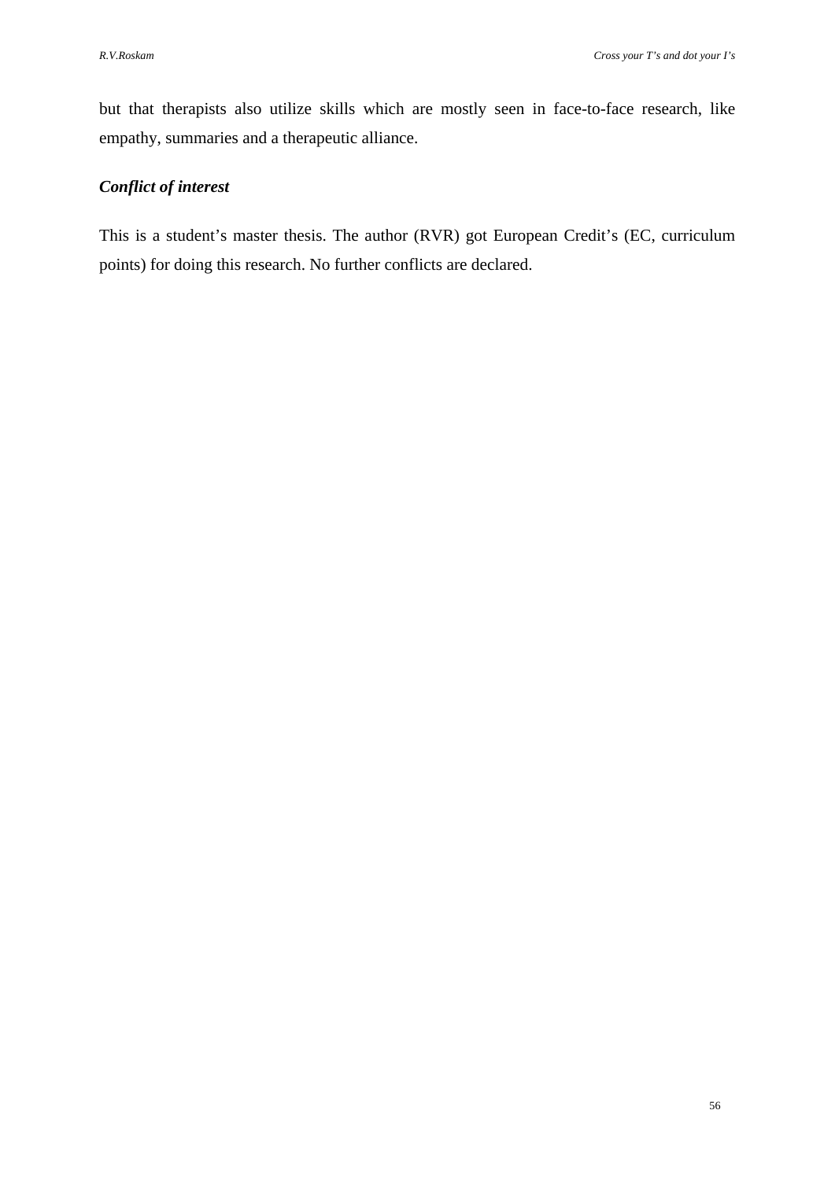but that therapists also utilize skills which are mostly seen in face-to-face research, like empathy, summaries and a therapeutic alliance.

### *Conflict of interest*

This is a student's master thesis. The author (RVR) got European Credit's (EC, curriculum points) for doing this research. No further conflicts are declared.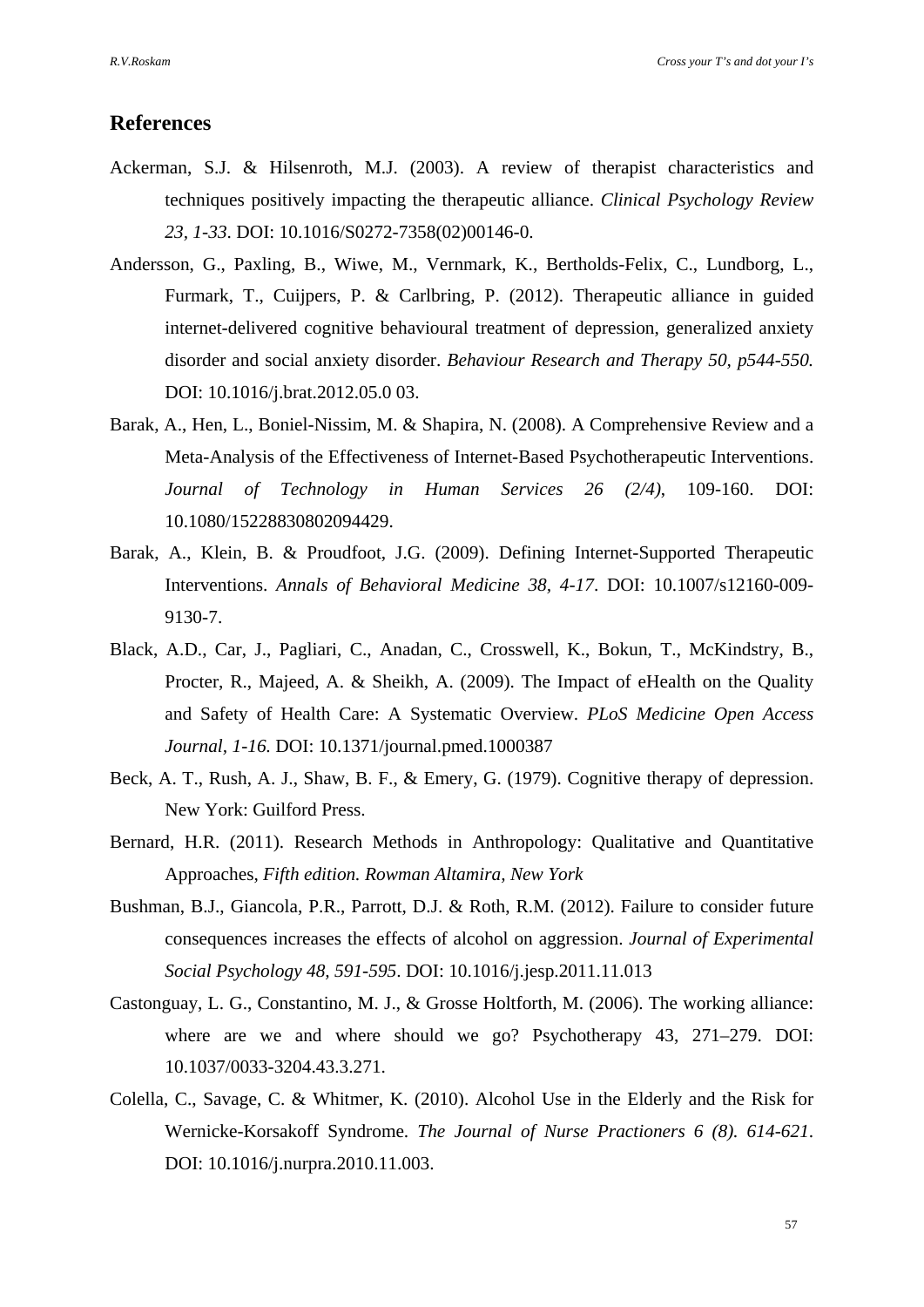## References

Ackerman, S.J. & Hilsenroth, M.J. (2003). A review of therapist characteristics and techniques positively impacting the therapeutic alliance. *Clinical Psychology Review 23, 1-33*. DOI: 10.1016/S0272-7358(02)00146-0.

Andersson, G., Paxling, B., Wiwe, M., Vernmark, K., Bertholds-Felix, C., Lundborg, L., Furmark, T., Cuijpers, P. & Carlbring, P. (2012). Therapeutic alliance in guided internet-delivered cognitive behavioural treatment of depression, generalized anxiety disorder and social anxiety disorder. *Behaviour Research and Therapy 50, p544-550.* DOI: 10.1016/j.brat.2012.05.0 03.

Barak, A., Hen, L., Boniel-Nissim, M. & Shapira, N. (2008). A Comprehensive Review and a Meta-Analysis of the Effectiveness of Internet-Based Psychotherapeutic Interventions. *Journal of Technology in Human Services 26 (2/4)*, 109-160. DOI: 10.1080/15228830802094429.

Barak, A., Klein, B. & Proudfoot, J.G. (2009). Defining Internet-Supported Therapeutic Interventions. *Annals of Behavioral Medicine 38, 4-17*. DOI: 10.1007/s12160-009-9130-7.

Black, A.D., Car, J., Pagliari, C., Anadan, C., Crosswell, K., Bokun, T., McKindstry, B., Procter, R., Majeed, A. & Sheikh, A. (2009). The Impact of eHealth on the Quality and Safety of Health Care: A Systematic Overview. *PLoS Medicine Open Access Journal, 1-16.* DOI: 10.1371/journal.pmed.1000387

Beck, A. T., Rush, A. J., Shaw, B. F., & Emery, G. (1979). Cognitive therapy of depression. New York: Guilford Press.

Bernard, H.R. (2011). Research Methods in Anthropology: Qualitative and Quantitative Approaches, *Fifth edition. Rowman Altamira, New York*

Bushman, B.J., Giancola, P.R., Parrott, D.J. & Roth, R.M. (2012). Failure to consider future consequences increases the effects of alcohol on aggression. *Journal of Experimental Social Psychology 48, 591-595*. DOI: 10.1016/j.jesp.2011.11.013

Castonguay, L. G., Constantino, M. J., & Grosse Holtforth, M. (2006). The working alliance: where are we and where should we go? Psychotherapy 43, 271–279. DOI: 10.1037/0033-3204.43.3.271.

Colella, C., Savage, C. & Whitmer, K. (2010). Alcohol Use in the Elderly and the Risk for Wernicke-Korsakoff Syndrome. *The Journal of Nurse Practioners 6 (8). 614-621*. DOI: 10.1016/j.nurpra.2010.11.003.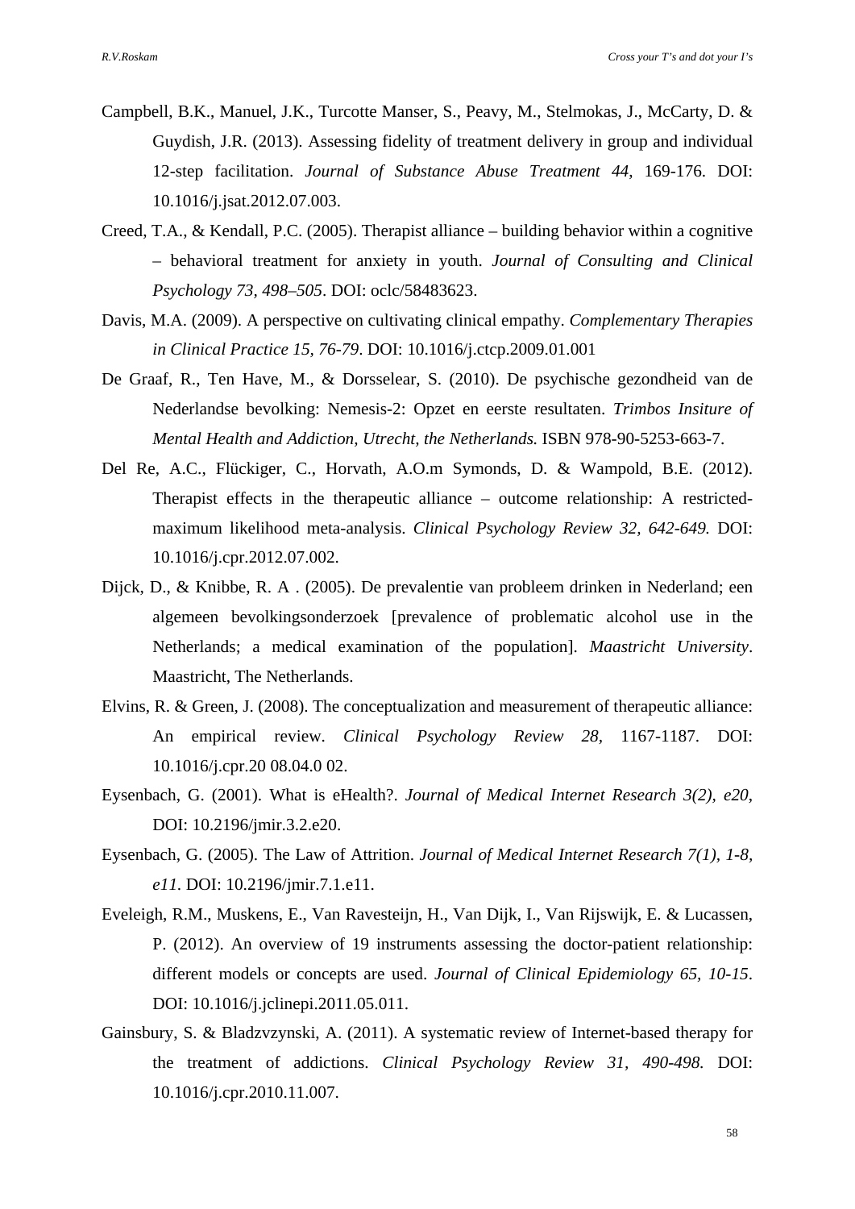Campbell, B.K., Manuel, J.K., Turcotte Manser, S., Peavy, M., Stelmokas, J., McCarty, D. & Guydish, J.R. (2013). Assessing fidelity of treatment delivery in group and individual 12-step facilitation. *Journal of Substance Abuse Treatment 44*, 169-176. DOI: 10.1016/j.jsat.2012.07.003.

Creed, T.A., & Kendall, P.C. (2005). Therapist alliance – building behavior within a cognitive – behavioral treatment for anxiety in youth. *Journal of Consulting and Clinical Psychology 73, 498–505*. DOI: oclc/58483623.

Davis, M.A. (2009). A perspective on cultivating clinical empathy. *Complementary Therapies in Clinical Practice 15, 76-79*. DOI: 10.1016/j.ctcp.2009.01.001

De Graaf, R., Ten Have, M., & Dorsselear, S. (2010). De psychische gezondheid van de Nederlandse bevolking: Nemesis-2: Opzet en eerste resultaten. *Trimbos Insiture of Mental Health and Addiction, Utrecht, the Netherlands.* ISBN 978-90-5253-663-7.

Del Re, A.C., Flückiger, C., Horvath, A.O.m Symonds, D. & Wampold, B.E. (2012). Therapist effects in the therapeutic alliance – outcome relationship: A restricted-maximum likelihood meta-analysis. *Clinical Psychology Review 32, 642-649.* DOI: 10.1016/j.cpr.2012.07.002.

Dijck, D., & Knibbe, R. A . (2005). De prevalentie van probleem drinken in Nederland; een algemeen bevolkingsonderzoek [prevalence of problematic alcohol use in the Netherlands; a medical examination of the population]. *Maastricht University*. Maastricht, The Netherlands.

Elvins, R. & Green, J. (2008). The conceptualization and measurement of therapeutic alliance: An empirical review. *Clinical Psychology Review 28,* 1167-1187. DOI: 10.1016/j.cpr.20 08.04.0 02.

Eysenbach, G. (2001). What is eHealth?. *Journal of Medical Internet Research 3(2), e20*, DOI: 10.2196/jmir.3.2.e20.

Eysenbach, G. (2005). The Law of Attrition. *Journal of Medical Internet Research 7(1), 1-8, e11.* DOI: 10.2196/jmir.7.1.e11.

Eveleigh, R.M., Muskens, E., Van Ravesteijn, H., Van Dijk, I., Van Rijswijk, E. & Lucassen, P. (2012). An overview of 19 instruments assessing the doctor-patient relationship: different models or concepts are used. *Journal of Clinical Epidemiology 65, 10-15*. DOI: 10.1016/j.jclinepi.2011.05.011.

Gainsbury, S. & Bladzvzynski, A. (2011). A systematic review of Internet-based therapy for the treatment of addictions. *Clinical Psychology Review 31, 490-498.* DOI: 10.1016/j.cpr.2010.11.007.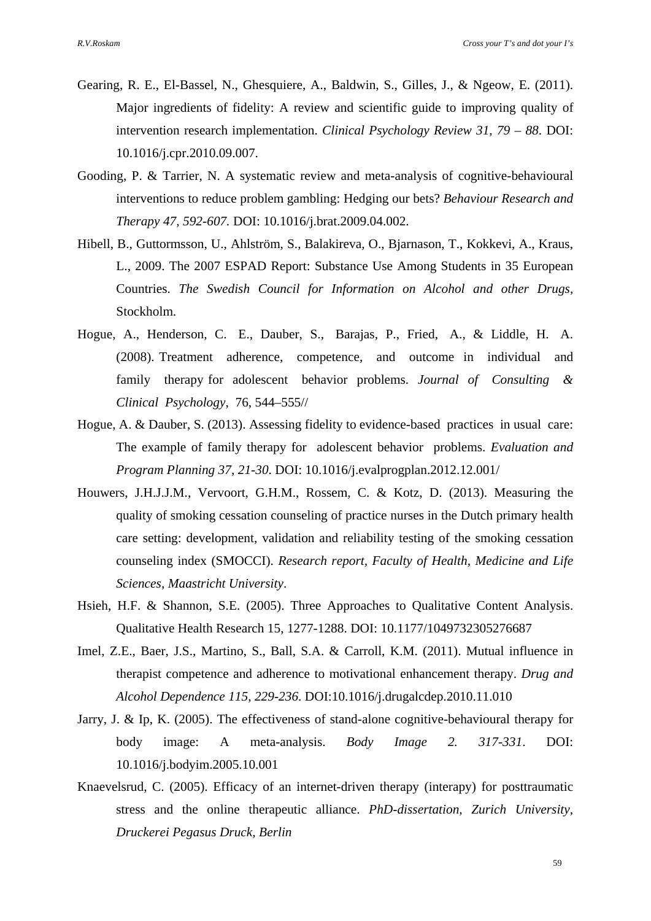Gearing, R. E., El-Bassel, N., Ghesquiere, A., Baldwin, S., Gilles, J., & Ngeow, E. (2011). Major ingredients of fidelity: A review and scientific guide to improving quality of intervention research implementation. *Clinical Psychology Review 31, 79 – 88*. DOI: 10.1016/j.cpr.2010.09.007.

Gooding, P. & Tarrier, N. A systematic review and meta-analysis of cognitive-behavioural interventions to reduce problem gambling: Hedging our bets? *Behaviour Research and Therapy 47, 592-607.* DOI: 10.1016/j.brat.2009.04.002.

Hibell, B., Guttormsson, U., Ahlström, S., Balakireva, O., Bjarnason, T., Kokkevi, A., Kraus, L., 2009. The 2007 ESPAD Report: Substance Use Among Students in 35 European Countries. *The Swedish Council for Information on Alcohol and other Drugs*, Stockholm.

Hogue, A., Henderson, C. E., Dauber, S., Barajas, P., Fried, A., & Liddle, H. A. (2008). Treatment adherence, competence, and outcome in individual and family therapy for adolescent behavior problems. *Journal of Consulting & Clinical Psychology*, 76, 544–555//

Hogue, A. & Dauber, S. (2013). Assessing fidelity to evidence-based practices in usual care: The example of family therapy for adolescent behavior problems. *Evaluation and Program Planning 37, 21-30.* DOI: 10.1016/j.evalprogplan.2012.12.001/

Houwers, J.H.J.J.M., Vervoort, G.H.M., Rossem, C. & Kotz, D. (2013). Measuring the quality of smoking cessation counseling of practice nurses in the Dutch primary health care setting: development, validation and reliability testing of the smoking cessation counseling index (SMOCCI). *Research report, Faculty of Health, Medicine and Life Sciences, Maastricht University*.

Hsieh, H.F. & Shannon, S.E. (2005). Three Approaches to Qualitative Content Analysis. Qualitative Health Research 15, 1277-1288. DOI: 10.1177/1049732305276687

Imel, Z.E., Baer, J.S., Martino, S., Ball, S.A. & Carroll, K.M. (2011). Mutual influence in therapist competence and adherence to motivational enhancement therapy. *Drug and Alcohol Dependence 115, 229-236*. DOI:10.1016/j.drugalcdep.2010.11.010

Jarry, J. & Ip, K. (2005). The effectiveness of stand-alone cognitive-behavioural therapy for body image: A meta-analysis. *Body Image 2. 317-331*. DOI: 10.1016/j.bodyim.2005.10.001

Knaevelsrud, C. (2005). Efficacy of an internet-driven therapy (interapy) for posttraumatic stress and the online therapeutic alliance. *PhD-dissertation, Zurich University, Druckerei Pegasus Druck, Berlin*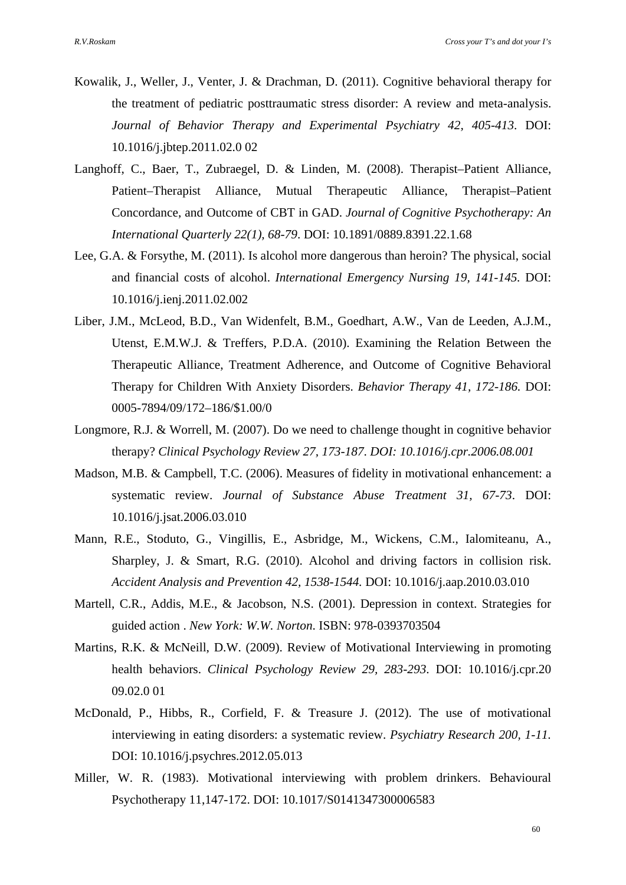Kowalik, J., Weller, J., Venter, J. & Drachman, D. (2011). Cognitive behavioral therapy for the treatment of pediatric posttraumatic stress disorder: A review and meta-analysis. *Journal of Behavior Therapy and Experimental Psychiatry 42, 405-413*. DOI: 10.1016/j.jbtep.2011.02.0 02

Langhoff, C., Baer, T., Zubraegel, D. & Linden, M. (2008). Therapist–Patient Alliance, Patient–Therapist Alliance, Mutual Therapeutic Alliance, Therapist–Patient Concordance, and Outcome of CBT in GAD. *Journal of Cognitive Psychotherapy: An International Quarterly 22(1), 68-79*. DOI: 10.1891/0889.8391.22.1.68

Lee, G.A. & Forsythe, M. (2011). Is alcohol more dangerous than heroin? The physical, social and financial costs of alcohol. *International Emergency Nursing 19, 141-145.* DOI: 10.1016/j.ienj.2011.02.002

Liber, J.M., McLeod, B.D., Van Widenfelt, B.M., Goedhart, A.W., Van de Leeden, A.J.M., Utenst, E.M.W.J. & Treffers, P.D.A. (2010). Examining the Relation Between the Therapeutic Alliance, Treatment Adherence, and Outcome of Cognitive Behavioral Therapy for Children With Anxiety Disorders. *Behavior Therapy 41, 172-186.* DOI: 0005-7894/09/172–186/$1.00/0

Longmore, R.J. & Worrell, M. (2007). Do we need to challenge thought in cognitive behavior therapy? *Clinical Psychology Review 27, 173-187. DOI: 10.1016/j.cpr.2006.08.001*

Madson, M.B. & Campbell, T.C. (2006). Measures of fidelity in motivational enhancement: a systematic review. *Journal of Substance Abuse Treatment 31, 67-73*. DOI: 10.1016/j.jsat.2006.03.010

Mann, R.E., Stoduto, G., Vingillis, E., Asbridge, M., Wickens, C.M., Ialomiteanu, A., Sharpley, J. & Smart, R.G. (2010). Alcohol and driving factors in collision risk. *Accident Analysis and Prevention 42, 1538-1544.* DOI: 10.1016/j.aap.2010.03.010

Martell, C.R., Addis, M.E., & Jacobson, N.S. (2001). Depression in context. Strategies for guided action . *New York: W.W. Norton.* ISBN: 978-0393703504

Martins, R.K. & McNeill, D.W. (2009). Review of Motivational Interviewing in promoting health behaviors. *Clinical Psychology Review 29, 283-293*. DOI: 10.1016/j.cpr.20 09.02.0 01

McDonald, P., Hibbs, R., Corfield, F. & Treasure J. (2012). The use of motivational interviewing in eating disorders: a systematic review. *Psychiatry Research 200, 1-11.* DOI: 10.1016/j.psychres.2012.05.013

Miller, W. R. (1983). Motivational interviewing with problem drinkers. Behavioural Psychotherapy 11,147-172. DOI: 10.1017/S0141347300006583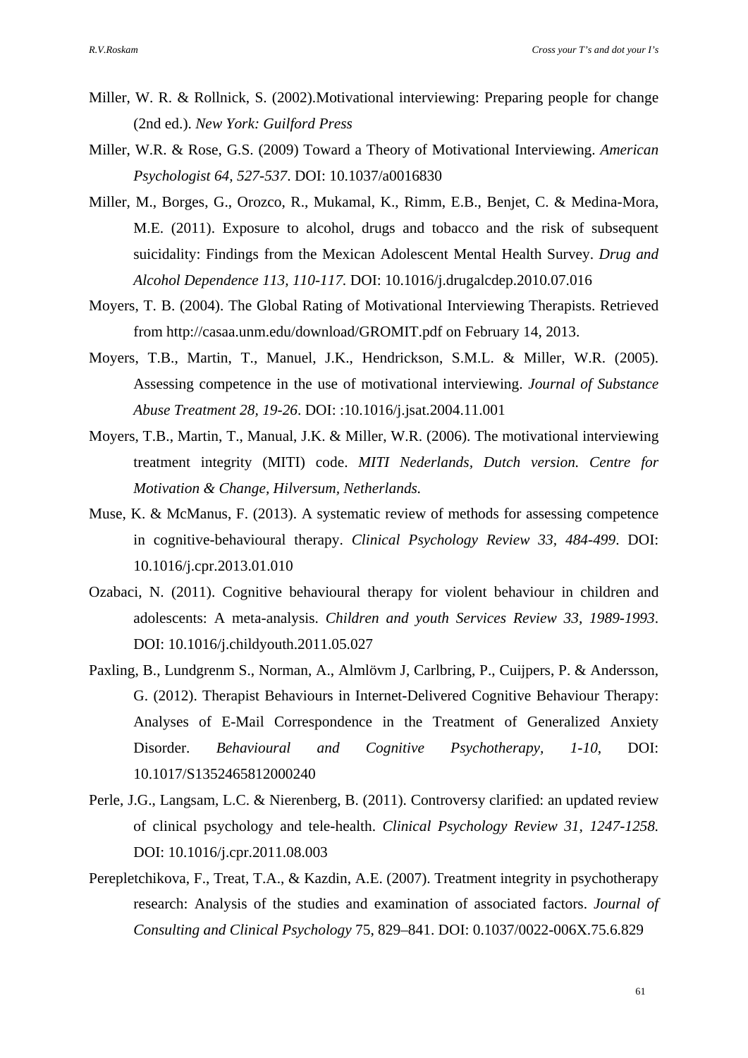Miller, W. R. & Rollnick, S. (2002).Motivational interviewing: Preparing people for change (2nd ed.). *New York: Guilford Press*

Miller, W.R. & Rose, G.S. (2009) Toward a Theory of Motivational Interviewing. *American Psychologist 64, 527-537*. DOI: 10.1037/a0016830

Miller, M., Borges, G., Orozco, R., Mukamal, K., Rimm, E.B., Benjet, C. & Medina-Mora, M.E. (2011). Exposure to alcohol, drugs and tobacco and the risk of subsequent suicidality: Findings from the Mexican Adolescent Mental Health Survey. *Drug and Alcohol Dependence 113, 110-117*. DOI: 10.1016/j.drugalcdep.2010.07.016

Moyers, T. B. (2004). The Global Rating of Motivational Interviewing Therapists. Retrieved from http://casaa.unm.edu/download/GROMIT.pdf on February 14, 2013.

Moyers, T.B., Martin, T., Manuel, J.K., Hendrickson, S.M.L. & Miller, W.R. (2005). Assessing competence in the use of motivational interviewing. *Journal of Substance Abuse Treatment 28, 19-26*. DOI: :10.1016/j.jsat.2004.11.001

Moyers, T.B., Martin, T., Manual, J.K. & Miller, W.R. (2006). The motivational interviewing treatment integrity (MITI) code. *MITI Nederlands, Dutch version. Centre for Motivation & Change, Hilversum, Netherlands.*

Muse, K. & McManus, F. (2013). A systematic review of methods for assessing competence in cognitive-behavioural therapy. *Clinical Psychology Review 33, 484-499*. DOI: 10.1016/j.cpr.2013.01.010

Ozabaci, N. (2011). Cognitive behavioural therapy for violent behaviour in children and adolescents: A meta-analysis. *Children and youth Services Review 33, 1989-1993*. DOI: 10.1016/j.childyouth.2011.05.027

Paxling, B., Lundgrenm S., Norman, A., Almlövm J, Carlbring, P., Cuijpers, P. & Andersson, G. (2012). Therapist Behaviours in Internet-Delivered Cognitive Behaviour Therapy: Analyses of E-Mail Correspondence in the Treatment of Generalized Anxiety Disorder. *Behavioural and Cognitive Psychotherapy, 1-10*, DOI: 10.1017/S1352465812000240

Perle, J.G., Langsam, L.C. & Nierenberg, B. (2011). Controversy clarified: an updated review of clinical psychology and tele-health. *Clinical Psychology Review 31, 1247-1258.* DOI: 10.1016/j.cpr.2011.08.003

Perepletchikova, F., Treat, T.A., & Kazdin, A.E. (2007). Treatment integrity in psychotherapy research: Analysis of the studies and examination of associated factors. *Journal of Consulting and Clinical Psychology* 75, 829–841. DOI: 0.1037/0022-006X.75.6.829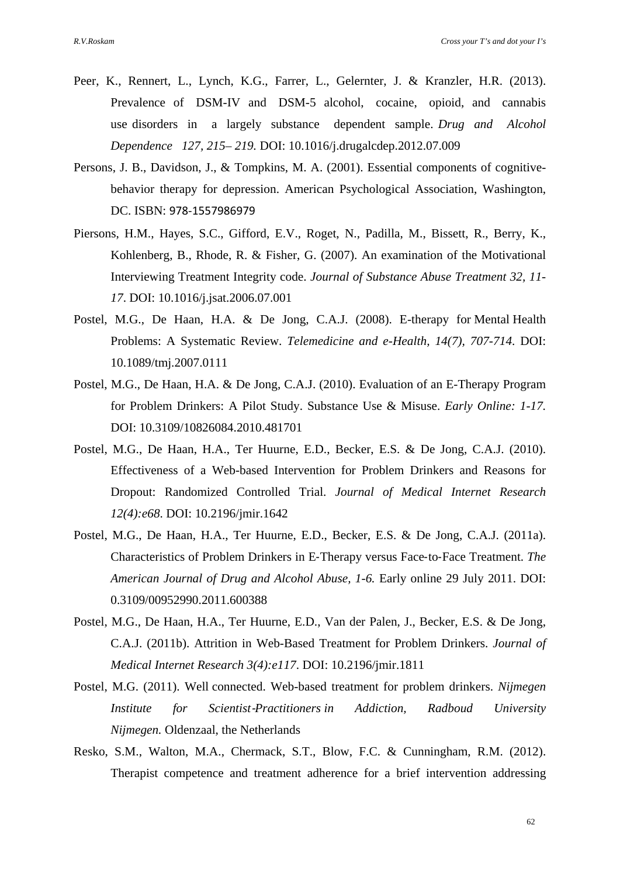Peer, K., Rennert, L., Lynch, K.G., Farrer, L., Gelernter, J. & Kranzler, H.R. (2013). Prevalence of DSM-IV and DSM-5 alcohol, cocaine, opioid, and cannabis use disorders in a largely substance dependent sample. *Drug and Alcohol Dependence 127, 215– 219.* DOI: 10.1016/j.drugalcdep.2012.07.009

Persons, J. B., Davidson, J., & Tompkins, M. A. (2001). Essential components of cognitive-behavior therapy for depression. American Psychological Association, Washington, DC. ISBN: 978-1557986979

Piersons, H.M., Hayes, S.C., Gifford, E.V., Roget, N., Padilla, M., Bissett, R., Berry, K., Kohlenberg, B., Rhode, R. & Fisher, G. (2007). An examination of the Motivational Interviewing Treatment Integrity code. *Journal of Substance Abuse Treatment 32, 11-17*. DOI: 10.1016/j.jsat.2006.07.001

Postel, M.G., De Haan, H.A. & De Jong, C.A.J. (2008). E-therapy for Mental Health Problems: A Systematic Review. *Telemedicine and e-Health, 14(7), 707-714*. DOI: 10.1089/tmj.2007.0111

Postel, M.G., De Haan, H.A. & De Jong, C.A.J. (2010). Evaluation of an E-Therapy Program for Problem Drinkers: A Pilot Study. Substance Use & Misuse. *Early Online: 1-17.* DOI: 10.3109/10826084.2010.481701

Postel, M.G., De Haan, H.A., Ter Huurne, E.D., Becker, E.S. & De Jong, C.A.J. (2010). Effectiveness of a Web-based Intervention for Problem Drinkers and Reasons for Dropout: Randomized Controlled Trial. *Journal of Medical Internet Research 12(4):e68*. DOI: 10.2196/jmir.1642

Postel, M.G., De Haan, H.A., Ter Huurne, E.D., Becker, E.S. & De Jong, C.A.J. (2011a). Characteristics of Problem Drinkers in E-Therapy versus Face-to-Face Treatment. *The American Journal of Drug and Alcohol Abuse, 1-6.* Early online 29 July 2011. DOI: 0.3109/00952990.2011.600388

Postel, M.G., De Haan, H.A., Ter Huurne, E.D., Van der Palen, J., Becker, E.S. & De Jong, C.A.J. (2011b). Attrition in Web-Based Treatment for Problem Drinkers. *Journal of Medical Internet Research 3(4):e117*. DOI: 10.2196/jmir.1811

Postel, M.G. (2011). Well connected. Web-based treatment for problem drinkers. *Nijmegen Institute for Scientist-Practitioners in Addiction, Radboud University Nijmegen.* Oldenzaal, the Netherlands

Resko, S.M., Walton, M.A., Chermack, S.T., Blow, F.C. & Cunningham, R.M. (2012). Therapist competence and treatment adherence for a brief intervention addressing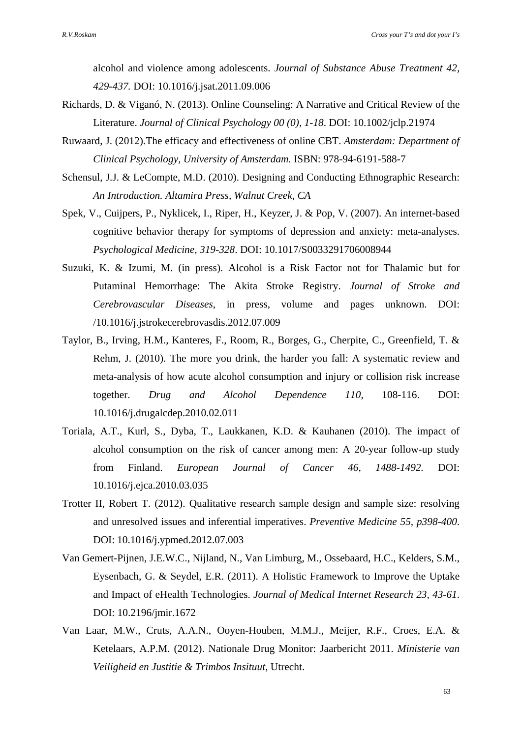alcohol and violence among adolescents. *Journal of Substance Abuse Treatment 42, 429-437*. DOI: 10.1016/j.jsat.2011.09.006

Richards, D. & Viganó, N. (2013). Online Counseling: A Narrative and Critical Review of the Literature. *Journal of Clinical Psychology 00 (0), 1-18*. DOI: 10.1002/jclp.21974

Ruwaard, J. (2012).The efficacy and effectiveness of online CBT. *Amsterdam: Department of Clinical Psychology, University of Amsterdam.* ISBN: 978-94-6191-588-7

Schensul, J.J. & LeCompte, M.D. (2010). Designing and Conducting Ethnographic Research: *An Introduction. Altamira Press, Walnut Creek, CA*

Spek, V., Cuijpers, P., Nyklicek, I., Riper, H., Keyzer, J. & Pop, V. (2007). An internet-based cognitive behavior therapy for symptoms of depression and anxiety: meta-analyses. *Psychological Medicine, 319-328*. DOI: 10.1017/S0033291706008944

Suzuki, K. & Izumi, M. (in press). Alcohol is a Risk Factor not for Thalamic but for Putaminal Hemorrhage: The Akita Stroke Registry. *Journal of Stroke and Cerebrovascular Diseases*, in press, volume and pages unknown. DOI: /10.1016/j.jstrokecerebrovasdis.2012.07.009

Taylor, B., Irving, H.M., Kanteres, F., Room, R., Borges, G., Cherpite, C., Greenfield, T. & Rehm, J. (2010). The more you drink, the harder you fall: A systematic review and meta-analysis of how acute alcohol consumption and injury or collision risk increase together. *Drug and Alcohol Dependence 110*, 108-116. DOI: 10.1016/j.drugalcdep.2010.02.011

Toriala, A.T., Kurl, S., Dyba, T., Laukkanen, K.D. & Kauhanen (2010). The impact of alcohol consumption on the risk of cancer among men: A 20-year follow-up study from Finland. *European Journal of Cancer 46, 1488-1492.* DOI: 10.1016/j.ejca.2010.03.035

Trotter II, Robert T. (2012). Qualitative research sample design and sample size: resolving and unresolved issues and inferential imperatives. *Preventive Medicine 55, p398-400*. DOI: 10.1016/j.ypmed.2012.07.003

Van Gemert-Pijnen, J.E.W.C., Nijland, N., Van Limburg, M., Ossebaard, H.C., Kelders, S.M., Eysenbach, G. & Seydel, E.R. (2011). A Holistic Framework to Improve the Uptake and Impact of eHealth Technologies. *Journal of Medical Internet Research 23, 43-61*. DOI: 10.2196/jmir.1672

Van Laar, M.W., Cruts, A.A.N., Ooyen-Houben, M.M.J., Meijer, R.F., Croes, E.A. & Ketelaars, A.P.M. (2012). Nationale Drug Monitor: Jaarbericht 2011. *Ministerie van Veiligheid en Justitie & Trimbos Insituut,* Utrecht.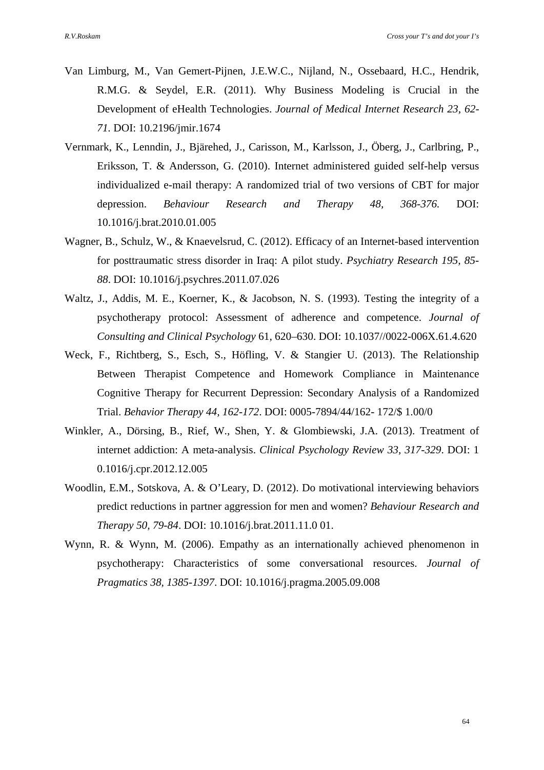Van Limburg, M., Van Gemert-Pijnen, J.E.W.C., Nijland, N., Ossebaard, H.C., Hendrik, R.M.G. & Seydel, E.R. (2011). Why Business Modeling is Crucial in the Development of eHealth Technologies. *Journal of Medical Internet Research 23, 62-71*. DOI: 10.2196/jmir.1674

Vernmark, K., Lenndin, J., Bjärehed, J., Carisson, M., Karlsson, J., Öberg, J., Carlbring, P., Eriksson, T. & Andersson, G. (2010). Internet administered guided self-help versus individualized e-mail therapy: A randomized trial of two versions of CBT for major depression. *Behaviour Research and Therapy 48, 368-376.* DOI: 10.1016/j.brat.2010.01.005

Wagner, B., Schulz, W., & Knaevelsrud, C. (2012). Efficacy of an Internet-based intervention for posttraumatic stress disorder in Iraq: A pilot study. *Psychiatry Research 195, 85-88*. DOI: 10.1016/j.psychres.2011.07.026

Waltz, J., Addis, M. E., Koerner, K., & Jacobson, N. S. (1993). Testing the integrity of a psychotherapy protocol: Assessment of adherence and competence. *Journal of Consulting and Clinical Psychology* 61, 620–630. DOI: 10.1037//0022-006X.61.4.620

Weck, F., Richtberg, S., Esch, S., Höfling, V. & Stangier U. (2013). The Relationship Between Therapist Competence and Homework Compliance in Maintenance Cognitive Therapy for Recurrent Depression: Secondary Analysis of a Randomized Trial. *Behavior Therapy 44, 162-172*. DOI: 0005-7894/44/162- 172/$ 1.00/0

Winkler, A., Dörsing, B., Rief, W., Shen, Y. & Glombiewski, J.A. (2013). Treatment of internet addiction: A meta-analysis. *Clinical Psychology Review 33, 317-329*. DOI: 1 0.1016/j.cpr.2012.12.005

Woodlin, E.M., Sotskova, A. & O'Leary, D. (2012). Do motivational interviewing behaviors predict reductions in partner aggression for men and women? *Behaviour Research and Therapy 50, 79-84*. DOI: 10.1016/j.brat.2011.11.0 01.

Wynn, R. & Wynn, M. (2006). Empathy as an internationally achieved phenomenon in psychotherapy: Characteristics of some conversational resources. *Journal of Pragmatics 38, 1385-1397*. DOI: 10.1016/j.pragma.2005.09.008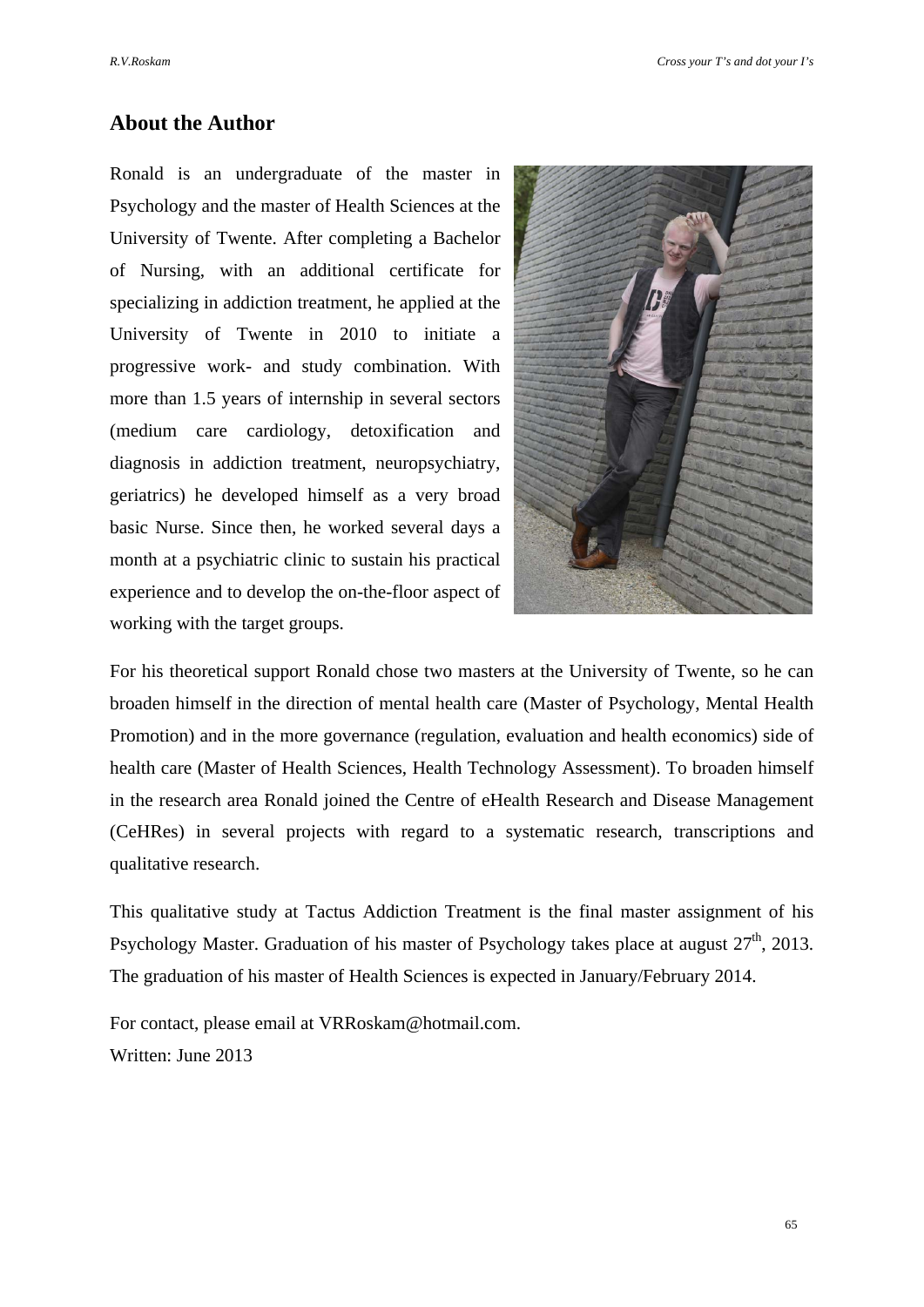## About the Author

Ronald is an undergraduate of the master in Psychology and the master of Health Sciences at the University of Twente. After completing a Bachelor of Nursing, with an additional certificate for specializing in addiction treatment, he applied at the University of Twente in 2010 to initiate a progressive work- and study combination. With more than 1.5 years of internship in several sectors (medium care cardiology, detoxification and diagnosis in addiction treatment, neuropsychiatry, geriatrics) he developed himself as a very broad basic Nurse. Since then, he worked several days a month at a psychiatric clinic to sustain his practical experience and to develop the on-the-floor aspect of working with the target groups.

For his theoretical support Ronald chose two masters at the University of Twente, so he can broaden himself in the direction of mental health care (Master of Psychology, Mental Health Promotion) and in the more governance (regulation, evaluation and health economics) side of health care (Master of Health Sciences, Health Technology Assessment). To broaden himself in the research area Ronald joined the Centre of eHealth Research and Disease Management (CeHRes) in several projects with regard to a systematic research, transcriptions and qualitative research.

This qualitative study at Tactus Addiction Treatment is the final master assignment of his Psychology Master. Graduation of his master of Psychology takes place at august 27th, 2013. The graduation of his master of Health Sciences is expected in January/February 2014.

For contact, please email at VRRoskam@hotmail.com.
Written: June 2013